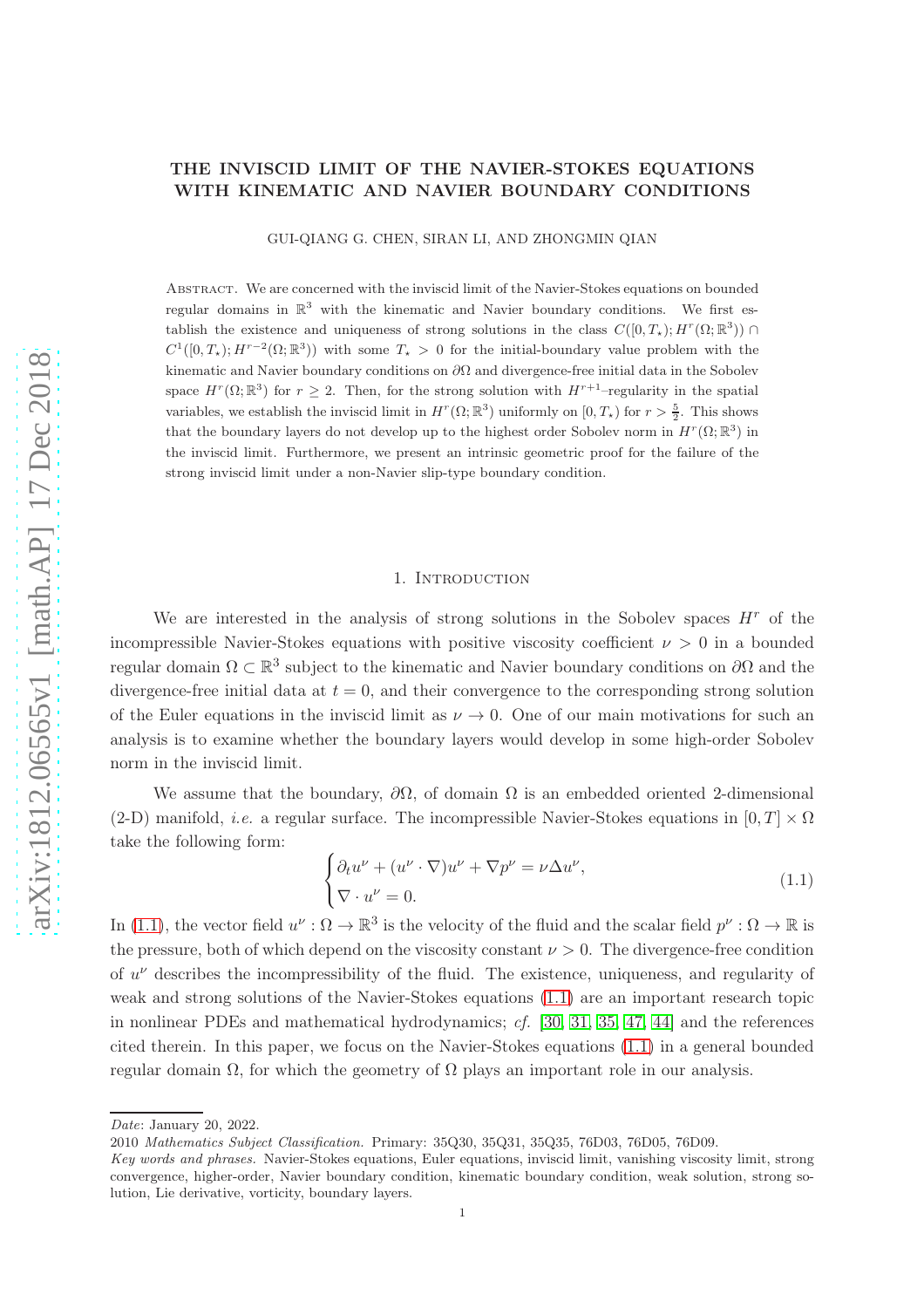# THE INVISCID LIMIT OF THE NAVIER-STOKES EQUATIONS WITH KINEMATIC AND NAVIER BOUNDARY CONDITIONS

GUI-QIANG G. CHEN, SIRAN LI, AND ZHONGMIN QIAN

ABSTRACT. We are concerned with the inviscid limit of the Navier-Stokes equations on bounded regular domains in $\mathbb{R}^3$ with the kinematic and Navier boundary conditions. We first establish the existence and uniqueness of strong solutions in the class $C([0,T_\star);H^r(\Omega;\mathbb{R}^3)) \cap C^1([0,T_\star);H^{r-2}(\Omega;\mathbb{R}^3))$ with some $T_\star > 0$ for the initial-boundary value problem with the kinematic and Navier boundary conditions on $\partial\Omega$ and divergence-free initial data in the Sobolev space $H^r(\Omega;\mathbb{R}^3)$ for $r \geq 2$. Then, for the strong solution with $H^{r+1}$–regularity in the spatial variables, we establish the inviscid limit in $H^r(\Omega;\mathbb{R}^3)$ uniformly on $[0,T_\star)$ for $r > \frac{5}{2}$. This shows that the boundary layers do not develop up to the highest order Sobolev norm in $H^r(\Omega;\mathbb{R}^3)$ in the inviscid limit. Furthermore, we present an intrinsic geometric proof for the failure of the strong inviscid limit under a non-Navier slip-type boundary condition.

## 1. Introduction

We are interested in the analysis of strong solutions in the Sobolev spaces $H^r$ of the incompressible Navier-Stokes equations with positive viscosity coefficient $\nu > 0$ in a bounded regular domain $\Omega \subset \mathbb{R}^3$ subject to the kinematic and Navier boundary conditions on $\partial\Omega$ and the divergence-free initial data at $t = 0$, and their convergence to the corresponding strong solution of the Euler equations in the inviscid limit as $\nu \to 0$. One of our main motivations for such an analysis is to examine whether the boundary layers would develop in some high-order Sobolev norm in the inviscid limit.

We assume that the boundary, $\partial\Omega$, of domain $\Omega$ is an embedded oriented 2-dimensional (2-D) manifold, *i.e.* a regular surface. The incompressible Navier-Stokes equations in $[0,T] \times \Omega$ take the following form:

$$
\begin{cases}
\partial_t u^\nu + (u^\nu \cdot \nabla) u^\nu + \nabla p^\nu = \nu \Delta u^\nu, \\
\nabla \cdot u^\nu = 0.
\end{cases}
\tag{1.1}
$$

In (1.1), the vector field $u^\nu : \Omega \to \mathbb{R}^3$ is the velocity of the fluid and the scalar field $p^\nu : \Omega \to \mathbb{R}$ is the pressure, both of which depend on the viscosity constant $\nu > 0$. The divergence-free condition of $u^\nu$ describes the incompressibility of the fluid. The existence, uniqueness, and regularity of weak and strong solutions of the Navier-Stokes equations (1.1) are an important research topic in nonlinear PDEs and mathematical hydrodynamics; *cf.* [30, 31, 35, 47, 44] and the references cited therein. In this paper, we focus on the Navier-Stokes equations (1.1) in a general bounded regular domain $\Omega$, for which the geometry of $\Omega$ plays an important role in our analysis.

---

*Date*: January 20, 2022.

2010 *Mathematics Subject Classification.* Primary: 35Q30, 35Q31, 35Q35, 76D03, 76D05, 76D09.

*Key words and phrases.* Navier-Stokes equations, Euler equations, inviscid limit, vanishing viscosity limit, strong convergence, higher-order, Navier boundary condition, kinematic boundary condition, weak solution, strong solution, Lie derivative, vorticity, boundary layers.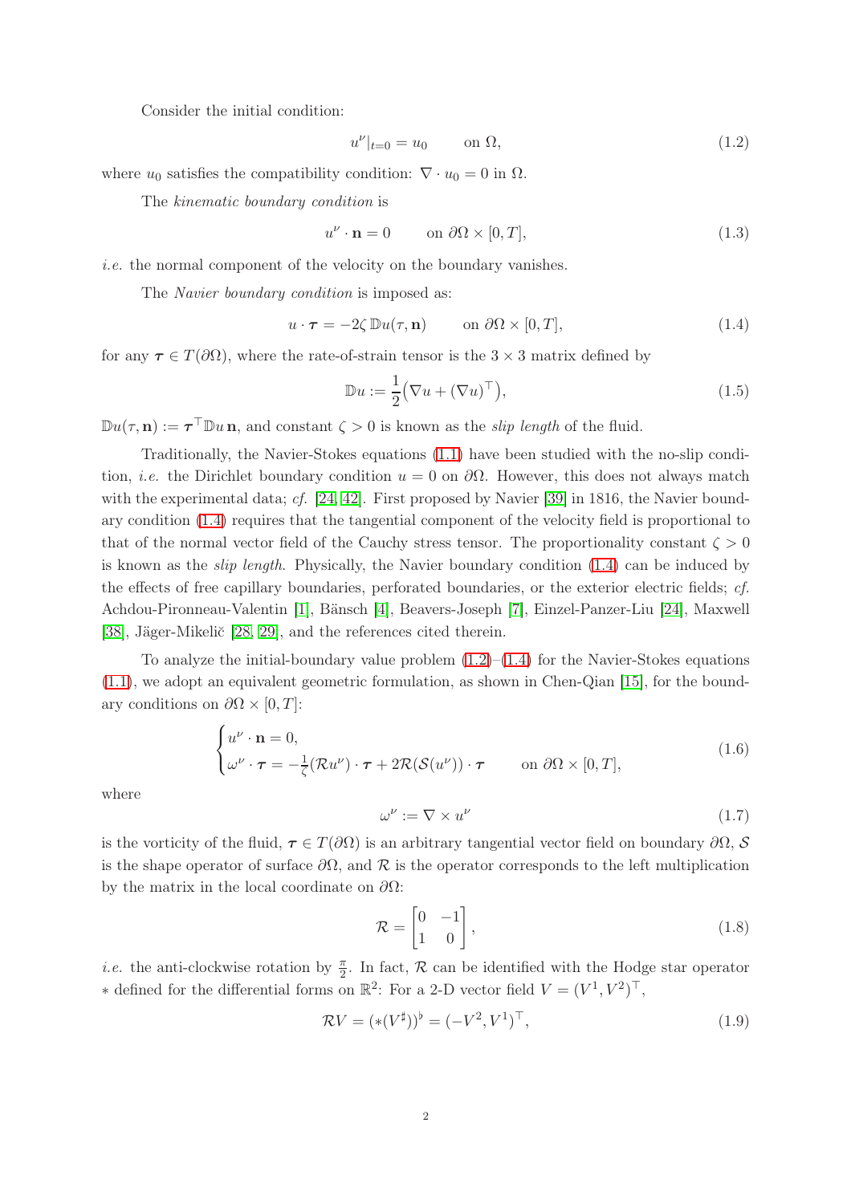Consider the initial condition:

$$u^\nu|_{t=0} = u_0 \qquad \text{on } \Omega, \tag{1.2}$$

where $u_0$ satisfies the compatibility condition: $\nabla \cdot u_0 = 0$ in $\Omega$.

The *kinematic boundary condition* is

$$u^\nu \cdot \mathbf{n} = 0 \qquad \text{on } \partial\Omega \times [0,T], \tag{1.3}$$

*i.e.* the normal component of the velocity on the boundary vanishes.

The *Navier boundary condition* is imposed as:

$$u \cdot \boldsymbol{\tau} = -2\zeta\, \mathbb{D}u(\tau, \mathbf{n}) \qquad \text{on } \partial\Omega \times [0,T], \tag{1.4}$$

for any $\boldsymbol{\tau} \in T(\partial\Omega)$, where the rate-of-strain tensor is the $3 \times 3$ matrix defined by

$$\mathbb{D}u := \frac{1}{2}\big(\nabla u + (\nabla u)^\top\big), \tag{1.5}$$

$\mathbb{D}u(\tau, \mathbf{n}) := \boldsymbol{\tau}^\top \mathbb{D}u\, \mathbf{n}$, and constant $\zeta > 0$ is known as the *slip length* of the fluid.

Traditionally, the Navier-Stokes equations (1.1) have been studied with the no-slip condition, *i.e.* the Dirichlet boundary condition $u = 0$ on $\partial\Omega$. However, this does not always match with the experimental data; *cf.* [24, 42]. First proposed by Navier [39] in 1816, the Navier boundary condition (1.4) requires that the tangential component of the velocity field is proportional to that of the normal vector field of the Cauchy stress tensor. The proportionality constant $\zeta > 0$ is known as the *slip length*. Physically, the Navier boundary condition (1.4) can be induced by the effects of free capillary boundaries, perforated boundaries, or the exterior electric fields; *cf.* Achdou-Pironneau-Valentin [1], Bänsch [4], Beavers-Joseph [7], Einzel-Panzer-Liu [24], Maxwell [38], Jäger-Mikelič [28, 29], and the references cited therein.

To analyze the initial-boundary value problem (1.2)–(1.4) for the Navier-Stokes equations (1.1), we adopt an equivalent geometric formulation, as shown in Chen-Qian [15], for the boundary conditions on $\partial\Omega \times [0,T]$:

$$\begin{cases} u^\nu \cdot \mathbf{n} = 0, \\ \omega^\nu \cdot \boldsymbol{\tau} = -\frac{1}{\zeta}(\mathcal{R}u^\nu) \cdot \boldsymbol{\tau} + 2\mathcal{R}(\mathcal{S}(u^\nu)) \cdot \boldsymbol{\tau} \qquad \text{on } \partial\Omega \times [0,T], \end{cases} \tag{1.6}$$

where

$$\omega^\nu := \nabla \times u^\nu \tag{1.7}$$

is the vorticity of the fluid, $\boldsymbol{\tau} \in T(\partial\Omega)$ is an arbitrary tangential vector field on boundary $\partial\Omega$, $\mathcal{S}$ is the shape operator of surface $\partial\Omega$, and $\mathcal{R}$ is the operator corresponds to the left multiplication by the matrix in the local coordinate on $\partial\Omega$:

$$\mathcal{R} = \begin{bmatrix} 0 & -1 \\ 1 & 0 \end{bmatrix}, \tag{1.8}$$

*i.e.* the anti-clockwise rotation by $\frac{\pi}{2}$. In fact, $\mathcal{R}$ can be identified with the Hodge star operator $*$ defined for the differential forms on $\mathbb{R}^2$: For a 2-D vector field $V = (V^1, V^2)^\top$,

$$\mathcal{R}V = (*(V^\sharp))^\flat = (-V^2, V^1)^\top, \tag{1.9}$$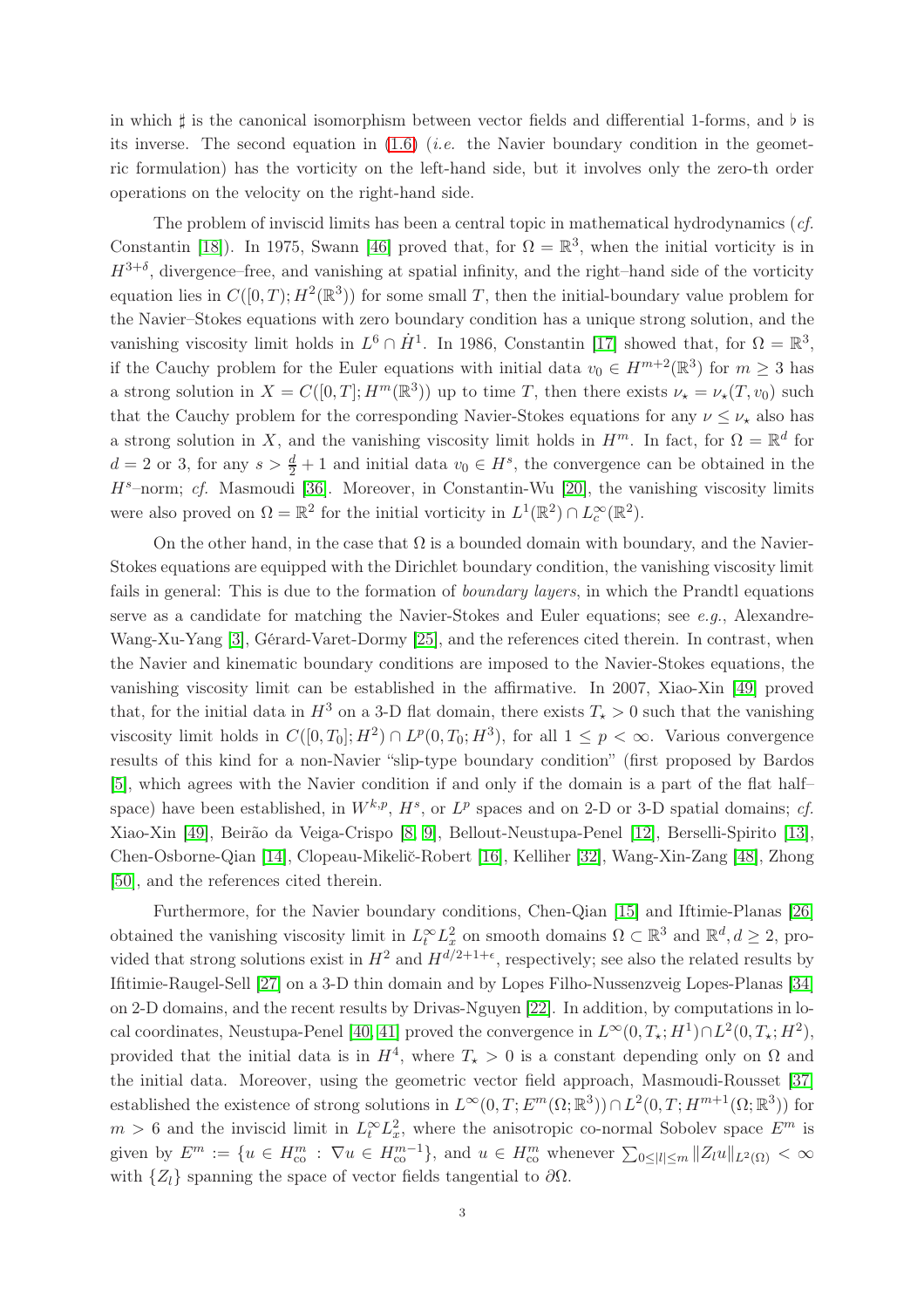in which $\sharp$ is the canonical isomorphism between vector fields and differential 1-forms, and $\flat$ is its inverse. The second equation in (1.6) (*i.e.* the Navier boundary condition in the geometric formulation) has the vorticity on the left-hand side, but it involves only the zero-th order operations on the velocity on the right-hand side.

The problem of inviscid limits has been a central topic in mathematical hydrodynamics (*cf.* Constantin [18]). In 1975, Swann [46] proved that, for $\Omega = \mathbb{R}^3$, when the initial vorticity is in $H^{3+\delta}$, divergence–free, and vanishing at spatial infinity, and the right–hand side of the vorticity equation lies in $C([0,T);H^2(\mathbb{R}^3))$ for some small $T$, then the initial-boundary value problem for the Navier–Stokes equations with zero boundary condition has a unique strong solution, and the vanishing viscosity limit holds in $L^6 \cap \dot{H}^1$. In 1986, Constantin [17] showed that, for $\Omega = \mathbb{R}^3$, if the Cauchy problem for the Euler equations with initial data $v_0 \in H^{m+2}(\mathbb{R}^3)$ for $m \geq 3$ has a strong solution in $X = C([0,T];H^m(\mathbb{R}^3))$ up to time $T$, then there exists $\nu_\star = \nu_\star(T, v_0)$ such that the Cauchy problem for the corresponding Navier-Stokes equations for any $\nu \leq \nu_\star$ also has a strong solution in $X$, and the vanishing viscosity limit holds in $H^m$. In fact, for $\Omega = \mathbb{R}^d$ for $d = 2$ or 3, for any $s > \frac{d}{2} + 1$ and initial data $v_0 \in H^s$, the convergence can be obtained in the $H^s$–norm; *cf.* Masmoudi [36]. Moreover, in Constantin-Wu [20], the vanishing viscosity limits were also proved on $\Omega = \mathbb{R}^2$ for the initial vorticity in $L^1(\mathbb{R}^2) \cap L^\infty_c(\mathbb{R}^2)$.

On the other hand, in the case that $\Omega$ is a bounded domain with boundary, and the Navier-Stokes equations are equipped with the Dirichlet boundary condition, the vanishing viscosity limit fails in general: This is due to the formation of *boundary layers*, in which the Prandtl equations serve as a candidate for matching the Navier-Stokes and Euler equations; see *e.g.*, Alexandre-Wang-Xu-Yang [3], Gérard-Varet-Dormy [25], and the references cited therein. In contrast, when the Navier and kinematic boundary conditions are imposed to the Navier-Stokes equations, the vanishing viscosity limit can be established in the affirmative. In 2007, Xiao-Xin [49] proved that, for the initial data in $H^3$ on a 3-D flat domain, there exists $T_\star > 0$ such that the vanishing viscosity limit holds in $C([0,T_0];H^2) \cap L^p(0,T_0;H^3)$, for all $1 \leq p < \infty$. Various convergence results of this kind for a non-Navier "slip-type boundary condition" (first proposed by Bardos [5], which agrees with the Navier condition if and only if the domain is a part of the flat half–space) have been established, in $W^{k,p}$, $H^s$, or $L^p$ spaces and on 2-D or 3-D spatial domains; *cf.* Xiao-Xin [49], Beirão da Veiga-Crispo [8, 9], Bellout-Neustupa-Penel [12], Berselli-Spirito [13], Chen-Osborne-Qian [14], Clopeau-Mikelič-Robert [16], Kelliher [32], Wang-Xin-Zang [48], Zhong [50], and the references cited therein.

Furthermore, for the Navier boundary conditions, Chen-Qian [15] and Iftimie-Planas [26] obtained the vanishing viscosity limit in $L^\infty_t L^2_x$ on smooth domains $\Omega \subset \mathbb{R}^3$ and $\mathbb{R}^d, d \geq 2$, provided that strong solutions exist in $H^2$ and $H^{d/2+1+\epsilon}$, respectively; see also the related results by Ifitimie-Raugel-Sell [27] on a 3-D thin domain and by Lopes Filho-Nussenzveig Lopes-Planas [34] on 2-D domains, and the recent results by Drivas-Nguyen [22]. In addition, by computations in local coordinates, Neustupa-Penel [40, 41] proved the convergence in $L^\infty(0,T_\star;H^1) \cap L^2(0,T_\star;H^2)$, provided that the initial data is in $H^4$, where $T_\star > 0$ is a constant depending only on $\Omega$ and the initial data. Moreover, using the geometric vector field approach, Masmoudi-Rousset [37] established the existence of strong solutions in $L^\infty(0,T;E^m(\Omega;\mathbb{R}^3)) \cap L^2(0,T;H^{m+1}(\Omega;\mathbb{R}^3))$ for $m > 6$ and the inviscid limit in $L^\infty_t L^2_x$, where the anisotropic co-normal Sobolev space $E^m$ is given by $E^m := \{u \in H^m_{\rm co} : \nabla u \in H^{m-1}_{\rm co}\}$, and $u \in H^m_{\rm co}$ whenever $\sum_{0 \leq |l| \leq m} \|Z_l u\|_{L^2(\Omega)} < \infty$ with $\{Z_l\}$ spanning the space of vector fields tangential to $\partial\Omega$.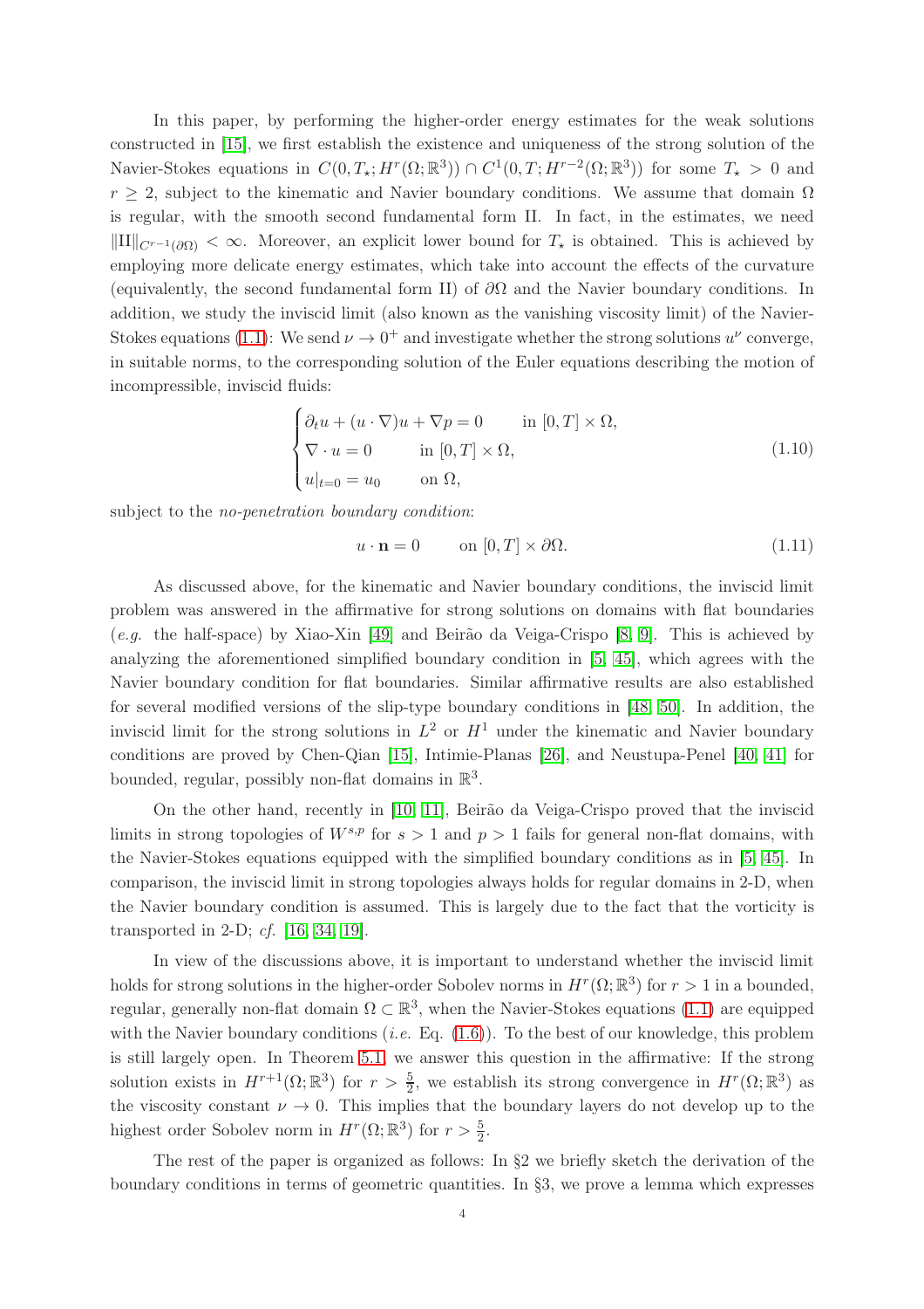In this paper, by performing the higher-order energy estimates for the weak solutions constructed in [15], we first establish the existence and uniqueness of the strong solution of the Navier-Stokes equations in $C(0, T_\star; H^r(\Omega;\mathbb{R}^3)) \cap C^1(0,T;H^{r-2}(\Omega;\mathbb{R}^3))$ for some $T_\star > 0$ and $r \geq 2$, subject to the kinematic and Navier boundary conditions. We assume that domain $\Omega$ is regular, with the smooth second fundamental form II. In fact, in the estimates, we need $\|\mathrm{II}\|_{C^{r-1}(\partial\Omega)} < \infty$. Moreover, an explicit lower bound for $T_\star$ is obtained. This is achieved by employing more delicate energy estimates, which take into account the effects of the curvature (equivalently, the second fundamental form II) of $\partial\Omega$ and the Navier boundary conditions. In addition, we study the inviscid limit (also known as the vanishing viscosity limit) of the Navier-Stokes equations (1.1): We send $\nu \to 0^+$ and investigate whether the strong solutions $u^\nu$ converge, in suitable norms, to the corresponding solution of the Euler equations describing the motion of incompressible, inviscid fluids:

$$
\begin{cases}
\partial_t u + (u\cdot\nabla)u + \nabla p = 0 \qquad \text{in } [0,T]\times\Omega,\\
\nabla\cdot u = 0 \qquad \text{in } [0,T]\times\Omega,\\
u|_{t=0} = u_0 \qquad \text{on } \Omega,
\end{cases}
\tag{1.10}
$$

subject to the *no-penetration boundary condition*:

$$
u\cdot\mathbf{n} = 0 \qquad \text{on } [0,T]\times\partial\Omega. \tag{1.11}
$$

As discussed above, for the kinematic and Navier boundary conditions, the inviscid limit problem was answered in the affirmative for strong solutions on domains with flat boundaries (*e.g.* the half-space) by Xiao-Xin [49] and Beirão da Veiga-Crispo [8, 9]. This is achieved by analyzing the aforementioned simplified boundary condition in [5, 45], which agrees with the Navier boundary condition for flat boundaries. Similar affirmative results are also established for several modified versions of the slip-type boundary conditions in [48, 50]. In addition, the inviscid limit for the strong solutions in $L^2$ or $H^1$ under the kinematic and Navier boundary conditions are proved by Chen-Qian [15], Intimie-Planas [26], and Neustupa-Penel [40, 41] for bounded, regular, possibly non-flat domains in $\mathbb{R}^3$.

On the other hand, recently in [10, 11], Beirão da Veiga-Crispo proved that the inviscid limits in strong topologies of $W^{s,p}$ for $s > 1$ and $p > 1$ fails for general non-flat domains, with the Navier-Stokes equations equipped with the simplified boundary conditions as in [5, 45]. In comparison, the inviscid limit in strong topologies always holds for regular domains in 2-D, when the Navier boundary condition is assumed. This is largely due to the fact that the vorticity is transported in 2-D; *cf.* [16, 34, 19].

In view of the discussions above, it is important to understand whether the inviscid limit holds for strong solutions in the higher-order Sobolev norms in $H^r(\Omega;\mathbb{R}^3)$ for $r > 1$ in a bounded, regular, generally non-flat domain $\Omega \subset \mathbb{R}^3$, when the Navier-Stokes equations (1.1) are equipped with the Navier boundary conditions (*i.e.* Eq. (1.6)). To the best of our knowledge, this problem is still largely open. In Theorem 5.1, we answer this question in the affirmative: If the strong solution exists in $H^{r+1}(\Omega;\mathbb{R}^3)$ for $r > \frac{5}{2}$, we establish its strong convergence in $H^r(\Omega;\mathbb{R}^3)$ as the viscosity constant $\nu \to 0$. This implies that the boundary layers do not develop up to the highest order Sobolev norm in $H^r(\Omega;\mathbb{R}^3)$ for $r > \frac{5}{2}$.

The rest of the paper is organized as follows: In §2 we briefly sketch the derivation of the boundary conditions in terms of geometric quantities. In §3, we prove a lemma which expresses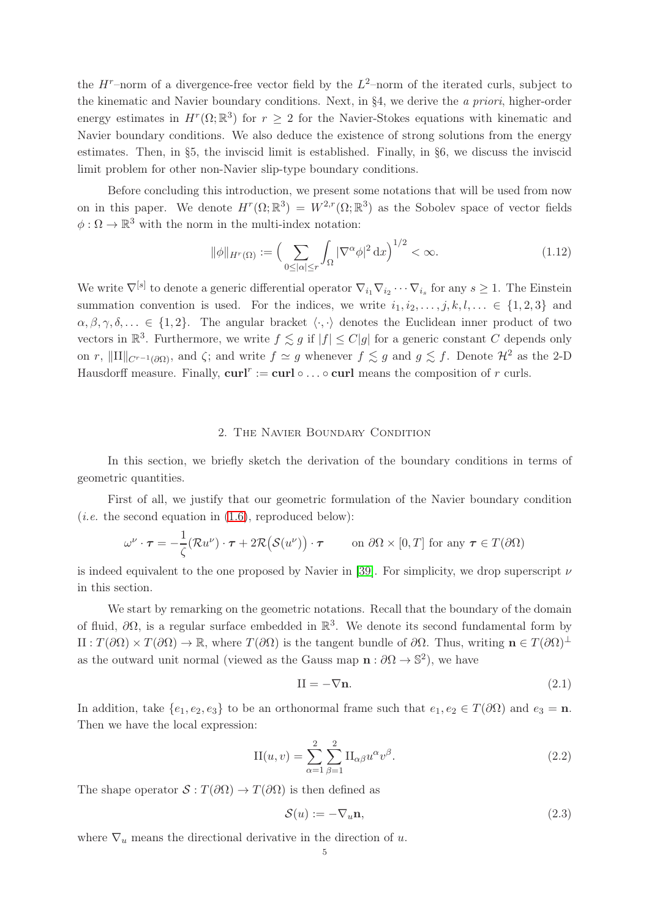the $H^r$–norm of a divergence-free vector field by the $L^2$–norm of the iterated curls, subject to the kinematic and Navier boundary conditions. Next, in §4, we derive the *a priori*, higher-order energy estimates in $H^r(\Omega;\mathbb{R}^3)$ for $r \geq 2$ for the Navier-Stokes equations with kinematic and Navier boundary conditions. We also deduce the existence of strong solutions from the energy estimates. Then, in §5, the inviscid limit is established. Finally, in §6, we discuss the inviscid limit problem for other non-Navier slip-type boundary conditions.

Before concluding this introduction, we present some notations that will be used from now on in this paper. We denote $H^r(\Omega;\mathbb{R}^3) = W^{2,r}(\Omega;\mathbb{R}^3)$ as the Sobolev space of vector fields $\phi : \Omega \to \mathbb{R}^3$ with the norm in the multi-index notation:

$$\|\phi\|_{H^r(\Omega)} := \Big( \sum_{0 \leq |\alpha| \leq r} \int_\Omega |\nabla^\alpha \phi|^2 \,\mathrm{d}x \Big)^{1/2} < \infty. \tag{1.12}$$

We write $\nabla^{[s]}$ to denote a generic differential operator $\nabla_{i_1}\nabla_{i_2}\cdots\nabla_{i_s}$ for any $s \geq 1$. The Einstein summation convention is used. For the indices, we write $i_1, i_2, \ldots, j, k, l, \ldots \in \{1,2,3\}$ and $\alpha, \beta, \gamma, \delta, \ldots \in \{1,2\}$. The angular bracket $\langle \cdot, \cdot \rangle$ denotes the Euclidean inner product of two vectors in $\mathbb{R}^3$. Furthermore, we write $f \lesssim g$ if $|f| \leq C|g|$ for a generic constant $C$ depends only on $r$, $\|\mathrm{II}\|_{C^{r-1}(\partial\Omega)}$, and $\zeta$; and write $f \simeq g$ whenever $f \lesssim g$ and $g \lesssim f$. Denote $\mathcal{H}^2$ as the 2-D Hausdorff measure. Finally, $\mathbf{curl}^r := \mathbf{curl} \circ \ldots \circ \mathbf{curl}$ means the composition of $r$ curls.

## 2. The Navier Boundary Condition

In this section, we briefly sketch the derivation of the boundary conditions in terms of geometric quantities.

First of all, we justify that our geometric formulation of the Navier boundary condition (*i.e.* the second equation in (1.6), reproduced below):

$$\omega^\nu \cdot \boldsymbol{\tau} = -\frac{1}{\zeta}(\mathcal{R}u^\nu) \cdot \boldsymbol{\tau} + 2\mathcal{R}\big(\mathcal{S}(u^\nu)\big) \cdot \boldsymbol{\tau} \qquad \text{on } \partial\Omega \times [0,T] \text{ for any } \boldsymbol{\tau} \in T(\partial\Omega)$$

is indeed equivalent to the one proposed by Navier in [39]. For simplicity, we drop superscript $\nu$ in this section.

We start by remarking on the geometric notations. Recall that the boundary of the domain of fluid, $\partial\Omega$, is a regular surface embedded in $\mathbb{R}^3$. We denote its second fundamental form by $\mathrm{II} : T(\partial\Omega) \times T(\partial\Omega) \to \mathbb{R}$, where $T(\partial\Omega)$ is the tangent bundle of $\partial\Omega$. Thus, writing $\mathbf{n} \in T(\partial\Omega)^\perp$ as the outward unit normal (viewed as the Gauss map $\mathbf{n} : \partial\Omega \to \mathbb{S}^2$), we have

$$\mathrm{II} = -\nabla \mathbf{n}. \tag{2.1}$$

In addition, take $\{e_1, e_2, e_3\}$ to be an orthonormal frame such that $e_1, e_2 \in T(\partial\Omega)$ and $e_3 = \mathbf{n}$. Then we have the local expression:

$$\mathrm{II}(u,v) = \sum_{\alpha=1}^{2}\sum_{\beta=1}^{2} \mathrm{II}_{\alpha\beta} u^\alpha v^\beta. \tag{2.2}$$

The shape operator $\mathcal{S} : T(\partial\Omega) \to T(\partial\Omega)$ is then defined as

$$\mathcal{S}(u) := -\nabla_u \mathbf{n}, \tag{2.3}$$

where $\nabla_u$ means the directional derivative in the direction of $u$.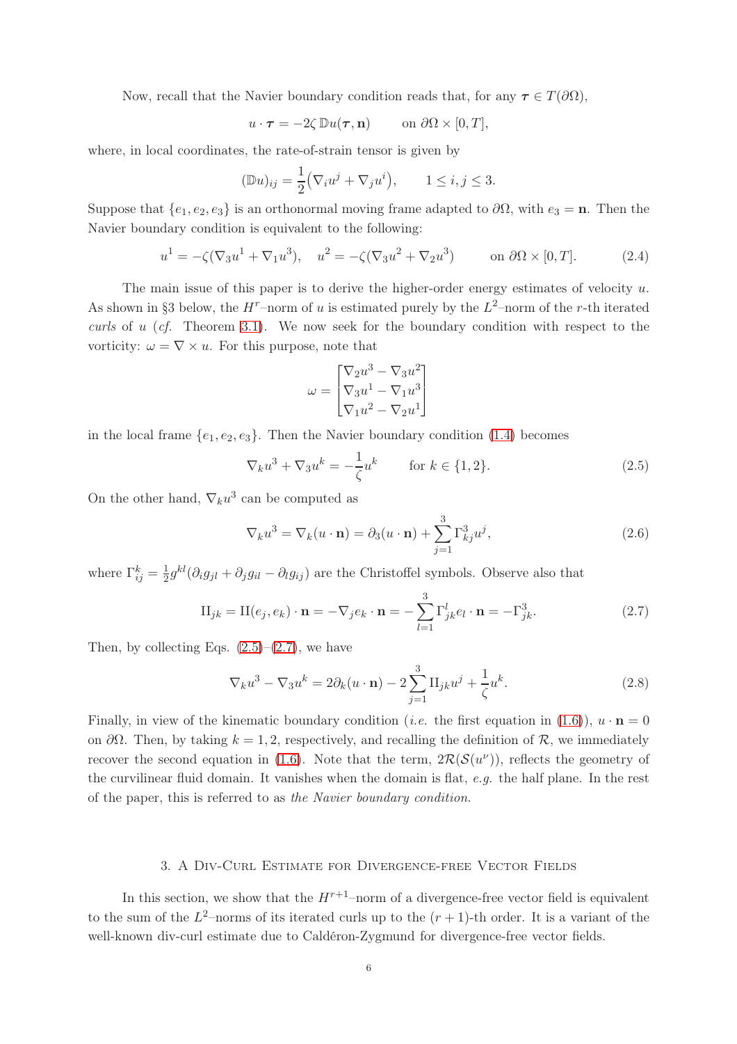Now, recall that the Navier boundary condition reads that, for any $\boldsymbol{\tau} \in T(\partial\Omega)$,

$$u \cdot \boldsymbol{\tau} = -2\zeta \, \mathbb{D}u(\boldsymbol{\tau}, \mathbf{n}) \qquad \text{on } \partial\Omega \times [0, T],$$

where, in local coordinates, the rate-of-strain tensor is given by

$$(\mathbb{D}u)_{ij} = \frac{1}{2}\big(\nabla_i u^j + \nabla_j u^i\big), \qquad 1 \leq i, j \leq 3.$$

Suppose that $\{e_1, e_2, e_3\}$ is an orthonormal moving frame adapted to $\partial\Omega$, with $e_3 = \mathbf{n}$. Then the Navier boundary condition is equivalent to the following:

$$u^1 = -\zeta(\nabla_3 u^1 + \nabla_1 u^3), \quad u^2 = -\zeta(\nabla_3 u^2 + \nabla_2 u^3) \qquad \text{on } \partial\Omega \times [0, T]. \tag{2.4}$$

The main issue of this paper is to derive the higher-order energy estimates of velocity $u$. As shown in §3 below, the $H^r$–norm of $u$ is estimated purely by the $L^2$–norm of the $r$-th iterated *curls* of $u$ (*cf.* Theorem 3.1). We now seek for the boundary condition with respect to the vorticity: $\omega = \nabla \times u$. For this purpose, note that

$$\omega = \begin{bmatrix} \nabla_2 u^3 - \nabla_3 u^2 \\ \nabla_3 u^1 - \nabla_1 u^3 \\ \nabla_1 u^2 - \nabla_2 u^1 \end{bmatrix}$$

in the local frame $\{e_1, e_2, e_3\}$. Then the Navier boundary condition (1.4) becomes

$$\nabla_k u^3 + \nabla_3 u^k = -\frac{1}{\zeta} u^k \qquad \text{for } k \in \{1, 2\}. \tag{2.5}$$

On the other hand, $\nabla_k u^3$ can be computed as

$$\nabla_k u^3 = \nabla_k (u \cdot \mathbf{n}) = \partial_3 (u \cdot \mathbf{n}) + \sum_{j=1}^{3} \Gamma^3_{kj} u^j, \tag{2.6}$$

where $\Gamma^k_{ij} = \frac{1}{2} g^{kl}(\partial_i g_{jl} + \partial_j g_{il} - \partial_l g_{ij})$ are the Christoffel symbols. Observe also that

$$\mathrm{II}_{jk} = \mathrm{II}(e_j, e_k) \cdot \mathbf{n} = -\nabla_j e_k \cdot \mathbf{n} = -\sum_{l=1}^{3} \Gamma^l_{jk} e_l \cdot \mathbf{n} = -\Gamma^3_{jk}. \tag{2.7}$$

Then, by collecting Eqs. (2.5)–(2.7), we have

$$\nabla_k u^3 - \nabla_3 u^k = 2\partial_k (u \cdot \mathbf{n}) - 2\sum_{j=1}^{3} \mathrm{II}_{jk} u^j + \frac{1}{\zeta} u^k. \tag{2.8}$$

Finally, in view of the kinematic boundary condition (*i.e.* the first equation in (1.6)), $u \cdot \mathbf{n} = 0$ on $\partial\Omega$. Then, by taking $k = 1, 2$, respectively, and recalling the definition of $\mathcal{R}$, we immediately recover the second equation in (1.6). Note that the term, $2\mathcal{R}(\mathcal{S}(u^\nu))$, reflects the geometry of the curvilinear fluid domain. It vanishes when the domain is flat, *e.g.* the half plane. In the rest of the paper, this is referred to as *the Navier boundary condition*.

## 3. A Div-Curl Estimate for Divergence-free Vector Fields

In this section, we show that the $H^{r+1}$–norm of a divergence-free vector field is equivalent to the sum of the $L^2$–norms of its iterated curls up to the $(r+1)$-th order. It is a variant of the well-known div-curl estimate due to Caldéron-Zygmund for divergence-free vector fields.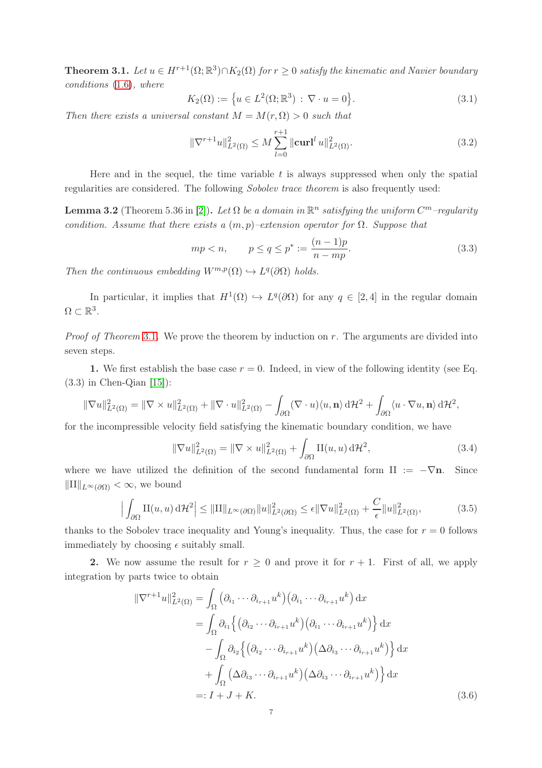**Theorem 3.1.** *Let $u \in H^{r+1}(\Omega;\mathbb{R}^3) \cap K_2(\Omega)$ for $r \geq 0$ satisfy the kinematic and Navier boundary conditions* (1.6)*, where*

$$K_2(\Omega) := \left\{ u \in L^2(\Omega;\mathbb{R}^3) \,:\, \nabla \cdot u = 0 \right\}. \tag{3.1}$$

*Then there exists a universal constant $M = M(r,\Omega) > 0$ such that*

$$\|\nabla^{r+1} u\|^2_{L^2(\Omega)} \leq M \sum_{l=0}^{r+1} \|\mathbf{curl}^l\, u\|^2_{L^2(\Omega)}. \tag{3.2}$$

Here and in the sequel, the time variable $t$ is always suppressed when only the spatial regularities are considered. The following *Sobolev trace theorem* is also frequently used:

**Lemma 3.2** (Theorem 5.36 in [2])**.** *Let $\Omega$ be a domain in $\mathbb{R}^n$ satisfying the uniform $C^m$–regularity condition. Assume that there exists a $(m,p)$–extension operator for $\Omega$. Suppose that*

$$mp < n, \qquad p \leq q \leq p^* := \frac{(n-1)p}{n-mp}. \tag{3.3}$$

*Then the continuous embedding $W^{m,p}(\Omega) \hookrightarrow L^q(\partial\Omega)$ holds.*

In particular, it implies that $H^1(\Omega) \hookrightarrow L^q(\partial\Omega)$ for any $q \in [2,4]$ in the regular domain $\Omega \subset \mathbb{R}^3$.

*Proof of Theorem* 3.1. We prove the theorem by induction on $r$. The arguments are divided into seven steps.

**1.** We first establish the base case $r = 0$. Indeed, in view of the following identity (see Eq. (3.3) in Chen-Qian [15]):

$$\|\nabla u\|^2_{L^2(\Omega)} = \|\nabla \times u\|^2_{L^2(\Omega)} + \|\nabla \cdot u\|^2_{L^2(\Omega)} - \int_{\partial\Omega} (\nabla \cdot u)\langle u, \mathbf{n}\rangle \,\mathrm{d}\mathcal{H}^2 + \int_{\partial\Omega} \langle u \cdot \nabla u, \mathbf{n}\rangle \,\mathrm{d}\mathcal{H}^2,$$

for the incompressible velocity field satisfying the kinematic boundary condition, we have

$$\|\nabla u\|^2_{L^2(\Omega)} = \|\nabla \times u\|^2_{L^2(\Omega)} + \int_{\partial\Omega} \mathrm{II}(u,u) \,\mathrm{d}\mathcal{H}^2, \tag{3.4}$$

where we have utilized the definition of the second fundamental form $\mathrm{II} := -\nabla\mathbf{n}$. Since $\|\mathrm{II}\|_{L^\infty(\partial\Omega)} < \infty$, we bound

$$\Big| \int_{\partial\Omega} \mathrm{II}(u,u)\,\mathrm{d}\mathcal{H}^2 \Big| \leq \|\mathrm{II}\|_{L^\infty(\partial\Omega)} \|u\|^2_{L^2(\partial\Omega)} \leq \epsilon \|\nabla u\|^2_{L^2(\Omega)} + \frac{C}{\epsilon}\|u\|^2_{L^2(\Omega)}, \tag{3.5}$$

thanks to the Sobolev trace inequality and Young's inequality. Thus, the case for $r = 0$ follows immediately by choosing $\epsilon$ suitably small.

**2.** We now assume the result for $r \geq 0$ and prove it for $r+1$. First of all, we apply integration by parts twice to obtain

$$\begin{aligned}
\|\nabla^{r+1} u\|^2_{L^2(\Omega)} &= \int_\Omega \big(\partial_{i_1} \cdots \partial_{i_{r+1}} u^k\big)\big(\partial_{i_1} \cdots \partial_{i_{r+1}} u^k\big)\,\mathrm{d}x \\
&= \int_\Omega \partial_{i_1} \Big\{ \big(\partial_{i_2} \cdots \partial_{i_{r+1}} u^k\big)\big(\partial_{i_1} \cdots \partial_{i_{r+1}} u^k\big) \Big\}\,\mathrm{d}x \\
&\quad - \int_\Omega \partial_{i_2} \Big\{ \big(\partial_{i_2} \cdots \partial_{i_{r+1}} u^k\big)\big(\Delta\partial_{i_3} \cdots \partial_{i_{r+1}} u^k\big) \Big\}\,\mathrm{d}x \\
&\quad + \int_\Omega \big(\Delta\partial_{i_3} \cdots \partial_{i_{r+1}} u^k\big)\big(\Delta\partial_{i_3} \cdots \partial_{i_{r+1}} u^k\big)\,\mathrm{d}x \\
&=: I + J + K.
\end{aligned} \tag{3.6}$$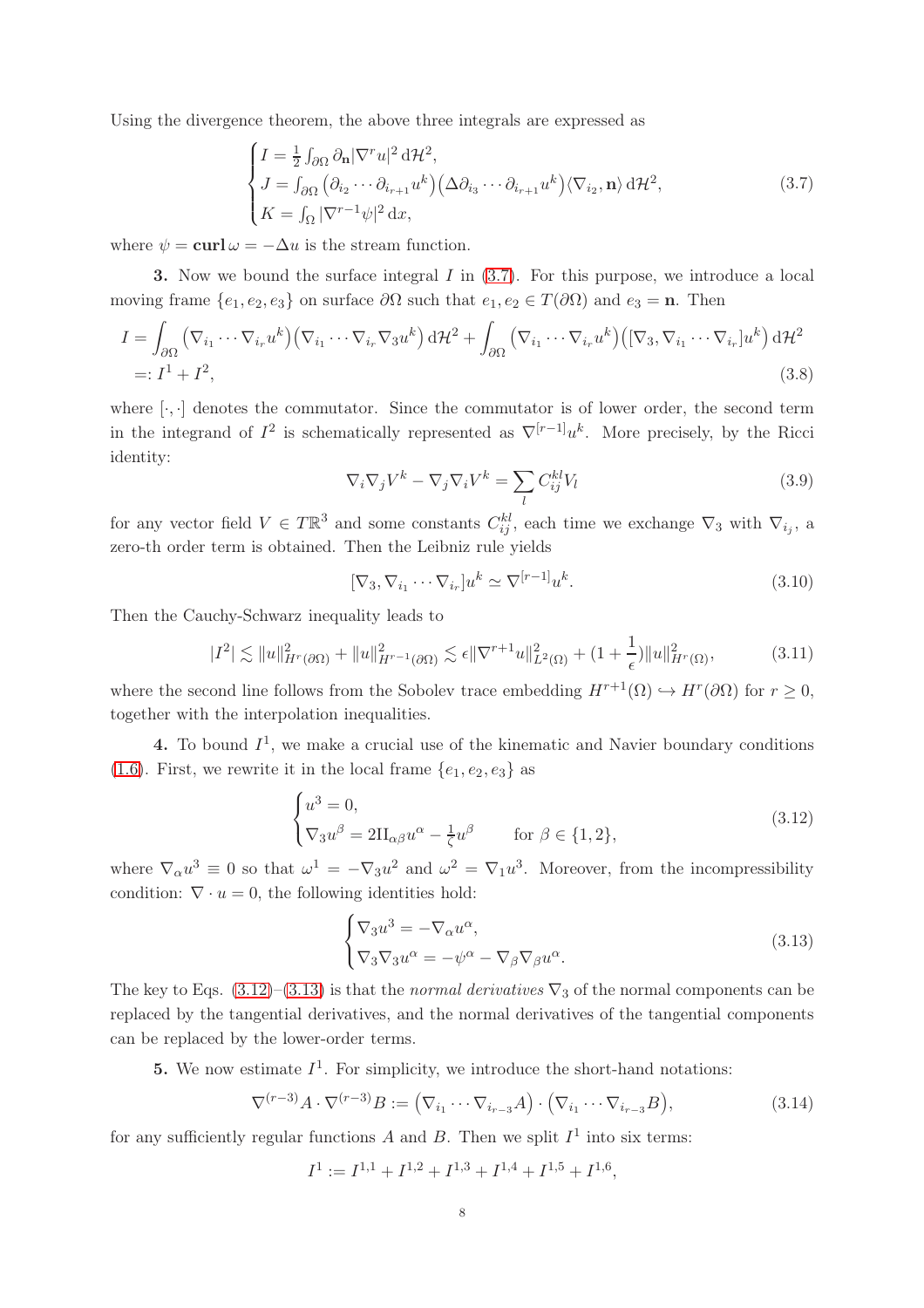Using the divergence theorem, the above three integrals are expressed as

$$
\begin{cases}
I = \frac{1}{2}\int_{\partial\Omega} \partial_{\mathbf{n}} |\nabla^r u|^2 \,\mathrm{d}\mathcal{H}^2, \\
J = \int_{\partial\Omega} \big(\partial_{i_2} \cdots \partial_{i_{r+1}} u^k\big)\big(\Delta \partial_{i_3} \cdots \partial_{i_{r+1}} u^k\big) \langle \nabla_{i_2}, \mathbf{n}\rangle \,\mathrm{d}\mathcal{H}^2, \\
K = \int_\Omega |\nabla^{r-1}\psi|^2 \,\mathrm{d}x,
\end{cases}
\tag{3.7}
$$

where $\psi = \mathbf{curl}\,\omega = -\Delta u$ is the stream function.

**3.** Now we bound the surface integral $I$ in (3.7). For this purpose, we introduce a local moving frame $\{e_1, e_2, e_3\}$ on surface $\partial\Omega$ such that $e_1, e_2 \in T(\partial\Omega)$ and $e_3 = \mathbf{n}$. Then

$$
\begin{aligned}
I &= \int_{\partial\Omega} \big(\nabla_{i_1} \cdots \nabla_{i_r} u^k\big)\big(\nabla_{i_1} \cdots \nabla_{i_r} \nabla_3 u^k\big) \,\mathrm{d}\mathcal{H}^2 + \int_{\partial\Omega} \big(\nabla_{i_1} \cdots \nabla_{i_r} u^k\big)\big([\nabla_3, \nabla_{i_1} \cdots \nabla_{i_r}] u^k\big) \,\mathrm{d}\mathcal{H}^2 \\
&=: I^1 + I^2,
\end{aligned}
\tag{3.8}
$$

where $[\cdot,\cdot]$ denotes the commutator. Since the commutator is of lower order, the second term in the integrand of $I^2$ is schematically represented as $\nabla^{[r-1]} u^k$. More precisely, by the Ricci identity:

$$
\nabla_i \nabla_j V^k - \nabla_j \nabla_i V^k = \sum_l C_{ij}^{kl} V_l
\tag{3.9}
$$

for any vector field $V \in T\mathbb{R}^3$ and some constants $C_{ij}^{kl}$, each time we exchange $\nabla_3$ with $\nabla_{i_j}$, a zero-th order term is obtained. Then the Leibniz rule yields

$$
[\nabla_3, \nabla_{i_1} \cdots \nabla_{i_r}] u^k \simeq \nabla^{[r-1]} u^k.
\tag{3.10}
$$

Then the Cauchy-Schwarz inequality leads to

$$
|I^2| \lesssim \|u\|^2_{H^r(\partial\Omega)} + \|u\|^2_{H^{r-1}(\partial\Omega)} \lesssim \epsilon \|\nabla^{r+1} u\|^2_{L^2(\Omega)} + (1 + \frac{1}{\epsilon}) \|u\|^2_{H^r(\Omega)},
\tag{3.11}
$$

where the second line follows from the Sobolev trace embedding $H^{r+1}(\Omega) \hookrightarrow H^r(\partial\Omega)$ for $r \geq 0$, together with the interpolation inequalities.

**4.** To bound $I^1$, we make a crucial use of the kinematic and Navier boundary conditions (1.6). First, we rewrite it in the local frame $\{e_1, e_2, e_3\}$ as

$$
\begin{cases}
u^3 = 0, \\
\nabla_3 u^\beta = 2\mathrm{II}_{\alpha\beta} u^\alpha - \frac{1}{\zeta} u^\beta \qquad \text{for } \beta \in \{1, 2\},
\end{cases}
\tag{3.12}
$$

where $\nabla_\alpha u^3 \equiv 0$ so that $\omega^1 = -\nabla_3 u^2$ and $\omega^2 = \nabla_1 u^3$. Moreover, from the incompressibility condition: $\nabla \cdot u = 0$, the following identities hold:

$$
\begin{cases}
\nabla_3 u^3 = -\nabla_\alpha u^\alpha, \\
\nabla_3 \nabla_3 u^\alpha = -\psi^\alpha - \nabla_\beta \nabla_\beta u^\alpha.
\end{cases}
\tag{3.13}
$$

The key to Eqs. (3.12)–(3.13) is that the *normal derivatives* $\nabla_3$ of the normal components can be replaced by the tangential derivatives, and the normal derivatives of the tangential components can be replaced by the lower-order terms.

**5.** We now estimate $I^1$. For simplicity, we introduce the short-hand notations:

$$
\nabla^{(r-3)} A \cdot \nabla^{(r-3)} B := \big(\nabla_{i_1} \cdots \nabla_{i_{r-3}} A\big) \cdot \big(\nabla_{i_1} \cdots \nabla_{i_{r-3}} B\big),
\tag{3.14}
$$

for any sufficiently regular functions $A$ and $B$. Then we split $I^1$ into six terms:

$$
I^1 := I^{1,1} + I^{1,2} + I^{1,3} + I^{1,4} + I^{1,5} + I^{1,6},
$$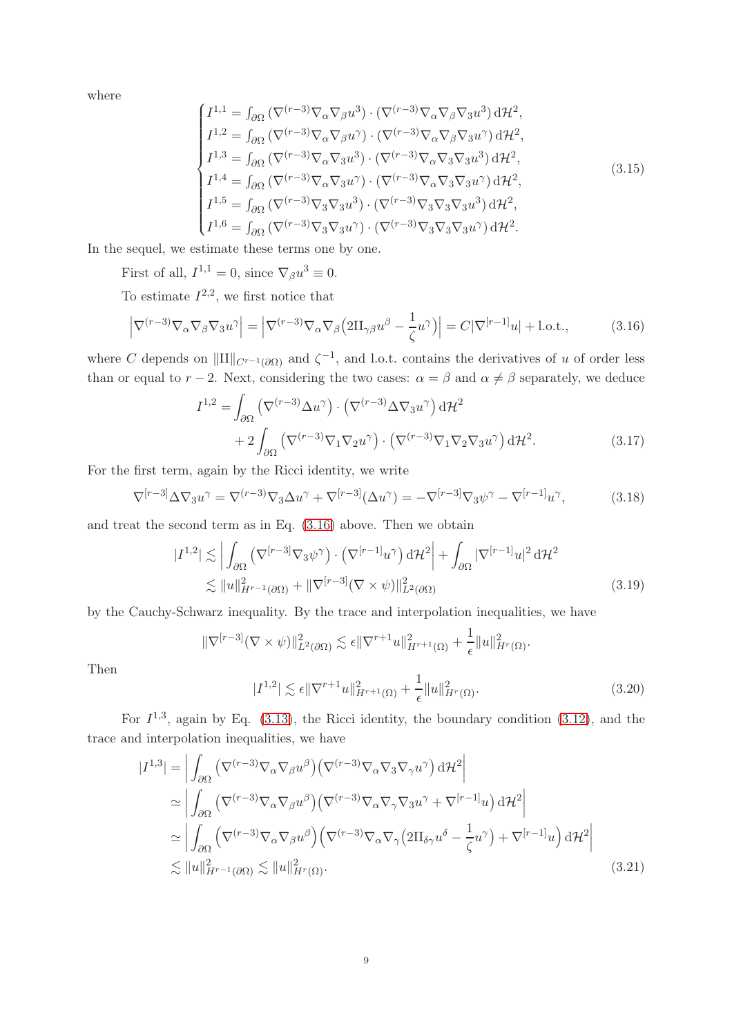where

$$
\begin{cases}
I^{1,1} = \int_{\partial\Omega} \left(\nabla^{(r-3)}\nabla_\alpha\nabla_\beta u^3\right)\cdot\left(\nabla^{(r-3)}\nabla_\alpha\nabla_\beta\nabla_3 u^3\right)\mathrm{d}\mathcal{H}^2,\\
I^{1,2} = \int_{\partial\Omega} \left(\nabla^{(r-3)}\nabla_\alpha\nabla_\beta u^\gamma\right)\cdot\left(\nabla^{(r-3)}\nabla_\alpha\nabla_\beta\nabla_3 u^\gamma\right)\mathrm{d}\mathcal{H}^2,\\
I^{1,3} = \int_{\partial\Omega} \left(\nabla^{(r-3)}\nabla_\alpha\nabla_3 u^3\right)\cdot\left(\nabla^{(r-3)}\nabla_\alpha\nabla_3\nabla_3 u^3\right)\mathrm{d}\mathcal{H}^2,\\
I^{1,4} = \int_{\partial\Omega} \left(\nabla^{(r-3)}\nabla_\alpha\nabla_3 u^\gamma\right)\cdot\left(\nabla^{(r-3)}\nabla_\alpha\nabla_3\nabla_3 u^\gamma\right)\mathrm{d}\mathcal{H}^2,\\
I^{1,5} = \int_{\partial\Omega} \left(\nabla^{(r-3)}\nabla_3\nabla_3 u^3\right)\cdot\left(\nabla^{(r-3)}\nabla_3\nabla_3\nabla_3 u^3\right)\mathrm{d}\mathcal{H}^2,\\
I^{1,6} = \int_{\partial\Omega} \left(\nabla^{(r-3)}\nabla_3\nabla_3 u^\gamma\right)\cdot\left(\nabla^{(r-3)}\nabla_3\nabla_3\nabla_3 u^\gamma\right)\mathrm{d}\mathcal{H}^2.
\end{cases}
\tag{3.15}
$$

In the sequel, we estimate these terms one by one.

First of all, $I^{1,1}=0$, since $\nabla_\beta u^3 \equiv 0$.

To estimate $I^{2,2}$, we first notice that

$$
\left|\nabla^{(r-3)}\nabla_\alpha\nabla_\beta\nabla_3 u^\gamma\right| = \left|\nabla^{(r-3)}\nabla_\alpha\nabla_\beta\big(2\mathrm{II}_{\gamma\beta}u^\beta - \frac{1}{\zeta}u^\gamma\big)\right| = C|\nabla^{[r-1]}u| + \text{l.o.t.},
\tag{3.16}
$$

where $C$ depends on $\|\mathrm{II}\|_{C^{r-1}(\partial\Omega)}$ and $\zeta^{-1}$, and l.o.t. contains the derivatives of $u$ of order less than or equal to $r-2$. Next, considering the two cases: $\alpha=\beta$ and $\alpha\neq\beta$ separately, we deduce

$$
\begin{aligned}
I^{1,2} &= \int_{\partial\Omega}\left(\nabla^{(r-3)}\Delta u^\gamma\right)\cdot\left(\nabla^{(r-3)}\Delta\nabla_3 u^\gamma\right)\mathrm{d}\mathcal{H}^2\\
&\quad + 2\int_{\partial\Omega}\left(\nabla^{(r-3)}\nabla_1\nabla_2 u^\gamma\right)\cdot\left(\nabla^{(r-3)}\nabla_1\nabla_2\nabla_3 u^\gamma\right)\mathrm{d}\mathcal{H}^2.
\end{aligned}
\tag{3.17}
$$

For the first term, again by the Ricci identity, we write

$$
\nabla^{[r-3]}\Delta\nabla_3 u^\gamma = \nabla^{(r-3)}\nabla_3\Delta u^\gamma + \nabla^{[r-3]}(\Delta u^\gamma) = -\nabla^{[r-3]}\nabla_3\psi^\gamma - \nabla^{[r-1]}u^\gamma,
\tag{3.18}
$$

and treat the second term as in Eq. (3.16) above. Then we obtain

$$
\begin{aligned}
|I^{1,2}| &\lesssim \left|\int_{\partial\Omega}\left(\nabla^{[r-3]}\nabla_3\psi^\gamma\right)\cdot\left(\nabla^{[r-1]}u^\gamma\right)\mathrm{d}\mathcal{H}^2\right| + \int_{\partial\Omega}|\nabla^{[r-1]}u|^2\,\mathrm{d}\mathcal{H}^2\\
&\lesssim \|u\|^2_{H^{r-1}(\partial\Omega)} + \|\nabla^{[r-3]}(\nabla\times\psi)\|^2_{L^2(\partial\Omega)}
\end{aligned}
\tag{3.19}
$$

by the Cauchy-Schwarz inequality. By the trace and interpolation inequalities, we have

$$
\|\nabla^{[r-3]}(\nabla\times\psi)\|^2_{L^2(\partial\Omega)} \lesssim \epsilon\|\nabla^{r+1}u\|^2_{H^{r+1}(\Omega)} + \frac{1}{\epsilon}\|u\|^2_{H^r(\Omega)}.
$$

Then

$$
|I^{1,2}| \lesssim \epsilon\|\nabla^{r+1}u\|^2_{H^{r+1}(\Omega)} + \frac{1}{\epsilon}\|u\|^2_{H^r(\Omega)}.
\tag{3.20}
$$

For $I^{1,3}$, again by Eq. (3.13), the Ricci identity, the boundary condition (3.12), and the trace and interpolation inequalities, we have

$$
\begin{aligned}
|I^{1,3}| &= \left|\int_{\partial\Omega}\left(\nabla^{(r-3)}\nabla_\alpha\nabla_\beta u^\beta\right)\left(\nabla^{(r-3)}\nabla_\alpha\nabla_3\nabla_\gamma u^\gamma\right)\mathrm{d}\mathcal{H}^2\right|\\
&\simeq \left|\int_{\partial\Omega}\left(\nabla^{(r-3)}\nabla_\alpha\nabla_\beta u^\beta\right)\left(\nabla^{(r-3)}\nabla_\alpha\nabla_\gamma\nabla_3 u^\gamma + \nabla^{[r-1]}u\right)\mathrm{d}\mathcal{H}^2\right|\\
&\simeq \left|\int_{\partial\Omega}\left(\nabla^{(r-3)}\nabla_\alpha\nabla_\beta u^\beta\right)\left(\nabla^{(r-3)}\nabla_\alpha\nabla_\gamma\big(2\mathrm{II}_{\delta\gamma}u^\delta - \frac{1}{\zeta}u^\gamma\big) + \nabla^{[r-1]}u\right)\mathrm{d}\mathcal{H}^2\right|\\
&\lesssim \|u\|^2_{H^{r-1}(\partial\Omega)} \lesssim \|u\|^2_{H^r(\Omega)}.
\end{aligned}
\tag{3.21}
$$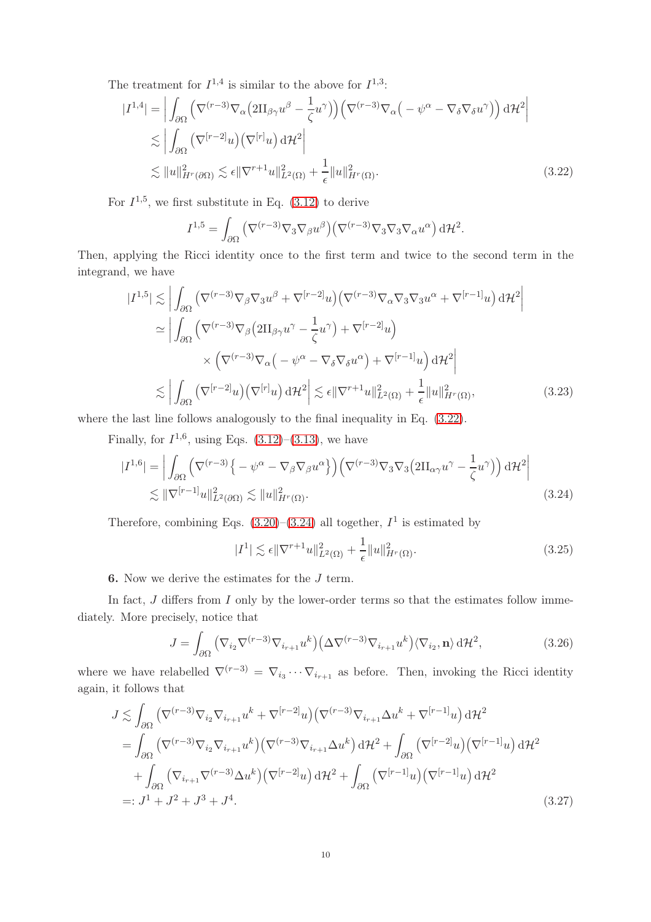The treatment for $I^{1,4}$ is similar to the above for $I^{1,3}$:

$$
\begin{aligned}
|I^{1,4}| &= \Big| \int_{\partial\Omega} \Big(\nabla^{(r-3)}\nabla_\alpha\big(2\mathrm{II}_{\beta\gamma}u^\beta - \frac{1}{\zeta}u^\gamma\big)\Big)\Big(\nabla^{(r-3)}\nabla_\alpha\big(-\psi^\alpha - \nabla_\delta\nabla_\delta u^\gamma\big)\Big)\,\mathrm{d}\mathcal{H}^2\Big| \\
&\lesssim \Big| \int_{\partial\Omega} \big(\nabla^{[r-2]}u\big)\big(\nabla^{[r]}u\big)\,\mathrm{d}\mathcal{H}^2\Big| \\
&\lesssim \|u\|^2_{H^r(\partial\Omega)} \lesssim \epsilon\|\nabla^{r+1}u\|^2_{L^2(\Omega)} + \frac{1}{\epsilon}\|u\|^2_{H^r(\Omega)}.
\end{aligned}
\tag{3.22}
$$

For $I^{1,5}$, we first substitute in Eq. (3.12) to derive

$$
I^{1,5} = \int_{\partial\Omega} \big(\nabla^{(r-3)}\nabla_3\nabla_\beta u^\beta\big)\big(\nabla^{(r-3)}\nabla_3\nabla_3\nabla_\alpha u^\alpha\big)\,\mathrm{d}\mathcal{H}^2.
$$

Then, applying the Ricci identity once to the first term and twice to the second term in the integrand, we have

$$
\begin{aligned}
|I^{1,5}| &\lesssim \Big| \int_{\partial\Omega} \big(\nabla^{(r-3)}\nabla_\beta\nabla_3 u^\beta + \nabla^{[r-2]}u\big)\big(\nabla^{(r-3)}\nabla_\alpha\nabla_3\nabla_3 u^\alpha + \nabla^{[r-1]}u\big)\,\mathrm{d}\mathcal{H}^2\Big| \\
&\simeq \Big| \int_{\partial\Omega} \Big(\nabla^{(r-3)}\nabla_\beta\big(2\mathrm{II}_{\beta\gamma}u^\gamma - \frac{1}{\zeta}u^\gamma\big) + \nabla^{[r-2]}u\Big) \\
&\qquad\times \Big(\nabla^{(r-3)}\nabla_\alpha\big(-\psi^\alpha - \nabla_\delta\nabla_\delta u^\alpha\big) + \nabla^{[r-1]}u\Big)\,\mathrm{d}\mathcal{H}^2\Big| \\
&\lesssim \Big| \int_{\partial\Omega} \big(\nabla^{[r-2]}u\big)\big(\nabla^{[r]}u\big)\,\mathrm{d}\mathcal{H}^2\Big| \lesssim \epsilon\|\nabla^{r+1}u\|^2_{L^2(\Omega)} + \frac{1}{\epsilon}\|u\|^2_{H^r(\Omega)},
\end{aligned}
\tag{3.23}
$$

where the last line follows analogously to the final inequality in Eq. (3.22).

Finally, for $I^{1,6}$, using Eqs. (3.12)–(3.13), we have

$$
\begin{aligned}
|I^{1,6}| &= \Big| \int_{\partial\Omega} \Big(\nabla^{(r-3)}\big\{-\psi^\alpha - \nabla_\beta\nabla_\beta u^\alpha\big\}\Big)\Big(\nabla^{(r-3)}\nabla_3\nabla_3\big(2\mathrm{II}_{\alpha\gamma}u^\gamma - \frac{1}{\zeta}u^\gamma\big)\Big)\,\mathrm{d}\mathcal{H}^2\Big| \\
&\lesssim \|\nabla^{[r-1]}u\|^2_{L^2(\partial\Omega)} \lesssim \|u\|^2_{H^r(\Omega)}.
\end{aligned}
\tag{3.24}
$$

Therefore, combining Eqs. (3.20)–(3.24) all together, $I^1$ is estimated by

$$
|I^1| \lesssim \epsilon\|\nabla^{r+1}u\|^2_{L^2(\Omega)} + \frac{1}{\epsilon}\|u\|^2_{H^r(\Omega)}.
\tag{3.25}
$$

**6.** Now we derive the estimates for the $J$ term.

In fact, $J$ differs from $I$ only by the lower-order terms so that the estimates follow immediately. More precisely, notice that

$$
J = \int_{\partial\Omega} \big(\nabla_{i_2}\nabla^{(r-3)}\nabla_{i_{r+1}}u^k\big)\big(\Delta\nabla^{(r-3)}\nabla_{i_{r+1}}u^k\big)\langle\nabla_{i_2},\mathbf{n}\rangle\,\mathrm{d}\mathcal{H}^2,
\tag{3.26}
$$

where we have relabelled $\nabla^{(r-3)} = \nabla_{i_3}\cdots\nabla_{i_{r+1}}$ as before. Then, invoking the Ricci identity again, it follows that

$$
\begin{aligned}
J &\lesssim \int_{\partial\Omega} \big(\nabla^{(r-3)}\nabla_{i_2}\nabla_{i_{r+1}}u^k + \nabla^{[r-2]}u\big)\big(\nabla^{(r-3)}\nabla_{i_{r+1}}\Delta u^k + \nabla^{[r-1]}u\big)\,\mathrm{d}\mathcal{H}^2 \\
&= \int_{\partial\Omega} \big(\nabla^{(r-3)}\nabla_{i_2}\nabla_{i_{r+1}}u^k\big)\big(\nabla^{(r-3)}\nabla_{i_{r+1}}\Delta u^k\big)\,\mathrm{d}\mathcal{H}^2 + \int_{\partial\Omega} \big(\nabla^{[r-2]}u\big)\big(\nabla^{[r-1]}u\big)\,\mathrm{d}\mathcal{H}^2 \\
&\quad + \int_{\partial\Omega} \big(\nabla_{i_{r+1}}\nabla^{(r-3)}\Delta u^k\big)\big(\nabla^{[r-2]}u\big)\,\mathrm{d}\mathcal{H}^2 + \int_{\partial\Omega} \big(\nabla^{[r-1]}u\big)\big(\nabla^{[r-1]}u\big)\,\mathrm{d}\mathcal{H}^2 \\
&=: J^1 + J^2 + J^3 + J^4.
\end{aligned}
\tag{3.27}
$$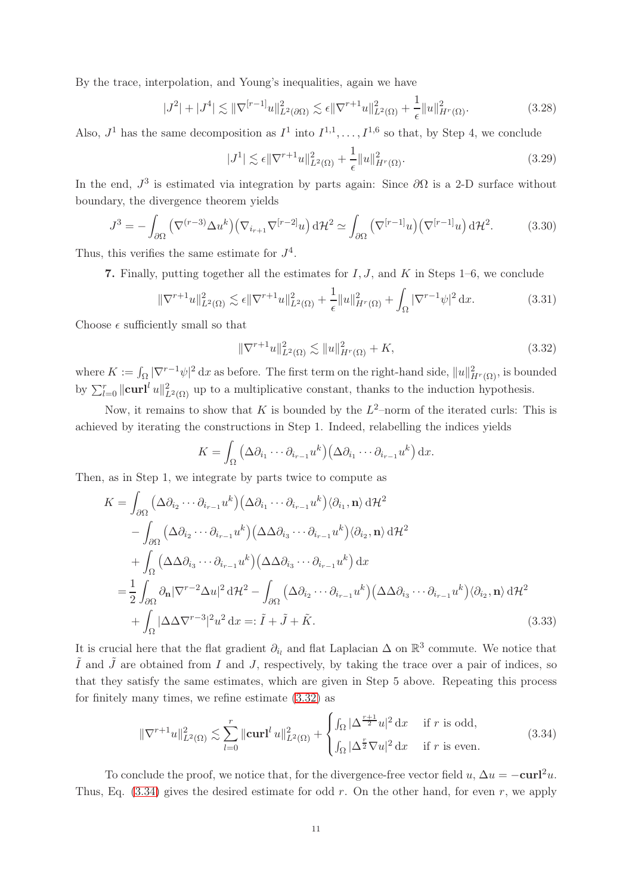By the trace, interpolation, and Young's inequalities, again we have

$$|J^2| + |J^4| \lesssim \|\nabla^{[r-1]}u\|^2_{L^2(\partial\Omega)} \lesssim \epsilon \|\nabla^{r+1}u\|^2_{L^2(\Omega)} + \frac{1}{\epsilon}\|u\|^2_{H^r(\Omega)}. \tag{3.28}$$

Also, $J^1$ has the same decomposition as $I^1$ into $I^{1,1}, \ldots, I^{1,6}$ so that, by Step 4, we conclude

$$|J^1| \lesssim \epsilon \|\nabla^{r+1}u\|^2_{L^2(\Omega)} + \frac{1}{\epsilon}\|u\|^2_{H^r(\Omega)}. \tag{3.29}$$

In the end, $J^3$ is estimated via integration by parts again: Since $\partial\Omega$ is a 2-D surface without boundary, the divergence theorem yields

$$J^3 = -\int_{\partial\Omega} \big(\nabla^{(r-3)}\Delta u^k\big)\big(\nabla_{i_{r+1}}\nabla^{[r-2]}u\big)\,\mathrm{d}\mathcal{H}^2 \simeq \int_{\partial\Omega} \big(\nabla^{[r-1]}u\big)\big(\nabla^{[r-1]}u\big)\,\mathrm{d}\mathcal{H}^2. \tag{3.30}$$

Thus, this verifies the same estimate for $J^4$.

**7.** Finally, putting together all the estimates for $I, J$, and $K$ in Steps 1–6, we conclude

$$\|\nabla^{r+1}u\|^2_{L^2(\Omega)} \lesssim \epsilon\|\nabla^{r+1}u\|^2_{L^2(\Omega)} + \frac{1}{\epsilon}\|u\|^2_{H^r(\Omega)} + \int_\Omega |\nabla^{r-1}\psi|^2\,\mathrm{d}x. \tag{3.31}$$

Choose $\epsilon$ sufficiently small so that

$$\|\nabla^{r+1}u\|^2_{L^2(\Omega)} \lesssim \|u\|^2_{H^r(\Omega)} + K, \tag{3.32}$$

where $K := \int_\Omega |\nabla^{r-1}\psi|^2\,\mathrm{d}x$ as before. The first term on the right-hand side, $\|u\|^2_{H^r(\Omega)}$, is bounded by $\sum_{l=0}^r \|\mathbf{curl}^l\, u\|^2_{L^2(\Omega)}$ up to a multiplicative constant, thanks to the induction hypothesis.

Now, it remains to show that $K$ is bounded by the $L^2$–norm of the iterated curls: This is achieved by iterating the constructions in Step 1. Indeed, relabelling the indices yields

$$K = \int_\Omega \big(\Delta\partial_{i_1}\cdots\partial_{i_{r-1}}u^k\big)\big(\Delta\partial_{i_1}\cdots\partial_{i_{r-1}}u^k\big)\,\mathrm{d}x.$$

Then, as in Step 1, we integrate by parts twice to compute as

$$\begin{aligned}
K =& \int_{\partial\Omega} \big(\Delta\partial_{i_2}\cdots\partial_{i_{r-1}}u^k\big)\big(\Delta\partial_{i_1}\cdots\partial_{i_{r-1}}u^k\big)\langle\partial_{i_1},\mathbf{n}\rangle\,\mathrm{d}\mathcal{H}^2\\
&- \int_{\partial\Omega} \big(\Delta\partial_{i_2}\cdots\partial_{i_{r-1}}u^k\big)\big(\Delta\Delta\partial_{i_3}\cdots\partial_{i_{r-1}}u^k\big)\langle\partial_{i_2},\mathbf{n}\rangle\,\mathrm{d}\mathcal{H}^2\\
&+ \int_\Omega \big(\Delta\Delta\partial_{i_3}\cdots\partial_{i_{r-1}}u^k\big)\big(\Delta\Delta\partial_{i_3}\cdots\partial_{i_{r-1}}u^k\big)\,\mathrm{d}x\\
=& \frac{1}{2}\int_{\partial\Omega}\partial_{\mathbf{n}}|\nabla^{r-2}\Delta u|^2\,\mathrm{d}\mathcal{H}^2 - \int_{\partial\Omega}\big(\Delta\partial_{i_2}\cdots\partial_{i_{r-1}}u^k\big)\big(\Delta\Delta\partial_{i_3}\cdots\partial_{i_{r-1}}u^k\big)\langle\partial_{i_2},\mathbf{n}\rangle\,\mathrm{d}\mathcal{H}^2\\
&+ \int_\Omega |\Delta\Delta\nabla^{r-3}|^2u^2\,\mathrm{d}x =: \tilde{I} + \tilde{J} + \tilde{K}.
\end{aligned} \tag{3.33}$$

It is crucial here that the flat gradient $\partial_{i_l}$ and flat Laplacian $\Delta$ on $\mathbb{R}^3$ commute. We notice that $\tilde{I}$ and $\tilde{J}$ are obtained from $I$ and $J$, respectively, by taking the trace over a pair of indices, so that they satisfy the same estimates, which are given in Step 5 above. Repeating this process for finitely many times, we refine estimate (3.32) as

$$\|\nabla^{r+1}u\|^2_{L^2(\Omega)} \lesssim \sum_{l=0}^r \|\mathbf{curl}^l\, u\|^2_{L^2(\Omega)} + \begin{cases} \int_\Omega |\Delta^{\frac{r+1}{2}}u|^2\,\mathrm{d}x & \text{if } r \text{ is odd},\\ \int_\Omega |\Delta^{\frac{r}{2}}\nabla u|^2\,\mathrm{d}x & \text{if } r \text{ is even}. \end{cases} \tag{3.34}$$

To conclude the proof, we notice that, for the divergence-free vector field $u$, $\Delta u = -\mathbf{curl}^2 u$. Thus, Eq. (3.34) gives the desired estimate for odd $r$. On the other hand, for even $r$, we apply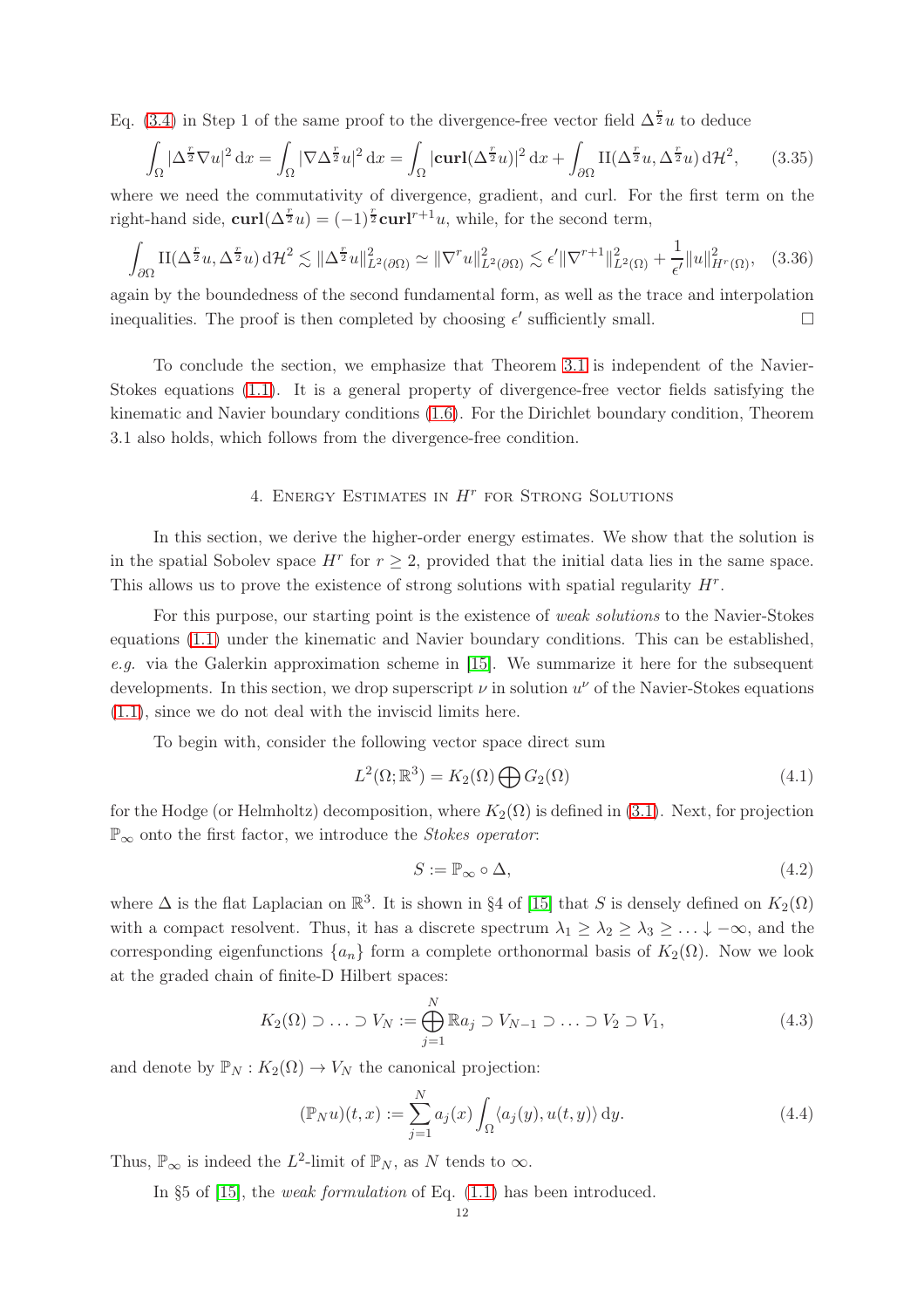Eq. (3.4) in Step 1 of the same proof to the divergence-free vector field $\Delta^{\frac{r}{2}} u$ to deduce

$$\int_\Omega |\Delta^{\frac{r}{2}} \nabla u|^2 \, \mathrm{d}x = \int_\Omega |\nabla \Delta^{\frac{r}{2}} u|^2 \, \mathrm{d}x = \int_\Omega |\mathbf{curl}(\Delta^{\frac{r}{2}} u)|^2 \, \mathrm{d}x + \int_{\partial\Omega} \mathrm{II}(\Delta^{\frac{r}{2}} u, \Delta^{\frac{r}{2}} u) \, \mathrm{d}\mathcal{H}^2, \tag{3.35}$$

where we need the commutativity of divergence, gradient, and curl. For the first term on the right-hand side, $\mathbf{curl}(\Delta^{\frac{r}{2}} u) = (-1)^{\frac{r}{2}} \mathbf{curl}^{r+1} u$, while, for the second term,

$$\int_{\partial\Omega} \mathrm{II}(\Delta^{\frac{r}{2}} u, \Delta^{\frac{r}{2}} u) \, \mathrm{d}\mathcal{H}^2 \lesssim \|\Delta^{\frac{r}{2}} u\|^2_{L^2(\partial\Omega)} \simeq \|\nabla^r u\|^2_{L^2(\partial\Omega)} \lesssim \epsilon' \|\nabla^{r+1}\|^2_{L^2(\Omega)} + \frac{1}{\epsilon'} \|u\|^2_{H^r(\Omega)}, \tag{3.36}$$

again by the boundedness of the second fundamental form, as well as the trace and interpolation inequalities. The proof is then completed by choosing $\epsilon'$ sufficiently small. □

To conclude the section, we emphasize that Theorem 3.1 is independent of the Navier-Stokes equations (1.1). It is a general property of divergence-free vector fields satisfying the kinematic and Navier boundary conditions (1.6). For the Dirichlet boundary condition, Theorem 3.1 also holds, which follows from the divergence-free condition.

## 4. Energy Estimates in $H^r$ for Strong Solutions

In this section, we derive the higher-order energy estimates. We show that the solution is in the spatial Sobolev space $H^r$ for $r \geq 2$, provided that the initial data lies in the same space. This allows us to prove the existence of strong solutions with spatial regularity $H^r$.

For this purpose, our starting point is the existence of *weak solutions* to the Navier-Stokes equations (1.1) under the kinematic and Navier boundary conditions. This can be established, *e.g.* via the Galerkin approximation scheme in [15]. We summarize it here for the subsequent developments. In this section, we drop superscript $\nu$ in solution $u^\nu$ of the Navier-Stokes equations (1.1), since we do not deal with the inviscid limits here.

To begin with, consider the following vector space direct sum

$$L^2(\Omega; \mathbb{R}^3) = K_2(\Omega) \bigoplus G_2(\Omega) \tag{4.1}$$

for the Hodge (or Helmholtz) decomposition, where $K_2(\Omega)$ is defined in (3.1). Next, for projection $\mathbb{P}_\infty$ onto the first factor, we introduce the *Stokes operator*:

$$S := \mathbb{P}_\infty \circ \Delta, \tag{4.2}$$

where $\Delta$ is the flat Laplacian on $\mathbb{R}^3$. It is shown in §4 of [15] that $S$ is densely defined on $K_2(\Omega)$ with a compact resolvent. Thus, it has a discrete spectrum $\lambda_1 \geq \lambda_2 \geq \lambda_3 \geq \ldots \downarrow -\infty$, and the corresponding eigenfunctions $\{a_n\}$ form a complete orthonormal basis of $K_2(\Omega)$. Now we look at the graded chain of finite-D Hilbert spaces:

$$K_2(\Omega) \supset \ldots \supset V_N := \bigoplus_{j=1}^N \mathbb{R} a_j \supset V_{N-1} \supset \ldots \supset V_2 \supset V_1, \tag{4.3}$$

and denote by $\mathbb{P}_N : K_2(\Omega) \to V_N$ the canonical projection:

$$(\mathbb{P}_N u)(t, x) := \sum_{j=1}^N a_j(x) \int_\Omega \langle a_j(y), u(t, y) \rangle \, \mathrm{d}y. \tag{4.4}$$

Thus, $\mathbb{P}_\infty$ is indeed the $L^2$-limit of $\mathbb{P}_N$, as $N$ tends to $\infty$.

In §5 of [15], the *weak formulation* of Eq. (1.1) has been introduced.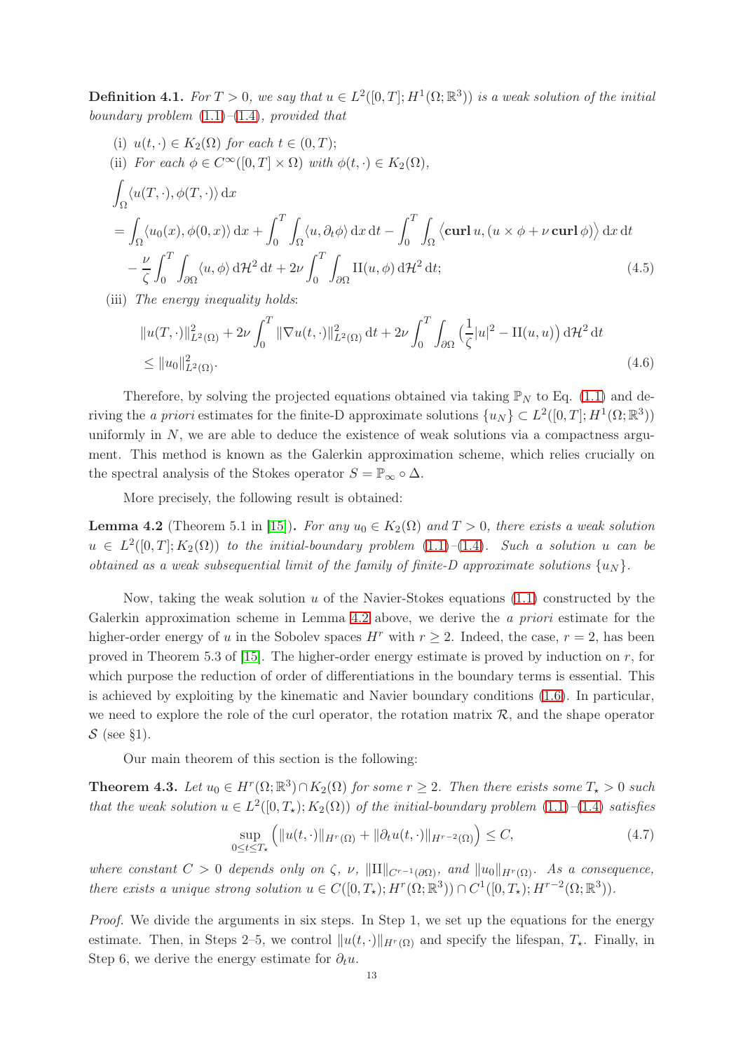**Definition 4.1.** *For $T > 0$, we say that $u \in L^2([0,T]; H^1(\Omega;\mathbb{R}^3))$ is a weak solution of the initial boundary problem (1.1)–(1.4), provided that*

(i) $u(t,\cdot) \in K_2(\Omega)$ *for each* $t \in (0,T)$;

(ii) *For each* $\phi \in C^\infty([0,T]\times\Omega)$ *with* $\phi(t,\cdot) \in K_2(\Omega)$,

$$
\begin{aligned}
&\int_\Omega \langle u(T,\cdot), \phi(T,\cdot)\rangle \,\mathrm{d}x \\
&= \int_\Omega \langle u_0(x), \phi(0,x)\rangle \,\mathrm{d}x + \int_0^T \int_\Omega \langle u, \partial_t \phi\rangle \,\mathrm{d}x\,\mathrm{d}t - \int_0^T \int_\Omega \big\langle \mathbf{curl}\, u, (u\times\phi + \nu\,\mathbf{curl}\,\phi)\big\rangle \,\mathrm{d}x\,\mathrm{d}t \\
&\quad - \frac{\nu}{\zeta}\int_0^T \int_{\partial\Omega} \langle u,\phi\rangle \,\mathrm{d}\mathcal{H}^2\,\mathrm{d}t + 2\nu \int_0^T \int_{\partial\Omega} \mathrm{II}(u,\phi)\,\mathrm{d}\mathcal{H}^2\,\mathrm{d}t;
\end{aligned} \tag{4.5}
$$

(iii) *The energy inequality holds*:

$$
\begin{aligned}
&\|u(T,\cdot)\|^2_{L^2(\Omega)} + 2\nu\int_0^T \|\nabla u(t,\cdot)\|^2_{L^2(\Omega)}\,\mathrm{d}t + 2\nu \int_0^T \int_{\partial\Omega} \Big(\frac{1}{\zeta}|u|^2 - \mathrm{II}(u,u)\Big)\,\mathrm{d}\mathcal{H}^2\,\mathrm{d}t \\
&\leq \|u_0\|^2_{L^2(\Omega)}.
\end{aligned} \tag{4.6}
$$

Therefore, by solving the projected equations obtained via taking $\mathbb{P}_N$ to Eq. (1.1) and deriving the *a priori* estimates for the finite-D approximate solutions $\{u_N\} \subset L^2([0,T]; H^1(\Omega;\mathbb{R}^3))$ uniformly in $N$, we are able to deduce the existence of weak solutions via a compactness argument. This method is known as the Galerkin approximation scheme, which relies crucially on the spectral analysis of the Stokes operator $S = \mathbb{P}_\infty \circ \Delta$.

More precisely, the following result is obtained:

**Lemma 4.2** (Theorem 5.1 in [15])**.** *For any $u_0 \in K_2(\Omega)$ and $T > 0$, there exists a weak solution $u \in L^2([0,T]; K_2(\Omega))$ to the initial-boundary problem (1.1)–(1.4). Such a solution $u$ can be obtained as a weak subsequential limit of the family of finite-D approximate solutions $\{u_N\}$.*

Now, taking the weak solution $u$ of the Navier-Stokes equations (1.1) constructed by the Galerkin approximation scheme in Lemma 4.2 above, we derive the *a priori* estimate for the higher-order energy of $u$ in the Sobolev spaces $H^r$ with $r \geq 2$. Indeed, the case, $r = 2$, has been proved in Theorem 5.3 of [15]. The higher-order energy estimate is proved by induction on $r$, for which purpose the reduction of order of differentiations in the boundary terms is essential. This is achieved by exploiting by the kinematic and Navier boundary conditions (1.6). In particular, we need to explore the role of the curl operator, the rotation matrix $\mathcal{R}$, and the shape operator $\mathcal{S}$ (see §1).

Our main theorem of this section is the following:

**Theorem 4.3.** *Let $u_0 \in H^r(\Omega;\mathbb{R}^3) \cap K_2(\Omega)$ for some $r \geq 2$. Then there exists some $T_\star > 0$ such that the weak solution $u \in L^2([0,T_\star); K_2(\Omega))$ of the initial-boundary problem (1.1)–(1.4) satisfies*

$$
\sup_{0\leq t\leq T_\star} \Big( \|u(t,\cdot)\|_{H^r(\Omega)} + \|\partial_t u(t,\cdot)\|_{H^{r-2}(\Omega)} \Big) \leq C, \tag{4.7}
$$

*where constant $C > 0$ depends only on $\zeta$, $\nu$, $\|\mathrm{II}\|_{C^{r-1}(\partial\Omega)}$, and $\|u_0\|_{H^r(\Omega)}$. As a consequence, there exists a unique strong solution $u \in C([0,T_\star); H^r(\Omega;\mathbb{R}^3)) \cap C^1([0,T_\star); H^{r-2}(\Omega;\mathbb{R}^3))$.*

*Proof.* We divide the arguments in six steps. In Step 1, we set up the equations for the energy estimate. Then, in Steps 2–5, we control $\|u(t,\cdot)\|_{H^r(\Omega)}$ and specify the lifespan, $T_\star$. Finally, in Step 6, we derive the energy estimate for $\partial_t u$.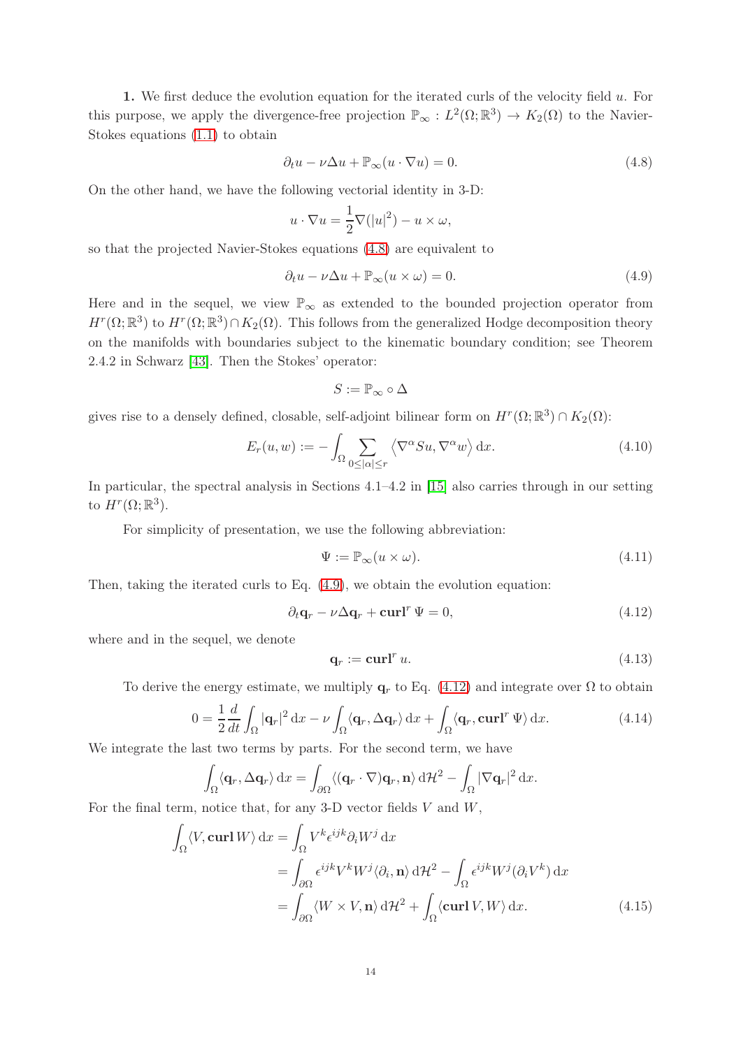**1.** We first deduce the evolution equation for the iterated curls of the velocity field $u$. For this purpose, we apply the divergence-free projection $\mathbb{P}_\infty : L^2(\Omega;\mathbb{R}^3) \to K_2(\Omega)$ to the Navier-Stokes equations (1.1) to obtain

$$\partial_t u - \nu\Delta u + \mathbb{P}_\infty(u\cdot\nabla u) = 0. \tag{4.8}$$

On the other hand, we have the following vectorial identity in 3-D:

$$u\cdot\nabla u = \frac{1}{2}\nabla(|u|^2) - u\times\omega,$$

so that the projected Navier-Stokes equations (4.8) are equivalent to

$$\partial_t u - \nu\Delta u + \mathbb{P}_\infty(u\times\omega) = 0. \tag{4.9}$$

Here and in the sequel, we view $\mathbb{P}_\infty$ as extended to the bounded projection operator from $H^r(\Omega;\mathbb{R}^3)$ to $H^r(\Omega;\mathbb{R}^3)\cap K_2(\Omega)$. This follows from the generalized Hodge decomposition theory on the manifolds with boundaries subject to the kinematic boundary condition; see Theorem 2.4.2 in Schwarz [43]. Then the Stokes' operator:

$$S := \mathbb{P}_\infty \circ \Delta$$

gives rise to a densely defined, closable, self-adjoint bilinear form on $H^r(\Omega;\mathbb{R}^3)\cap K_2(\Omega)$:

$$E_r(u,w) := -\int_\Omega \sum_{0\le|\alpha|\le r} \left\langle \nabla^\alpha S u, \nabla^\alpha w\right\rangle \mathrm{d}x. \tag{4.10}$$

In particular, the spectral analysis in Sections 4.1–4.2 in [15] also carries through in our setting to $H^r(\Omega;\mathbb{R}^3)$.

For simplicity of presentation, we use the following abbreviation:

$$\Psi := \mathbb{P}_\infty(u\times\omega). \tag{4.11}$$

Then, taking the iterated curls to Eq. (4.9), we obtain the evolution equation:

$$\partial_t \mathbf{q}_r - \nu\Delta\mathbf{q}_r + \mathbf{curl}^r\,\Psi = 0, \tag{4.12}$$

where and in the sequel, we denote

$$\mathbf{q}_r := \mathbf{curl}^r\, u. \tag{4.13}$$

To derive the energy estimate, we multiply $\mathbf{q}_r$ to Eq. (4.12) and integrate over $\Omega$ to obtain

$$0 = \frac{1}{2}\frac{d}{dt}\int_\Omega |\mathbf{q}_r|^2\,\mathrm{d}x - \nu\int_\Omega \langle \mathbf{q}_r, \Delta\mathbf{q}_r\rangle\,\mathrm{d}x + \int_\Omega \langle \mathbf{q}_r, \mathbf{curl}^r\,\Psi\rangle\,\mathrm{d}x. \tag{4.14}$$

We integrate the last two terms by parts. For the second term, we have

$$\int_\Omega \langle \mathbf{q}_r, \Delta\mathbf{q}_r\rangle\,\mathrm{d}x = \int_{\partial\Omega} \langle (\mathbf{q}_r\cdot\nabla)\mathbf{q}_r, \mathbf{n}\rangle\,\mathrm{d}\mathcal{H}^2 - \int_\Omega |\nabla\mathbf{q}_r|^2\,\mathrm{d}x.$$

For the final term, notice that, for any 3-D vector fields $V$ and $W$,

$$\begin{aligned}
\int_\Omega \langle V, \mathbf{curl}\,W\rangle\,\mathrm{d}x &= \int_\Omega V^k \epsilon^{ijk}\partial_i W^j\,\mathrm{d}x \\
&= \int_{\partial\Omega} \epsilon^{ijk} V^k W^j \langle \partial_i, \mathbf{n}\rangle\,\mathrm{d}\mathcal{H}^2 - \int_\Omega \epsilon^{ijk} W^j (\partial_i V^k)\,\mathrm{d}x \\
&= \int_{\partial\Omega} \langle W\times V, \mathbf{n}\rangle\,\mathrm{d}\mathcal{H}^2 + \int_\Omega \langle \mathbf{curl}\,V, W\rangle\,\mathrm{d}x.
\end{aligned} \tag{4.15}$$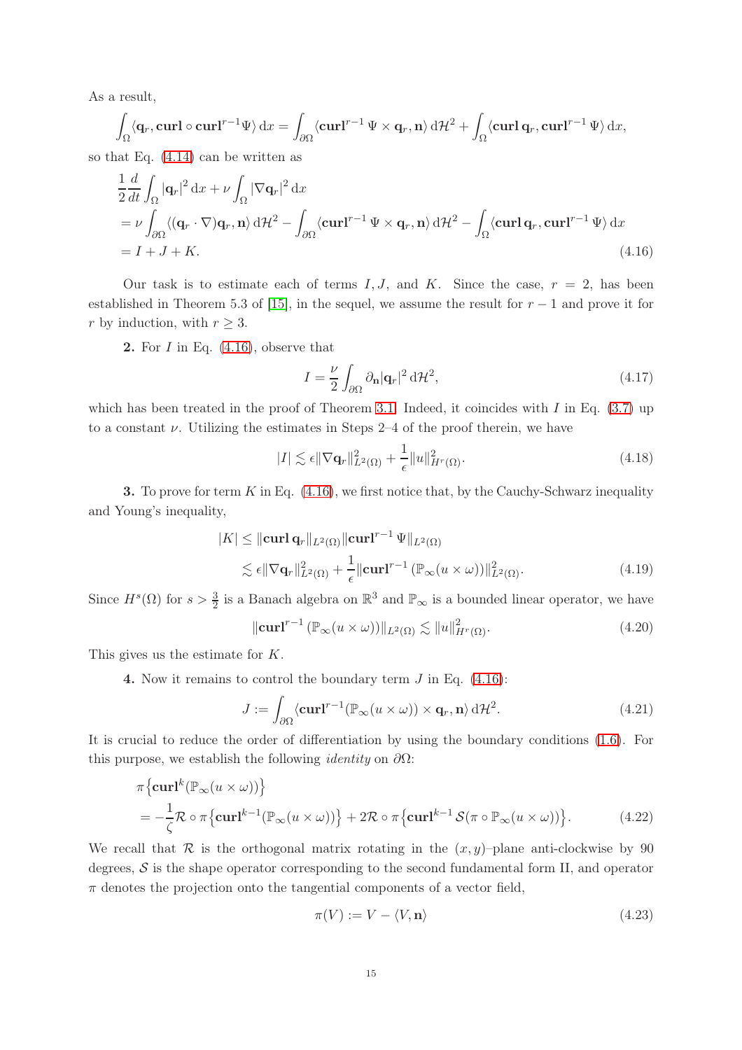As a result,

$$\int_\Omega \langle \mathbf{q}_r, \mathbf{curl} \circ \mathbf{curl}^{r-1}\Psi\rangle \,\mathrm{d}x = \int_{\partial\Omega} \langle \mathbf{curl}^{r-1}\,\Psi \times \mathbf{q}_r, \mathbf{n}\rangle \,\mathrm{d}\mathcal{H}^2 + \int_\Omega \langle \mathbf{curl}\,\mathbf{q}_r, \mathbf{curl}^{r-1}\,\Psi\rangle \,\mathrm{d}x,$$

so that Eq. (4.14) can be written as

$$\begin{aligned}
&\frac{1}{2}\frac{d}{dt}\int_\Omega |\mathbf{q}_r|^2 \,\mathrm{d}x + \nu\int_\Omega |\nabla \mathbf{q}_r|^2 \,\mathrm{d}x \\
&= \nu \int_{\partial\Omega} \langle (\mathbf{q}_r\cdot\nabla)\mathbf{q}_r, \mathbf{n}\rangle \,\mathrm{d}\mathcal{H}^2 - \int_{\partial\Omega} \langle \mathbf{curl}^{r-1}\,\Psi \times \mathbf{q}_r, \mathbf{n}\rangle \,\mathrm{d}\mathcal{H}^2 - \int_\Omega \langle \mathbf{curl}\,\mathbf{q}_r, \mathbf{curl}^{r-1}\,\Psi\rangle \,\mathrm{d}x \\
&= I + J + K.
\end{aligned} \tag{4.16}$$

Our task is to estimate each of terms $I, J$, and $K$. Since the case, $r=2$, has been established in Theorem 5.3 of [15], in the sequel, we assume the result for $r-1$ and prove it for $r$ by induction, with $r \geq 3$.

**2.** For $I$ in Eq. (4.16), observe that

$$I = \frac{\nu}{2}\int_{\partial\Omega} \partial_{\mathbf{n}} |\mathbf{q}_r|^2 \,\mathrm{d}\mathcal{H}^2, \tag{4.17}$$

which has been treated in the proof of Theorem 3.1. Indeed, it coincides with $I$ in Eq. (3.7) up to a constant $\nu$. Utilizing the estimates in Steps 2–4 of the proof therein, we have

$$|I| \lesssim \epsilon \|\nabla \mathbf{q}_r\|^2_{L^2(\Omega)} + \frac{1}{\epsilon}\|u\|^2_{H^r(\Omega)}. \tag{4.18}$$

**3.** To prove for term $K$ in Eq. (4.16), we first notice that, by the Cauchy-Schwarz inequality and Young's inequality,

$$\begin{aligned}
|K| &\leq \|\mathbf{curl}\,\mathbf{q}_r\|_{L^2(\Omega)} \|\mathbf{curl}^{r-1}\,\Psi\|_{L^2(\Omega)} \\
&\lesssim \epsilon \|\nabla \mathbf{q}_r\|^2_{L^2(\Omega)} + \frac{1}{\epsilon}\|\mathbf{curl}^{r-1}\left(\mathbb{P}_\infty(u\times\omega)\right)\|^2_{L^2(\Omega)}.
\end{aligned} \tag{4.19}$$

Since $H^s(\Omega)$ for $s > \frac{3}{2}$ is a Banach algebra on $\mathbb{R}^3$ and $\mathbb{P}_\infty$ is a bounded linear operator, we have

$$\|\mathbf{curl}^{r-1}\left(\mathbb{P}_\infty(u\times\omega)\right)\|_{L^2(\Omega)} \lesssim \|u\|^2_{H^r(\Omega)}. \tag{4.20}$$

This gives us the estimate for $K$.

**4.** Now it remains to control the boundary term $J$ in Eq. (4.16):

$$J := \int_{\partial\Omega} \langle \mathbf{curl}^{r-1}(\mathbb{P}_\infty(u\times\omega)) \times \mathbf{q}_r, \mathbf{n}\rangle \,\mathrm{d}\mathcal{H}^2. \tag{4.21}$$

It is crucial to reduce the order of differentiation by using the boundary conditions (1.6). For this purpose, we establish the following *identity* on $\partial\Omega$:

$$\begin{aligned}
&\pi\big\{\mathbf{curl}^k(\mathbb{P}_\infty(u\times\omega))\big\} \\
&= -\frac{1}{\zeta}\mathcal{R}\circ\pi\big\{\mathbf{curl}^{k-1}(\mathbb{P}_\infty(u\times\omega))\big\} + 2\mathcal{R}\circ\pi\big\{\mathbf{curl}^{k-1}\,\mathcal{S}(\pi\circ\mathbb{P}_\infty(u\times\omega))\big\}.
\end{aligned} \tag{4.22}$$

We recall that $\mathcal{R}$ is the orthogonal matrix rotating in the $(x,y)$–plane anti-clockwise by 90 degrees, $\mathcal{S}$ is the shape operator corresponding to the second fundamental form II, and operator $\pi$ denotes the projection onto the tangential components of a vector field,

$$\pi(V) := V - \langle V, \mathbf{n}\rangle \tag{4.23}$$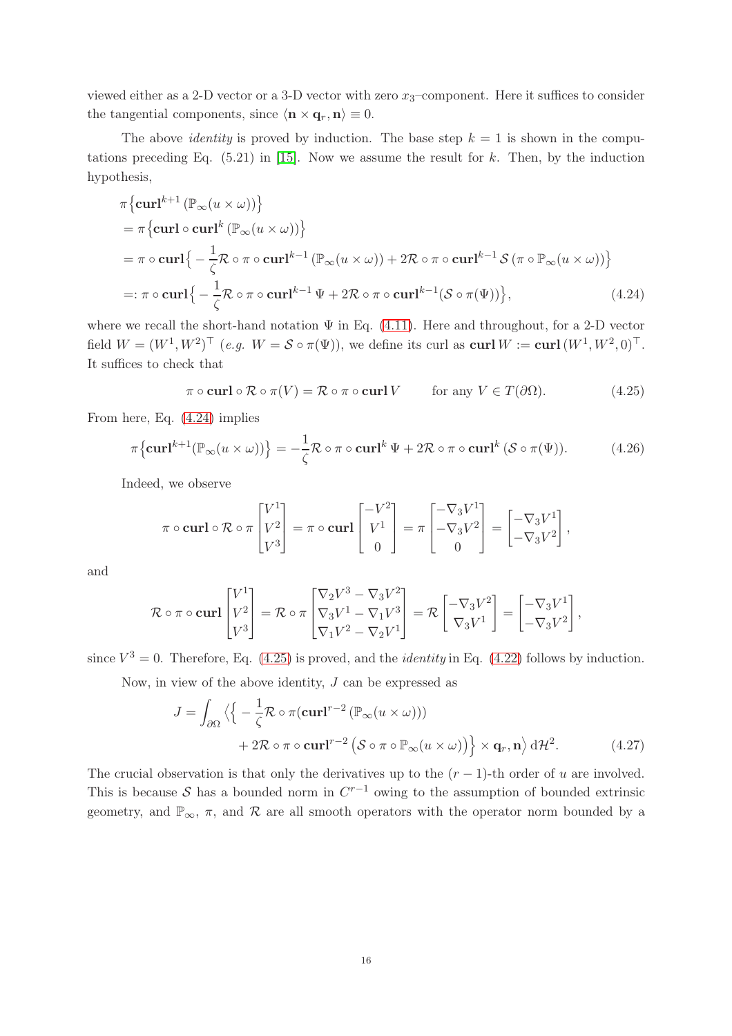viewed either as a 2-D vector or a 3-D vector with zero $x_3$–component. Here it suffices to consider the tangential components, since $\langle \mathbf{n} \times \mathbf{q}_r, \mathbf{n}\rangle \equiv 0$.

The above *identity* is proved by induction. The base step $k = 1$ is shown in the computations preceding Eq. (5.21) in [15]. Now we assume the result for $k$. Then, by the induction hypothesis,

$$
\begin{aligned}
&\pi\big\{\mathbf{curl}^{k+1}\left(\mathbb{P}_\infty(u \times \omega)\right)\big\} \\
&= \pi\big\{\mathbf{curl} \circ \mathbf{curl}^{k}\left(\mathbb{P}_\infty(u \times \omega)\right)\big\} \\
&= \pi \circ \mathbf{curl}\Big\{ -\frac{1}{\zeta}\mathcal{R} \circ \pi \circ \mathbf{curl}^{k-1}\left(\mathbb{P}_\infty(u \times \omega)\right) + 2\mathcal{R} \circ \pi \circ \mathbf{curl}^{k-1}\,\mathcal{S}\left(\pi \circ \mathbb{P}_\infty(u \times \omega)\right)\Big\} \\
&=: \pi \circ \mathbf{curl}\Big\{ -\frac{1}{\zeta}\mathcal{R} \circ \pi \circ \mathbf{curl}^{k-1}\,\Psi + 2\mathcal{R} \circ \pi \circ \mathbf{curl}^{k-1}(\mathcal{S} \circ \pi(\Psi))\Big\},
\end{aligned} \tag{4.24}
$$

where we recall the short-hand notation $\Psi$ in Eq. (4.11). Here and throughout, for a 2-D vector field $W = (W^1, W^2)^\top$ (*e.g.* $W = \mathcal{S} \circ \pi(\Psi)$), we define its curl as $\mathbf{curl}\, W := \mathbf{curl}\,(W^1, W^2, 0)^\top$. It suffices to check that

$$
\pi \circ \mathbf{curl} \circ \mathcal{R} \circ \pi(V) = \mathcal{R} \circ \pi \circ \mathbf{curl}\, V \qquad \text{for any } V \in T(\partial\Omega). \tag{4.25}
$$

From here, Eq. (4.24) implies

$$
\pi\big\{\mathbf{curl}^{k+1}(\mathbb{P}_\infty(u \times \omega))\big\} = -\frac{1}{\zeta}\mathcal{R} \circ \pi \circ \mathbf{curl}^{k}\,\Psi + 2\mathcal{R} \circ \pi \circ \mathbf{curl}^{k}\left(\mathcal{S} \circ \pi(\Psi)\right). \tag{4.26}
$$

Indeed, we observe

$$
\pi \circ \mathbf{curl} \circ \mathcal{R} \circ \pi \begin{bmatrix} V^1 \\ V^2 \\ V^3 \end{bmatrix} = \pi \circ \mathbf{curl} \begin{bmatrix} -V^2 \\ V^1 \\ 0 \end{bmatrix} = \pi \begin{bmatrix} -\nabla_3 V^1 \\ -\nabla_3 V^2 \\ 0 \end{bmatrix} = \begin{bmatrix} -\nabla_3 V^1 \\ -\nabla_3 V^2 \end{bmatrix},
$$

and

$$
\mathcal{R} \circ \pi \circ \mathbf{curl} \begin{bmatrix} V^1 \\ V^2 \\ V^3 \end{bmatrix} = \mathcal{R} \circ \pi \begin{bmatrix} \nabla_2 V^3 - \nabla_3 V^2 \\ \nabla_3 V^1 - \nabla_1 V^3 \\ \nabla_1 V^2 - \nabla_2 V^1 \end{bmatrix} = \mathcal{R} \begin{bmatrix} -\nabla_3 V^2 \\ \nabla_3 V^1 \end{bmatrix} = \begin{bmatrix} -\nabla_3 V^1 \\ -\nabla_3 V^2 \end{bmatrix},
$$

since $V^3 = 0$. Therefore, Eq. (4.25) is proved, and the *identity* in Eq. (4.22) follows by induction.

Now, in view of the above identity, $J$ can be expressed as

$$
\begin{aligned}
J = \int_{\partial\Omega} \Big\langle \Big\{ &-\frac{1}{\zeta}\mathcal{R} \circ \pi(\mathbf{curl}^{r-2}\left(\mathbb{P}_\infty(u \times \omega)\right)) \\
&+ 2\mathcal{R} \circ \pi \circ \mathbf{curl}^{r-2}\left(\mathcal{S} \circ \pi \circ \mathbb{P}_\infty(u \times \omega)\right)\Big\} \times \mathbf{q}_r, \mathbf{n}\Big\rangle \,\mathrm{d}\mathcal{H}^2.
\end{aligned} \tag{4.27}
$$

The crucial observation is that only the derivatives up to the $(r-1)$-th order of $u$ are involved. This is because $\mathcal{S}$ has a bounded norm in $C^{r-1}$ owing to the assumption of bounded extrinsic geometry, and $\mathbb{P}_\infty$, $\pi$, and $\mathcal{R}$ are all smooth operators with the operator norm bounded by a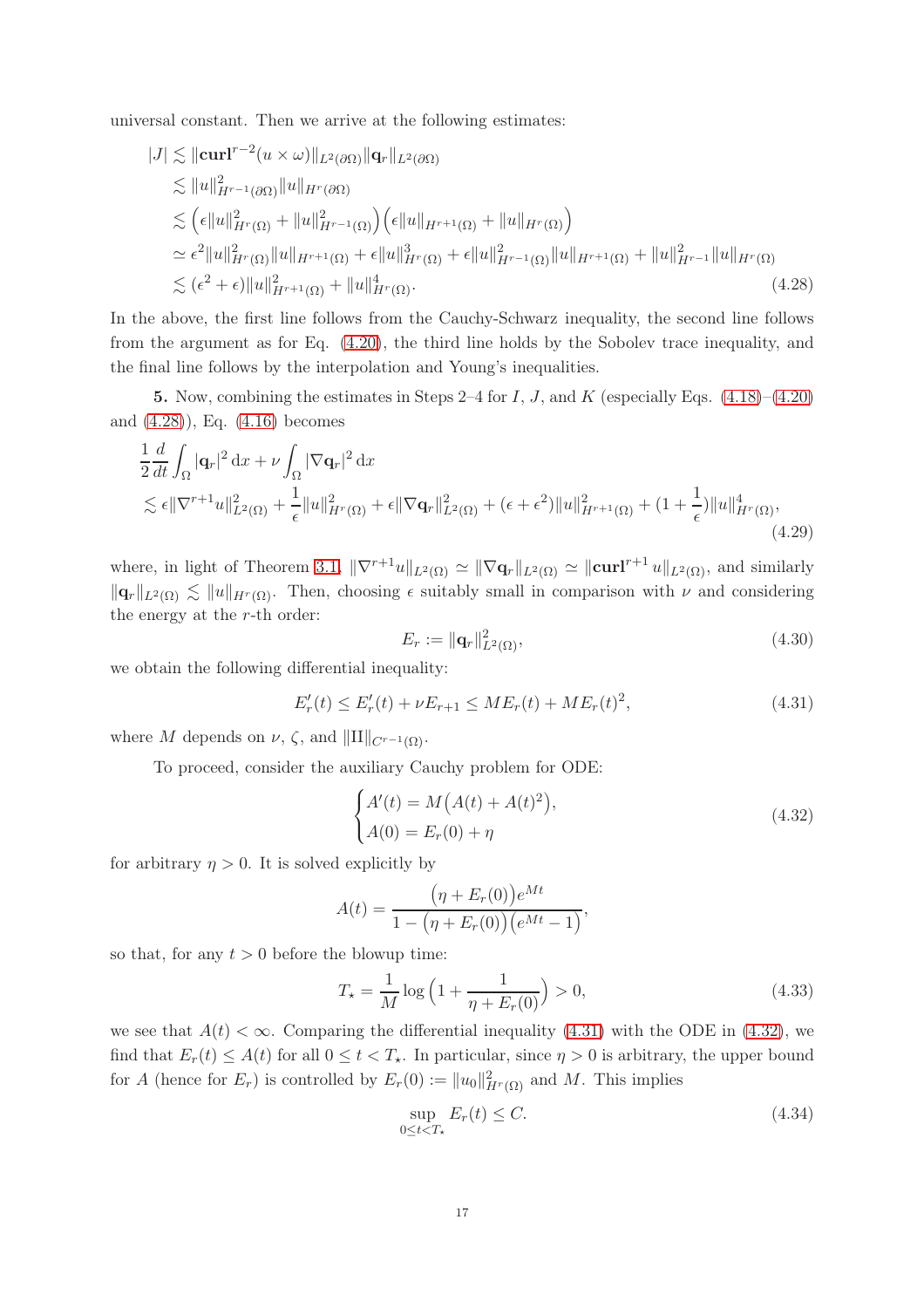universal constant. Then we arrive at the following estimates:

$$
\begin{aligned}
|J| &\lesssim \|\mathbf{curl}^{r-2}(u\times\omega)\|_{L^2(\partial\Omega)}\|\mathbf{q}_r\|_{L^2(\partial\Omega)}\\
&\lesssim \|u\|^2_{H^{r-1}(\partial\Omega)}\|u\|_{H^r(\partial\Omega)}\\
&\lesssim \Big(\epsilon\|u\|^2_{H^r(\Omega)}+\|u\|^2_{H^{r-1}(\Omega)}\Big)\Big(\epsilon\|u\|_{H^{r+1}(\Omega)}+\|u\|_{H^r(\Omega)}\Big)\\
&\simeq \epsilon^2\|u\|^2_{H^r(\Omega)}\|u\|_{H^{r+1}(\Omega)}+\epsilon\|u\|^3_{H^r(\Omega)}+\epsilon\|u\|^2_{H^{r-1}(\Omega)}\|u\|_{H^{r+1}(\Omega)}+\|u\|^2_{H^{r-1}}\|u\|_{H^r(\Omega)}\\
&\lesssim (\epsilon^2+\epsilon)\|u\|^2_{H^{r+1}(\Omega)}+\|u\|^4_{H^r(\Omega)}.
\end{aligned}
\tag{4.28}
$$

In the above, the first line follows from the Cauchy-Schwarz inequality, the second line follows from the argument as for Eq. (4.20), the third line holds by the Sobolev trace inequality, and the final line follows by the interpolation and Young's inequalities.

**5.** Now, combining the estimates in Steps 2–4 for $I$, $J$, and $K$ (especially Eqs. (4.18)–(4.20) and (4.28)), Eq. (4.16) becomes

$$
\begin{aligned}
&\frac{1}{2}\frac{d}{dt}\int_\Omega |\mathbf{q}_r|^2\,\mathrm{d}x+\nu\int_\Omega|\nabla\mathbf{q}_r|^2\,\mathrm{d}x\\
&\lesssim \epsilon\|\nabla^{r+1}u\|^2_{L^2(\Omega)}+\frac{1}{\epsilon}\|u\|^2_{H^r(\Omega)}+\epsilon\|\nabla\mathbf{q}_r\|^2_{L^2(\Omega)}+(\epsilon+\epsilon^2)\|u\|^2_{H^{r+1}(\Omega)}+(1+\frac{1}{\epsilon})\|u\|^4_{H^r(\Omega)},
\end{aligned}
\tag{4.29}
$$

where, in light of Theorem 3.1, $\|\nabla^{r+1}u\|_{L^2(\Omega)}\simeq\|\nabla\mathbf{q}_r\|_{L^2(\Omega)}\simeq\|\mathbf{curl}^{r+1}u\|_{L^2(\Omega)}$, and similarly $\|\mathbf{q}_r\|_{L^2(\Omega)}\lesssim\|u\|_{H^r(\Omega)}$. Then, choosing $\epsilon$ suitably small in comparison with $\nu$ and considering the energy at the $r$-th order:

$$
E_r := \|\mathbf{q}_r\|^2_{L^2(\Omega)},
\tag{4.30}
$$

we obtain the following differential inequality:

$$
E_r'(t)\le E_r'(t)+\nu E_{r+1}\le ME_r(t)+ME_r(t)^2,
\tag{4.31}
$$

where $M$ depends on $\nu$, $\zeta$, and $\|\mathrm{II}\|_{C^{r-1}(\Omega)}$.

To proceed, consider the auxiliary Cauchy problem for ODE:

$$
\begin{cases}
A'(t)=M\big(A(t)+A(t)^2\big),\\
A(0)=E_r(0)+\eta
\end{cases}
\tag{4.32}
$$

for arbitrary $\eta>0$. It is solved explicitly by

$$
A(t)=\frac{\big(\eta+E_r(0)\big)e^{Mt}}{1-\big(\eta+E_r(0)\big)\big(e^{Mt}-1\big)},
$$

so that, for any $t>0$ before the blowup time:

$$
T_\star=\frac{1}{M}\log\Big(1+\frac{1}{\eta+E_r(0)}\Big)>0,
\tag{4.33}
$$

we see that $A(t)<\infty$. Comparing the differential inequality (4.31) with the ODE in (4.32), we find that $E_r(t)\le A(t)$ for all $0\le t<T_\star$. In particular, since $\eta>0$ is arbitrary, the upper bound for $A$ (hence for $E_r$) is controlled by $E_r(0):=\|u_0\|^2_{H^r(\Omega)}$ and $M$. This implies

$$
\sup_{0\le t<T_\star}E_r(t)\le C.
\tag{4.34}
$$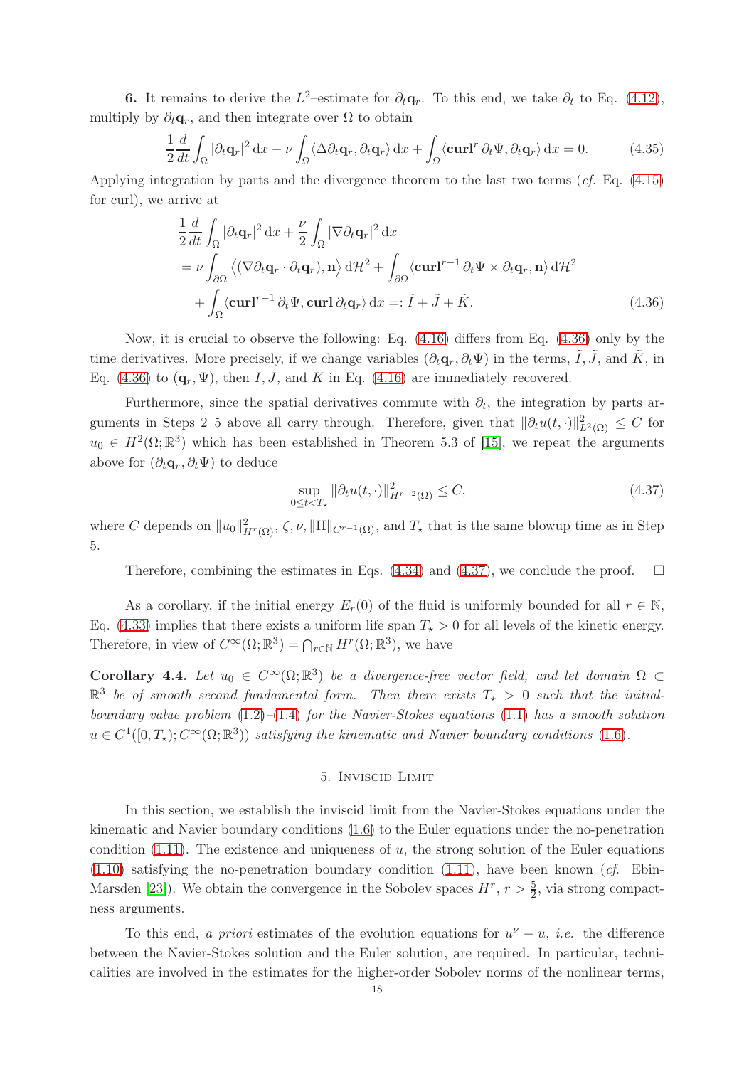**6.** It remains to derive the $L^2$–estimate for $\partial_t \mathbf{q}_r$. To this end, we take $\partial_t$ to Eq. (4.12), multiply by $\partial_t \mathbf{q}_r$, and then integrate over $\Omega$ to obtain

$$\frac{1}{2}\frac{d}{dt}\int_\Omega |\partial_t \mathbf{q}_r|^2\,\mathrm{d}x - \nu\int_\Omega \langle \Delta\partial_t \mathbf{q}_r, \partial_t \mathbf{q}_r\rangle\,\mathrm{d}x + \int_\Omega \langle \mathbf{curl}^r\,\partial_t\Psi, \partial_t \mathbf{q}_r\rangle\,\mathrm{d}x = 0. \tag{4.35}$$

Applying integration by parts and the divergence theorem to the last two terms (*cf.* Eq. (4.15) for curl), we arrive at

$$\begin{aligned}
&\frac{1}{2}\frac{d}{dt}\int_\Omega |\partial_t \mathbf{q}_r|^2\,\mathrm{d}x + \frac{\nu}{2}\int_\Omega |\nabla\partial_t \mathbf{q}_r|^2\,\mathrm{d}x\\
&= \nu\int_{\partial\Omega}\Big\langle (\nabla\partial_t \mathbf{q}_r\cdot\partial_t \mathbf{q}_r), \mathbf{n}\Big\rangle\,\mathrm{d}\mathcal{H}^2 + \int_{\partial\Omega}\langle \mathbf{curl}^{r-1}\,\partial_t\Psi\times\partial_t \mathbf{q}_r, \mathbf{n}\rangle\,\mathrm{d}\mathcal{H}^2\\
&\quad + \int_\Omega \langle \mathbf{curl}^{r-1}\,\partial_t\Psi, \mathbf{curl}\,\partial_t \mathbf{q}_r\rangle\,\mathrm{d}x =: \tilde{I} + \tilde{J} + \tilde{K}.
\end{aligned} \tag{4.36}$$

Now, it is crucial to observe the following: Eq. (4.16) differs from Eq. (4.36) only by the time derivatives. More precisely, if we change variables $(\partial_t \mathbf{q}_r, \partial_t\Psi)$ in the terms, $\tilde{I}, \tilde{J}$, and $\tilde{K}$, in Eq. (4.36) to $(\mathbf{q}_r, \Psi)$, then $I, J$, and $K$ in Eq. (4.16) are immediately recovered.

Furthermore, since the spatial derivatives commute with $\partial_t$, the integration by parts arguments in Steps 2–5 above all carry through. Therefore, given that $\|\partial_t u(t,\cdot)\|^2_{L^2(\Omega)} \leq C$ for $u_0 \in H^2(\Omega;\mathbb{R}^3)$ which has been established in Theorem 5.3 of [15], we repeat the arguments above for $(\partial_t \mathbf{q}_r, \partial_t\Psi)$ to deduce

$$\sup_{0\leq t<T_\star} \|\partial_t u(t,\cdot)\|^2_{H^{r-2}(\Omega)} \leq C, \tag{4.37}$$

where $C$ depends on $\|u_0\|^2_{H^r(\Omega)}$, $\zeta, \nu, \|\mathrm{II}\|_{C^{r-1}(\Omega)}$, and $T_\star$ that is the same blowup time as in Step 5.

Therefore, combining the estimates in Eqs. (4.34) and (4.37), we conclude the proof. $\square$

As a corollary, if the initial energy $E_r(0)$ of the fluid is uniformly bounded for all $r \in \mathbb{N}$, Eq. (4.33) implies that there exists a uniform life span $T_\star > 0$ for all levels of the kinetic energy. Therefore, in view of $C^\infty(\Omega;\mathbb{R}^3) = \bigcap_{r\in\mathbb{N}} H^r(\Omega;\mathbb{R}^3)$, we have

**Corollary 4.4.** *Let $u_0 \in C^\infty(\Omega;\mathbb{R}^3)$ be a divergence-free vector field, and let domain $\Omega \subset \mathbb{R}^3$ be of smooth second fundamental form. Then there exists $T_\star > 0$ such that the initial-boundary value problem (1.2)–(1.4) for the Navier-Stokes equations (1.1) has a smooth solution $u \in C^1([0,T_\star); C^\infty(\Omega;\mathbb{R}^3))$ satisfying the kinematic and Navier boundary conditions (1.6).*

## 5. Inviscid Limit

In this section, we establish the inviscid limit from the Navier-Stokes equations under the kinematic and Navier boundary conditions (1.6) to the Euler equations under the no-penetration condition (1.11). The existence and uniqueness of $u$, the strong solution of the Euler equations (1.10) satisfying the no-penetration boundary condition (1.11), have been known (*cf.* Ebin-Marsden [23]). We obtain the convergence in the Sobolev spaces $H^r$, $r > \frac{5}{2}$, via strong compactness arguments.

To this end, *a priori* estimates of the evolution equations for $u^\nu - u$, *i.e.* the difference between the Navier-Stokes solution and the Euler solution, are required. In particular, technicalities are involved in the estimates for the higher-order Sobolev norms of the nonlinear terms,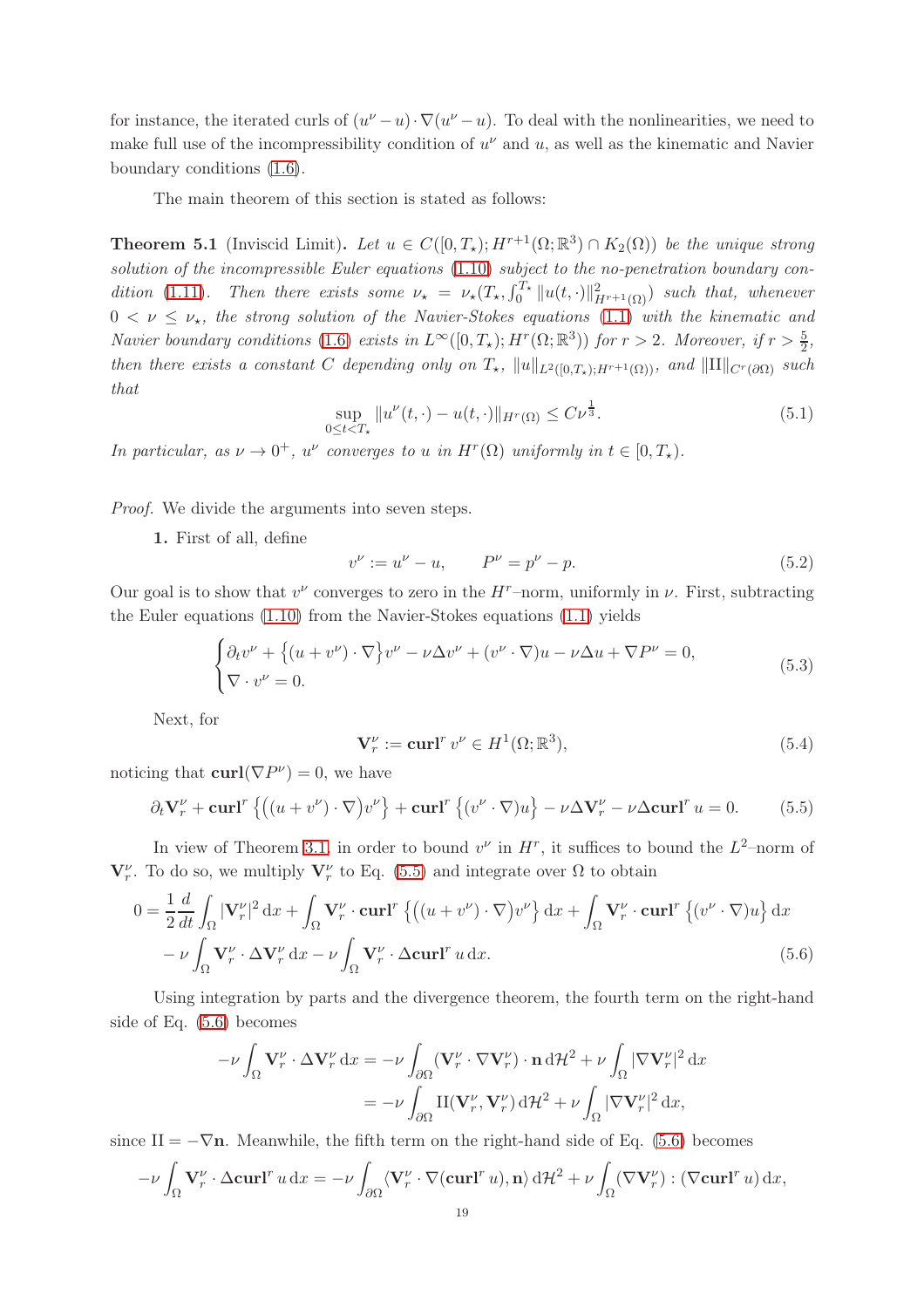for instance, the iterated curls of $(u^\nu - u)\cdot\nabla(u^\nu - u)$. To deal with the nonlinearities, we need to make full use of the incompressibility condition of $u^\nu$ and $u$, as well as the kinematic and Navier boundary conditions (1.6).

The main theorem of this section is stated as follows:

**Theorem 5.1** (Inviscid Limit)**.** *Let $u \in C([0,T_\star); H^{r+1}(\Omega;\mathbb{R}^3)\cap K_2(\Omega))$ be the unique strong solution of the incompressible Euler equations (1.10) subject to the no-penetration boundary condition (1.11). Then there exists some $\nu_\star = \nu_\star(T_\star, \int_0^{T_\star}\|u(t,\cdot)\|^2_{H^{r+1}(\Omega)})$ such that, whenever $0<\nu\leq\nu_\star$, the strong solution of the Navier-Stokes equations (1.1) with the kinematic and Navier boundary conditions (1.6) exists in $L^\infty([0,T_\star);H^r(\Omega;\mathbb{R}^3))$ for $r>2$. Moreover, if $r>\frac{5}{2}$, then there exists a constant $C$ depending only on $T_\star$, $\|u\|_{L^2([0,T_\star);H^{r+1}(\Omega))}$, and $\|\mathrm{II}\|_{C^r(\partial\Omega)}$ such that*

$$\sup_{0\leq t<T_\star}\|u^\nu(t,\cdot)-u(t,\cdot)\|_{H^r(\Omega)}\leq C\nu^{\frac{1}{3}}. \tag{5.1}$$

*In particular, as $\nu\to 0^+$, $u^\nu$ converges to $u$ in $H^r(\Omega)$ uniformly in $t\in[0,T_\star)$.*

*Proof.* We divide the arguments into seven steps.

**1.** First of all, define

$$v^\nu := u^\nu - u, \qquad P^\nu = p^\nu - p. \tag{5.2}$$

Our goal is to show that $v^\nu$ converges to zero in the $H^r$–norm, uniformly in $\nu$. First, subtracting the Euler equations (1.10) from the Navier-Stokes equations (1.1) yields

$$\begin{cases}\partial_t v^\nu + \big\{(u+v^\nu)\cdot\nabla\big\}v^\nu - \nu\Delta v^\nu + (v^\nu\cdot\nabla)u - \nu\Delta u + \nabla P^\nu = 0,\\ \nabla\cdot v^\nu = 0.\end{cases} \tag{5.3}$$

Next, for

$$\mathbf{V}^\nu_r := \mathbf{curl}^r\, v^\nu \in H^1(\Omega;\mathbb{R}^3), \tag{5.4}$$

noticing that $\mathbf{curl}(\nabla P^\nu)=0$, we have

$$\partial_t\mathbf{V}^\nu_r + \mathbf{curl}^r\left\{\big((u+v^\nu)\cdot\nabla\big)v^\nu\right\} + \mathbf{curl}^r\left\{(v^\nu\cdot\nabla)u\right\} - \nu\Delta\mathbf{V}^\nu_r - \nu\Delta\mathbf{curl}^r\, u = 0. \tag{5.5}$$

In view of Theorem 3.1, in order to bound $v^\nu$ in $H^r$, it suffices to bound the $L^2$–norm of $\mathbf{V}^\nu_r$. To do so, we multiply $\mathbf{V}^\nu_r$ to Eq. (5.5) and integrate over $\Omega$ to obtain

$$\begin{aligned}0 = \frac{1}{2}\frac{d}{dt}\int_\Omega|\mathbf{V}^\nu_r|^2\,\mathrm{d}x + \int_\Omega\mathbf{V}^\nu_r\cdot\mathbf{curl}^r\left\{\big((u+v^\nu)\cdot\nabla\big)v^\nu\right\}\mathrm{d}x + \int_\Omega\mathbf{V}^\nu_r\cdot\mathbf{curl}^r\left\{(v^\nu\cdot\nabla)u\right\}\mathrm{d}x\\ -\nu\int_\Omega\mathbf{V}^\nu_r\cdot\Delta\mathbf{V}^\nu_r\,\mathrm{d}x - \nu\int_\Omega\mathbf{V}^\nu_r\cdot\Delta\mathbf{curl}^r\, u\,\mathrm{d}x.\end{aligned} \tag{5.6}$$

Using integration by parts and the divergence theorem, the fourth term on the right-hand side of Eq. (5.6) becomes

$$\begin{aligned}-\nu\int_\Omega\mathbf{V}^\nu_r\cdot\Delta\mathbf{V}^\nu_r\,\mathrm{d}x &= -\nu\int_{\partial\Omega}(\mathbf{V}^\nu_r\cdot\nabla\mathbf{V}^\nu_r)\cdot\mathbf{n}\,\mathrm{d}\mathcal{H}^2 + \nu\int_\Omega|\nabla\mathbf{V}^\nu_r|^2\,\mathrm{d}x\\ &= -\nu\int_{\partial\Omega}\mathrm{II}(\mathbf{V}^\nu_r,\mathbf{V}^\nu_r)\,\mathrm{d}\mathcal{H}^2 + \nu\int_\Omega|\nabla\mathbf{V}^\nu_r|^2\,\mathrm{d}x,\end{aligned}$$

since $\mathrm{II} = -\nabla\mathbf{n}$. Meanwhile, the fifth term on the right-hand side of Eq. (5.6) becomes

$$-\nu\int_\Omega\mathbf{V}^\nu_r\cdot\Delta\mathbf{curl}^r\, u\,\mathrm{d}x = -\nu\int_{\partial\Omega}\langle\mathbf{V}^\nu_r\cdot\nabla(\mathbf{curl}^r\, u),\mathbf{n}\rangle\,\mathrm{d}\mathcal{H}^2 + \nu\int_\Omega(\nabla\mathbf{V}^\nu_r):(\nabla\mathbf{curl}^r\, u)\,\mathrm{d}x,$$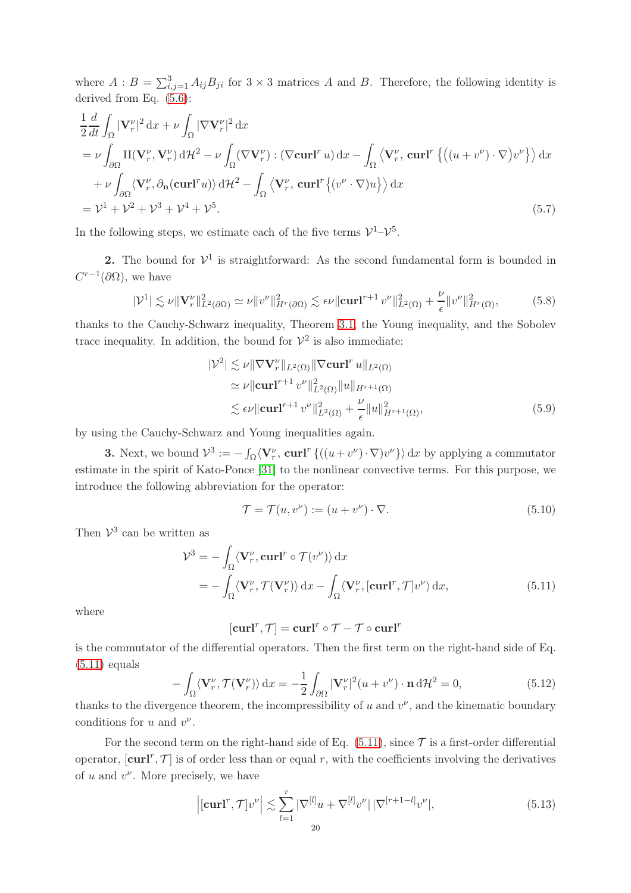where $A : B = \sum_{i,j=1}^{3} A_{ij}B_{ji}$ for $3 \times 3$ matrices $A$ and $B$. Therefore, the following identity is derived from Eq. (5.6):

$$
\begin{aligned}
&\frac{1}{2}\frac{d}{dt}\int_\Omega |\mathbf{V}_r^\nu|^2 \,\mathrm{d}x + \nu \int_\Omega |\nabla \mathbf{V}_r^\nu|^2 \,\mathrm{d}x \\
&= \nu \int_{\partial\Omega} \mathrm{II}(\mathbf{V}_r^\nu, \mathbf{V}_r^\nu)\,\mathrm{d}\mathcal{H}^2 - \nu \int_\Omega (\nabla \mathbf{V}_r^\nu) : (\nabla \mathbf{curl}^r\, u)\,\mathrm{d}x - \int_\Omega \Big\langle \mathbf{V}_r^\nu,\, \mathbf{curl}^r \left\{ \big((u+v^\nu)\cdot\nabla\big)v^\nu \right\} \Big\rangle \,\mathrm{d}x \\
&\quad + \nu \int_{\partial\Omega} \langle \mathbf{V}_r^\nu, \partial_{\mathbf{n}}(\mathbf{curl}^r u)\rangle \,\mathrm{d}\mathcal{H}^2 - \int_\Omega \Big\langle \mathbf{V}_r^\nu,\, \mathbf{curl}^r \left\{ (v^\nu\cdot\nabla)u \right\} \Big\rangle \,\mathrm{d}x \\
&= \mathcal{V}^1 + \mathcal{V}^2 + \mathcal{V}^3 + \mathcal{V}^4 + \mathcal{V}^5.
\end{aligned} \tag{5.7}
$$

In the following steps, we estimate each of the five terms $\mathcal{V}^1$–$\mathcal{V}^5$.

**2.** The bound for $\mathcal{V}^1$ is straightforward: As the second fundamental form is bounded in $C^{r-1}(\partial\Omega)$, we have

$$
|\mathcal{V}^1| \lesssim \nu \|\mathbf{V}_r^\nu\|^2_{L^2(\partial\Omega)} \simeq \nu \|v^\nu\|^2_{H^r(\partial\Omega)} \lesssim \epsilon\nu \|\mathbf{curl}^{r+1}\, v^\nu\|^2_{L^2(\Omega)} + \frac{\nu}{\epsilon}\|v^\nu\|^2_{H^r(\Omega)}, \tag{5.8}
$$

thanks to the Cauchy-Schwarz inequality, Theorem 3.1, the Young inequality, and the Sobolev trace inequality. In addition, the bound for $\mathcal{V}^2$ is also immediate:

$$
\begin{aligned}
|\mathcal{V}^2| &\lesssim \nu \|\nabla \mathbf{V}_r^\nu\|_{L^2(\Omega)} \|\nabla \mathbf{curl}^r\, u\|_{L^2(\Omega)} \\
&\simeq \nu \|\mathbf{curl}^{r+1}\, v^\nu\|^2_{L^2(\Omega)} \|u\|_{H^{r+1}(\Omega)} \\
&\lesssim \epsilon\nu \|\mathbf{curl}^{r+1}\, v^\nu\|^2_{L^2(\Omega)} + \frac{\nu}{\epsilon}\|u\|^2_{H^{r+1}(\Omega)},
\end{aligned} \tag{5.9}
$$

by using the Cauchy-Schwarz and Young inequalities again.

**3.** Next, we bound $\mathcal{V}^3 := -\int_\Omega \langle \mathbf{V}_r^\nu, \mathbf{curl}^r\left\{((u+v^\nu)\cdot\nabla)v^\nu\right\}\rangle \,\mathrm{d}x$ by applying a commutator estimate in the spirit of Kato-Ponce [31] to the nonlinear convective terms. For this purpose, we introduce the following abbreviation for the operator:

$$
\mathcal{T} = \mathcal{T}(u, v^\nu) := (u + v^\nu)\cdot\nabla. \tag{5.10}
$$

Then $\mathcal{V}^3$ can be written as

$$
\begin{aligned}
\mathcal{V}^3 &= -\int_\Omega \langle \mathbf{V}_r^\nu, \mathbf{curl}^r \circ \mathcal{T}(v^\nu)\rangle \,\mathrm{d}x \\
&= -\int_\Omega \langle \mathbf{V}_r^\nu, \mathcal{T}(\mathbf{V}_r^\nu)\rangle \,\mathrm{d}x - \int_\Omega \langle \mathbf{V}_r^\nu, [\mathbf{curl}^r, \mathcal{T}]v^\nu\rangle \,\mathrm{d}x,
\end{aligned} \tag{5.11}
$$

where

$$
[\mathbf{curl}^r, \mathcal{T}] = \mathbf{curl}^r \circ \mathcal{T} - \mathcal{T} \circ \mathbf{curl}^r
$$

is the commutator of the differential operators. Then the first term on the right-hand side of Eq. (5.11) equals

$$
-\int_\Omega \langle \mathbf{V}_r^\nu, \mathcal{T}(\mathbf{V}_r^\nu)\rangle \,\mathrm{d}x = -\frac{1}{2}\int_{\partial\Omega} |\mathbf{V}_r^\nu|^2 (u+v^\nu)\cdot\mathbf{n}\,\mathrm{d}\mathcal{H}^2 = 0, \tag{5.12}
$$

thanks to the divergence theorem, the incompressibility of $u$ and $v^\nu$, and the kinematic boundary conditions for $u$ and $v^\nu$.

For the second term on the right-hand side of Eq. (5.11), since $\mathcal{T}$ is a first-order differential operator, $[\mathbf{curl}^r, \mathcal{T}]$ is of order less than or equal $r$, with the coefficients involving the derivatives of $u$ and $v^\nu$. More precisely, we have

$$
\left|[\mathbf{curl}^r, \mathcal{T}]v^\nu\right| \lesssim \sum_{l=1}^{r} |\nabla^{[l]}u + \nabla^{[l]}v^\nu|\, |\nabla^{[r+1-l]}v^\nu|, \tag{5.13}
$$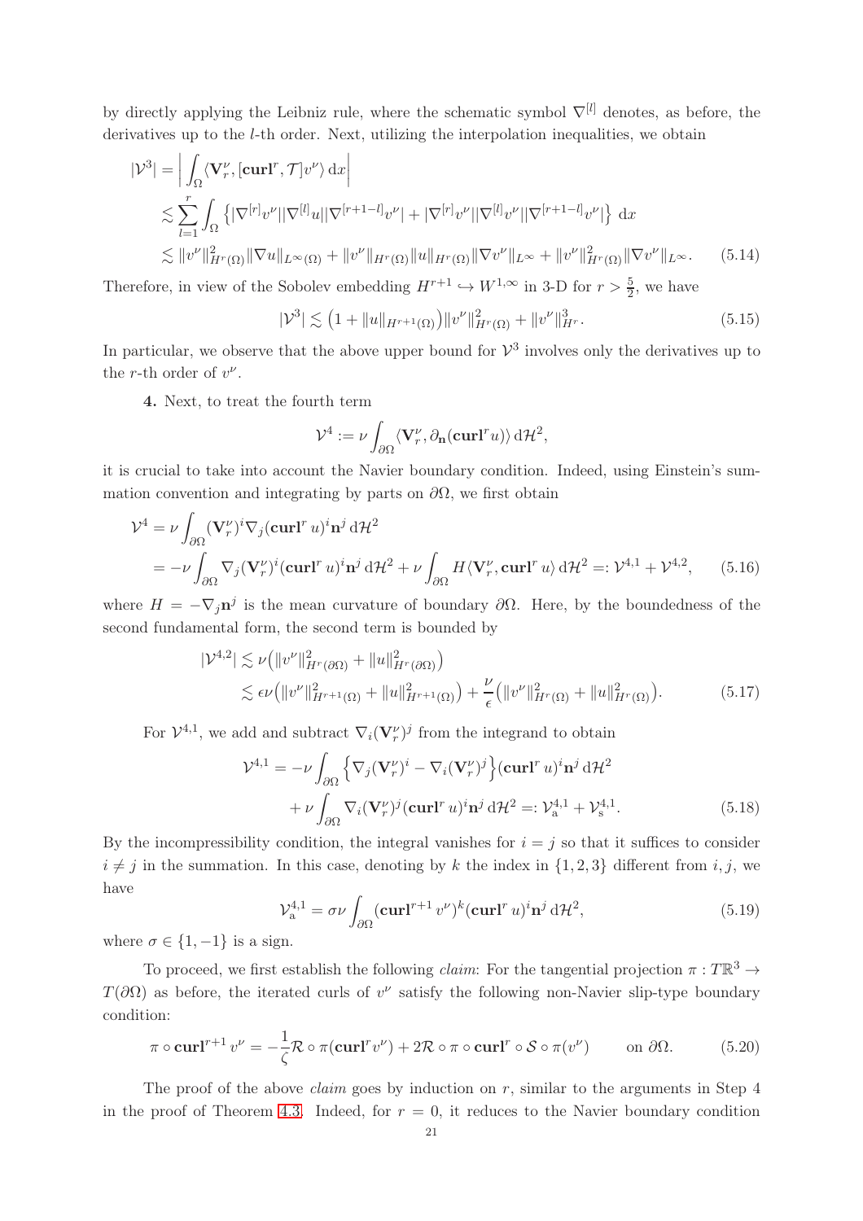by directly applying the Leibniz rule, where the schematic symbol $\nabla^{[l]}$ denotes, as before, the derivatives up to the $l$-th order. Next, utilizing the interpolation inequalities, we obtain

$$
\begin{aligned}
|\mathcal{V}^3| &= \left| \int_\Omega \langle \mathbf{V}_r^\nu, [\mathbf{curl}^r, \mathcal{T}] v^\nu \rangle \,\mathrm{d}x \right| \\
&\lesssim \sum_{l=1}^r \int_\Omega \left\{ |\nabla^{[r]} v^\nu| |\nabla^{[l]} u| |\nabla^{[r+1-l]} v^\nu| + |\nabla^{[r]} v^\nu| |\nabla^{[l]} v^\nu| |\nabla^{[r+1-l]} v^\nu| \right\} \,\mathrm{d}x \\
&\lesssim \|v^\nu\|^2_{H^r(\Omega)} \|\nabla u\|_{L^\infty(\Omega)} + \|v^\nu\|_{H^r(\Omega)} \|u\|_{H^r(\Omega)} \|\nabla v^\nu\|_{L^\infty} + \|v^\nu\|^2_{H^r(\Omega)} \|\nabla v^\nu\|_{L^\infty}. \qquad (5.14)
\end{aligned}
$$

Therefore, in view of the Sobolev embedding $H^{r+1} \hookrightarrow W^{1,\infty}$ in 3-D for $r > \frac{5}{2}$, we have

$$
|\mathcal{V}^3| \lesssim \left(1 + \|u\|_{H^{r+1}(\Omega)}\right) \|v^\nu\|^2_{H^r(\Omega)} + \|v^\nu\|^3_{H^r}. \qquad (5.15)
$$

In particular, we observe that the above upper bound for $\mathcal{V}^3$ involves only the derivatives up to the $r$-th order of $v^\nu$.

**4.** Next, to treat the fourth term

$$
\mathcal{V}^4 := \nu \int_{\partial\Omega} \langle \mathbf{V}_r^\nu, \partial_{\mathbf{n}} (\mathbf{curl}^r u) \rangle \,\mathrm{d}\mathcal{H}^2,
$$

it is crucial to take into account the Navier boundary condition. Indeed, using Einstein's summation convention and integrating by parts on $\partial\Omega$, we first obtain

$$
\begin{aligned}
\mathcal{V}^4 &= \nu \int_{\partial\Omega} (\mathbf{V}_r^\nu)^i \nabla_j (\mathbf{curl}^r\, u)^i \mathbf{n}^j \,\mathrm{d}\mathcal{H}^2 \\
&= -\nu \int_{\partial\Omega} \nabla_j (\mathbf{V}_r^\nu)^i (\mathbf{curl}^r\, u)^i \mathbf{n}^j \,\mathrm{d}\mathcal{H}^2 + \nu \int_{\partial\Omega} H \langle \mathbf{V}_r^\nu, \mathbf{curl}^r\, u \rangle \,\mathrm{d}\mathcal{H}^2 =: \mathcal{V}^{4,1} + \mathcal{V}^{4,2}, \qquad (5.16)
\end{aligned}
$$

where $H = -\nabla_j \mathbf{n}^j$ is the mean curvature of boundary $\partial\Omega$. Here, by the boundedness of the second fundamental form, the second term is bounded by

$$
\begin{aligned}
|\mathcal{V}^{4,2}| &\lesssim \nu \left( \|v^\nu\|^2_{H^r(\partial\Omega)} + \|u\|^2_{H^r(\partial\Omega)} \right) \\
&\lesssim \epsilon \nu \left( \|v^\nu\|^2_{H^{r+1}(\Omega)} + \|u\|^2_{H^{r+1}(\Omega)} \right) + \frac{\nu}{\epsilon} \left( \|v^\nu\|^2_{H^r(\Omega)} + \|u\|^2_{H^r(\Omega)} \right). \qquad (5.17)
\end{aligned}
$$

For $\mathcal{V}^{4,1}$, we add and subtract $\nabla_i (\mathbf{V}_r^\nu)^j$ from the integrand to obtain

$$
\begin{aligned}
\mathcal{V}^{4,1} = &-\nu \int_{\partial\Omega} \left\{ \nabla_j (\mathbf{V}_r^\nu)^i - \nabla_i (\mathbf{V}_r^\nu)^j \right\} (\mathbf{curl}^r\, u)^i \mathbf{n}^j \,\mathrm{d}\mathcal{H}^2 \\
&+ \nu \int_{\partial\Omega} \nabla_i (\mathbf{V}_r^\nu)^j (\mathbf{curl}^r\, u)^i \mathbf{n}^j \,\mathrm{d}\mathcal{H}^2 =: \mathcal{V}^{4,1}_{\mathrm{a}} + \mathcal{V}^{4,1}_{\mathrm{s}}. \qquad (5.18)
\end{aligned}
$$

By the incompressibility condition, the integral vanishes for $i = j$ so that it suffices to consider $i \neq j$ in the summation. In this case, denoting by $k$ the index in $\{1, 2, 3\}$ different from $i, j$, we have

$$
\mathcal{V}^{4,1}_{\mathrm{a}} = \sigma \nu \int_{\partial\Omega} (\mathbf{curl}^{r+1}\, v^\nu)^k (\mathbf{curl}^r\, u)^i \mathbf{n}^j \,\mathrm{d}\mathcal{H}^2, \qquad (5.19)
$$

where $\sigma \in \{1, -1\}$ is a sign.

To proceed, we first establish the following *claim*: For the tangential projection $\pi : T\mathbb{R}^3 \to T(\partial\Omega)$ as before, the iterated curls of $v^\nu$ satisfy the following non-Navier slip-type boundary condition:

$$
\pi \circ \mathbf{curl}^{r+1}\, v^\nu = -\frac{1}{\zeta} \mathcal{R} \circ \pi(\mathbf{curl}^r v^\nu) + 2\mathcal{R} \circ \pi \circ \mathbf{curl}^r \circ \mathcal{S} \circ \pi(v^\nu) \qquad \text{on } \partial\Omega. \qquad (5.20)
$$

The proof of the above *claim* goes by induction on $r$, similar to the arguments in Step 4 in the proof of Theorem 4.3. Indeed, for $r = 0$, it reduces to the Navier boundary condition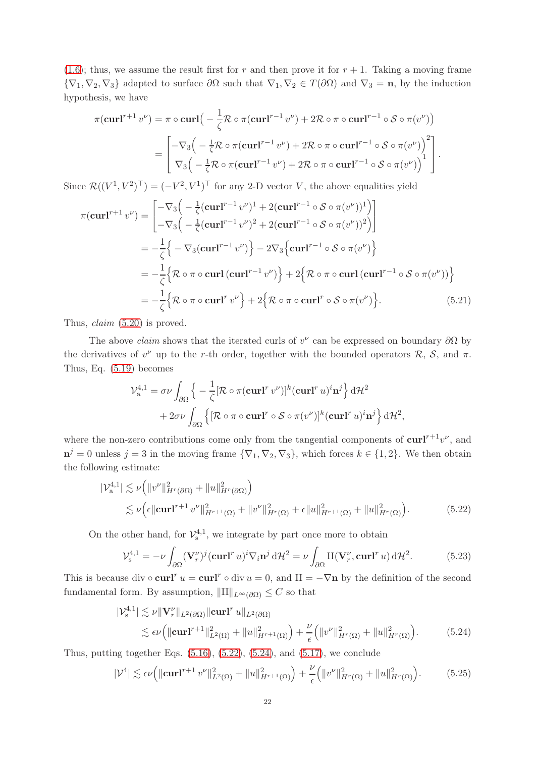(1.6); thus, we assume the result first for $r$ and then prove it for $r+1$. Taking a moving frame $\{\nabla_1, \nabla_2, \nabla_3\}$ adapted to surface $\partial\Omega$ such that $\nabla_1, \nabla_2 \in T(\partial\Omega)$ and $\nabla_3 = \mathbf{n}$, by the induction hypothesis, we have

$$
\begin{aligned}
\pi(\mathbf{curl}^{r+1} v^\nu) &= \pi \circ \mathbf{curl}\Big( -\frac{1}{\zeta}\mathcal{R}\circ \pi(\mathbf{curl}^{r-1} v^\nu) + 2\mathcal{R}\circ\pi\circ\mathbf{curl}^{r-1}\circ\mathcal{S}\circ\pi(v^\nu)\Big) \\
&= \begin{bmatrix} -\nabla_3\Big( -\frac{1}{\zeta}\mathcal{R}\circ \pi(\mathbf{curl}^{r-1} v^\nu) + 2\mathcal{R}\circ\pi\circ\mathbf{curl}^{r-1}\circ\mathcal{S}\circ\pi(v^\nu)\Big)^2 \\ \nabla_3\Big( -\frac{1}{\zeta}\mathcal{R}\circ \pi(\mathbf{curl}^{r-1} v^\nu) + 2\mathcal{R}\circ\pi\circ\mathbf{curl}^{r-1}\circ\mathcal{S}\circ\pi(v^\nu)\Big)^1 \end{bmatrix}.
\end{aligned}
$$

Since $\mathcal{R}((V^1,V^2)^\top) = (-V^2, V^1)^\top$ for any 2-D vector $V$, the above equalities yield

$$
\begin{aligned}
\pi(\mathbf{curl}^{r+1} v^\nu) &= \begin{bmatrix} -\nabla_3\Big( -\frac{1}{\zeta}(\mathbf{curl}^{r-1} v^\nu)^1 + 2(\mathbf{curl}^{r-1}\circ\mathcal{S}\circ\pi(v^\nu))^1\Big) \\ -\nabla_3\Big( -\frac{1}{\zeta}(\mathbf{curl}^{r-1} v^\nu)^2 + 2(\mathbf{curl}^{r-1}\circ\mathcal{S}\circ\pi(v^\nu))^2\Big) \end{bmatrix} \\
&= -\frac{1}{\zeta}\Big\{ -\nabla_3(\mathbf{curl}^{r-1} v^\nu)\Big\} - 2\nabla_3\Big\{\mathbf{curl}^{r-1}\circ\mathcal{S}\circ\pi(v^\nu)\Big\} \\
&= -\frac{1}{\zeta}\Big\{\mathcal{R}\circ\pi\circ\mathbf{curl}\,(\mathbf{curl}^{r-1} v^\nu)\Big\} + 2\Big\{\mathcal{R}\circ\pi\circ\mathbf{curl}\,(\mathbf{curl}^{r-1}\circ\mathcal{S}\circ\pi(v^\nu))\Big\} \\
&= -\frac{1}{\zeta}\Big\{\mathcal{R}\circ\pi\circ\mathbf{curl}^{r} v^\nu\Big\} + 2\Big\{\mathcal{R}\circ\pi\circ\mathbf{curl}^{r}\circ\mathcal{S}\circ\pi(v^\nu)\Big\}.
\end{aligned} \tag{5.21}
$$

Thus, *claim* (5.20) is proved.

The above *claim* shows that the iterated curls of $v^\nu$ can be expressed on boundary $\partial\Omega$ by the derivatives of $v^\nu$ up to the $r$-th order, together with the bounded operators $\mathcal{R}$, $\mathcal{S}$, and $\pi$. Thus, Eq. (5.19) becomes

$$
\begin{aligned}
\mathcal{V}^{4,1}_{\mathrm{a}} &= \sigma\nu\int_{\partial\Omega}\Big\{ -\frac{1}{\zeta}[\mathcal{R}\circ\pi(\mathbf{curl}^r v^\nu)]^k(\mathbf{curl}^r u)^i\mathbf{n}^j\Big\}\,\mathrm{d}\mathcal{H}^2 \\
&\quad + 2\sigma\nu\int_{\partial\Omega}\Big\{[\mathcal{R}\circ\pi\circ\mathbf{curl}^r\circ\mathcal{S}\circ\pi(v^\nu)]^k(\mathbf{curl}^r u)^i\mathbf{n}^j\Big\}\,\mathrm{d}\mathcal{H}^2,
\end{aligned}
$$

where the non-zero contributions come only from the tangential components of $\mathbf{curl}^{r+1}v^\nu$, and $\mathbf{n}^j = 0$ unless $j=3$ in the moving frame $\{\nabla_1,\nabla_2,\nabla_3\}$, which forces $k\in\{1,2\}$. We then obtain the following estimate:

$$
\begin{aligned}
|\mathcal{V}^{4,1}_{\mathrm{a}}| &\lesssim \nu\Big(\|v^\nu\|^2_{H^r(\partial\Omega)} + \|u\|^2_{H^r(\partial\Omega)}\Big) \\
&\lesssim \nu\Big(\epsilon\|\mathbf{curl}^{r+1} v^\nu\|^2_{H^{r+1}(\Omega)} + \|v^\nu\|^2_{H^r(\Omega)} + \epsilon\|u\|^2_{H^{r+1}(\Omega)} + \|u\|^2_{H^r(\Omega)}\Big).
\end{aligned} \tag{5.22}
$$

On the other hand, for $\mathcal{V}^{4,1}_{\mathrm{s}}$, we integrate by part once more to obtain

$$
\mathcal{V}^{4,1}_{\mathrm{s}} = -\nu\int_{\partial\Omega}(\mathbf{V}^\nu_r)^j(\mathbf{curl}^r u)^i\nabla_i\mathbf{n}^j\,\mathrm{d}\mathcal{H}^2 = \nu\int_{\partial\Omega}\mathrm{II}(\mathbf{V}^\nu_r, \mathbf{curl}^r u)\,\mathrm{d}\mathcal{H}^2. \tag{5.23}
$$

This is because $\operatorname{div}\circ\mathbf{curl}^r u = \mathbf{curl}^r\circ\operatorname{div} u = 0$, and $\mathrm{II} = -\nabla\mathbf{n}$ by the definition of the second fundamental form. By assumption, $\|\mathrm{II}\|_{L^\infty(\partial\Omega)} \le C$ so that

$$
\begin{aligned}
|\mathcal{V}^{4,1}_{\mathrm{s}}| &\lesssim \nu\|\mathbf{V}^\nu_r\|_{L^2(\partial\Omega)}\|\mathbf{curl}^r u\|_{L^2(\partial\Omega)} \\
&\lesssim \epsilon\nu\Big(\|\mathbf{curl}^{r+1}\|^2_{L^2(\Omega)} + \|u\|^2_{H^{r+1}(\Omega)}\Big) + \frac{\nu}{\epsilon}\Big(\|v^\nu\|^2_{H^r(\Omega)} + \|u\|^2_{H^r(\Omega)}\Big).
\end{aligned} \tag{5.24}
$$

Thus, putting together Eqs. (5.16), (5.22), (5.24), and (5.17), we conclude

$$
|\mathcal{V}^4| \lesssim \epsilon\nu\Big(\|\mathbf{curl}^{r+1} v^\nu\|^2_{L^2(\Omega)} + \|u\|^2_{H^{r+1}(\Omega)}\Big) + \frac{\nu}{\epsilon}\Big(\|v^\nu\|^2_{H^r(\Omega)} + \|u\|^2_{H^r(\Omega)}\Big). \tag{5.25}
$$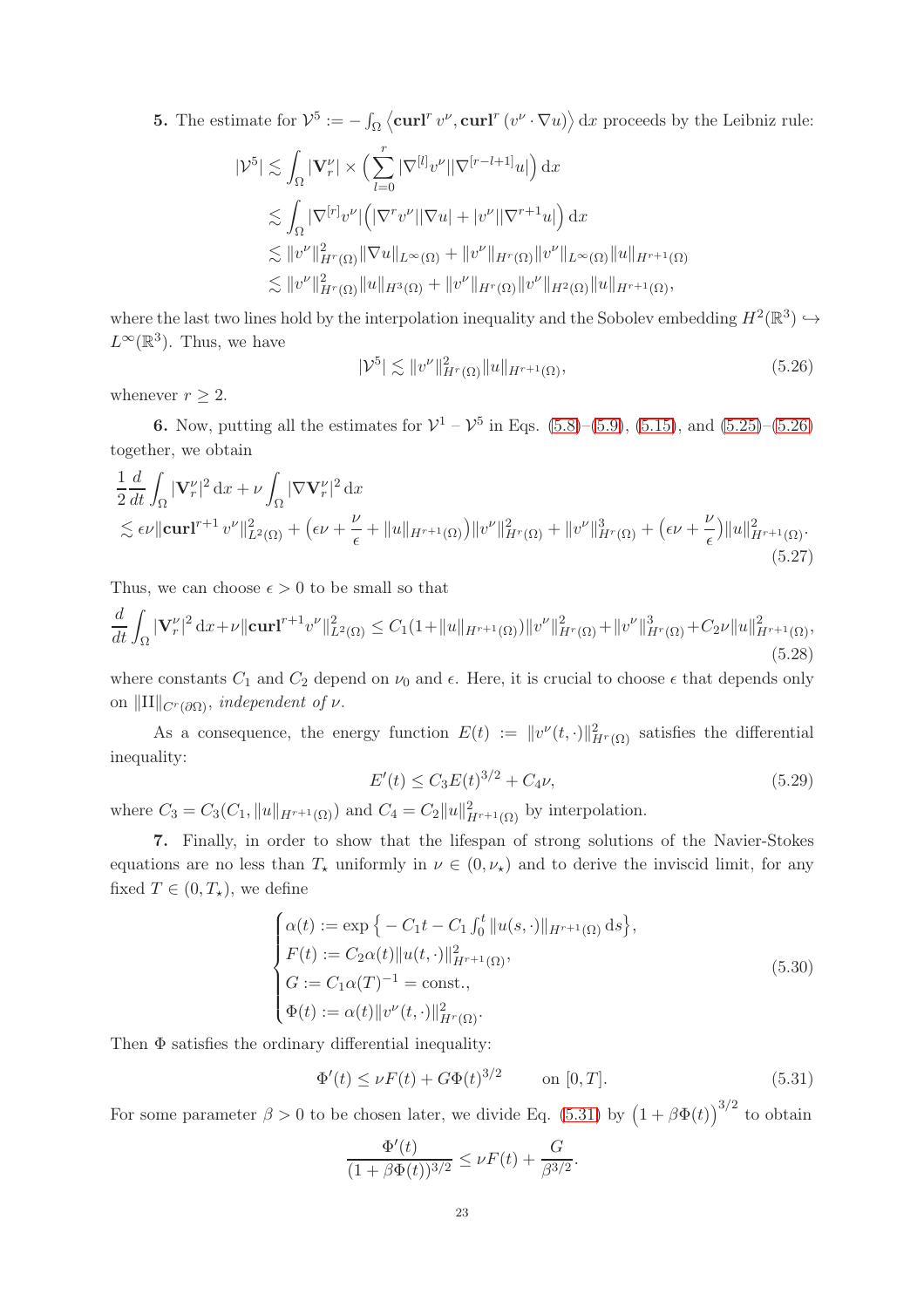**5.** The estimate for $\mathcal{V}^5 := -\int_\Omega \left\langle \mathbf{curl}^r\, v^\nu, \mathbf{curl}^r\,(v^\nu \cdot \nabla u)\right\rangle \mathrm{d}x$ proceeds by the Leibniz rule:

$$
\begin{aligned}
|\mathcal{V}^5| &\lesssim \int_\Omega |\mathbf{V}^\nu_r| \times \Big( \sum_{l=0}^{r} |\nabla^{[l]} v^\nu| |\nabla^{[r-l+1]} u| \Big)\,\mathrm{d}x \\
&\lesssim \int_\Omega |\nabla^{[r]} v^\nu| \Big( |\nabla^r v^\nu||\nabla u| + |v^\nu||\nabla^{r+1} u| \Big)\,\mathrm{d}x \\
&\lesssim \|v^\nu\|^2_{H^r(\Omega)} \|\nabla u\|_{L^\infty(\Omega)} + \|v^\nu\|_{H^r(\Omega)} \|v^\nu\|_{L^\infty(\Omega)} \|u\|_{H^{r+1}(\Omega)} \\
&\lesssim \|v^\nu\|^2_{H^r(\Omega)} \|u\|_{H^3(\Omega)} + \|v^\nu\|_{H^r(\Omega)} \|v^\nu\|_{H^2(\Omega)} \|u\|_{H^{r+1}(\Omega)},
\end{aligned}
$$

where the last two lines hold by the interpolation inequality and the Sobolev embedding $H^2(\mathbb{R}^3) \hookrightarrow L^\infty(\mathbb{R}^3)$. Thus, we have

$$
|\mathcal{V}^5| \lesssim \|v^\nu\|^2_{H^r(\Omega)} \|u\|_{H^{r+1}(\Omega)}, \tag{5.26}
$$

whenever $r \geq 2$.

**6.** Now, putting all the estimates for $\mathcal{V}^1$ – $\mathcal{V}^5$ in Eqs. (5.8)–(5.9), (5.15), and (5.25)–(5.26) together, we obtain

$$
\begin{aligned}
&\frac{1}{2}\frac{d}{dt}\int_\Omega |\mathbf{V}^\nu_r|^2\,\mathrm{d}x + \nu \int_\Omega |\nabla \mathbf{V}^\nu_r|^2\,\mathrm{d}x \\
&\lesssim \epsilon\nu \|\mathbf{curl}^{r+1}\, v^\nu\|^2_{L^2(\Omega)} + \big(\epsilon\nu + \frac{\nu}{\epsilon} + \|u\|_{H^{r+1}(\Omega)}\big)\|v^\nu\|^2_{H^r(\Omega)} + \|v^\nu\|^3_{H^r(\Omega)} + \big(\epsilon\nu + \frac{\nu}{\epsilon}\big)\|u\|^2_{H^{r+1}(\Omega)}.
\end{aligned}
\tag{5.27}
$$

Thus, we can choose $\epsilon > 0$ to be small so that

$$
\frac{d}{dt}\int_\Omega |\mathbf{V}^\nu_r|^2\,\mathrm{d}x + \nu \|\mathbf{curl}^{r+1} v^\nu\|^2_{L^2(\Omega)} \leq C_1(1+\|u\|_{H^{r+1}(\Omega)})\|v^\nu\|^2_{H^r(\Omega)} + \|v^\nu\|^3_{H^r(\Omega)} + C_2\nu\|u\|^2_{H^{r+1}(\Omega)}, \tag{5.28}
$$

where constants $C_1$ and $C_2$ depend on $\nu_0$ and $\epsilon$. Here, it is crucial to choose $\epsilon$ that depends only on $\|\mathrm{II}\|_{C^r(\partial\Omega)}$, *independent of* $\nu$.

As a consequence, the energy function $E(t) := \|v^\nu(t,\cdot)\|^2_{H^r(\Omega)}$ satisfies the differential inequality:

$$
E'(t) \leq C_3 E(t)^{3/2} + C_4\nu, \tag{5.29}
$$

where $C_3 = C_3(C_1, \|u\|_{H^{r+1}(\Omega)})$ and $C_4 = C_2\|u\|^2_{H^{r+1}(\Omega)}$ by interpolation.

**7.** Finally, in order to show that the lifespan of strong solutions of the Navier-Stokes equations are no less than $T_\star$ uniformly in $\nu \in (0, \nu_\star)$ and to derive the inviscid limit, for any fixed $T \in (0, T_\star)$, we define

$$
\begin{cases}
\alpha(t) := \exp\big\{ -C_1 t - C_1\int_0^t \|u(s,\cdot)\|_{H^{r+1}(\Omega)}\,\mathrm{d}s \big\}, \\
F(t) := C_2\alpha(t)\|u(t,\cdot)\|^2_{H^{r+1}(\Omega)}, \\
G := C_1\alpha(T)^{-1} = \text{const.}, \\
\Phi(t) := \alpha(t)\|v^\nu(t,\cdot)\|^2_{H^r(\Omega)}.
\end{cases}
\tag{5.30}
$$

Then $\Phi$ satisfies the ordinary differential inequality:

$$
\Phi'(t) \leq \nu F(t) + G\Phi(t)^{3/2} \qquad \text{on } [0,T]. \tag{5.31}
$$

For some parameter $\beta > 0$ to be chosen later, we divide Eq. (5.31) by $\big(1+\beta\Phi(t)\big)^{3/2}$ to obtain

$$
\frac{\Phi'(t)}{(1+\beta\Phi(t))^{3/2}} \leq \nu F(t) + \frac{G}{\beta^{3/2}}.
$$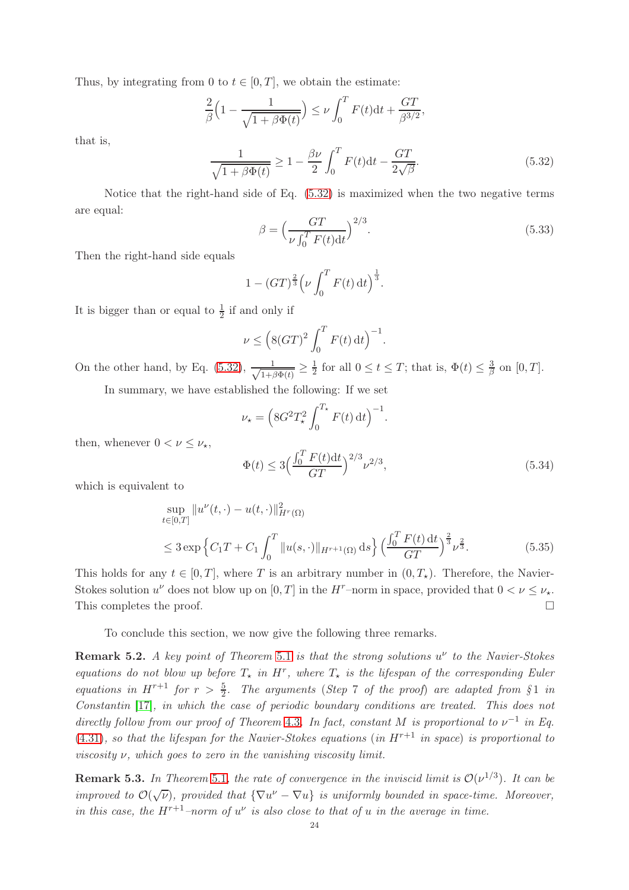Thus, by integrating from 0 to $t \in [0, T]$, we obtain the estimate:

$$\frac{2}{\beta}\Big(1 - \frac{1}{\sqrt{1+\beta\Phi(t)}}\Big) \le \nu \int_0^T F(t)\mathrm{d}t + \frac{GT}{\beta^{3/2}},$$

that is,

$$\frac{1}{\sqrt{1+\beta\Phi(t)}} \ge 1 - \frac{\beta\nu}{2}\int_0^T F(t)\mathrm{d}t - \frac{GT}{2\sqrt{\beta}}. \tag{5.32}$$

Notice that the right-hand side of Eq. (5.32) is maximized when the two negative terms are equal:

$$\beta = \Big(\frac{GT}{\nu\int_0^T F(t)\mathrm{d}t}\Big)^{2/3}. \tag{5.33}$$

Then the right-hand side equals

$$1 - (GT)^{\frac{2}{3}}\Big(\nu\int_0^T F(t)\,\mathrm{d}t\Big)^{\frac{1}{3}}.$$

It is bigger than or equal to $\frac{1}{2}$ if and only if

$$\nu \le \Big(8(GT)^2\int_0^T F(t)\,\mathrm{d}t\Big)^{-1}.$$

On the other hand, by Eq. (5.32), $\frac{1}{\sqrt{1+\beta\Phi(t)}} \ge \frac{1}{2}$ for all $0 \le t \le T$; that is, $\Phi(t) \le \frac{3}{\beta}$ on $[0, T]$.

In summary, we have established the following: If we set

$$\nu_\star = \Big(8G^2T_\star^2\int_0^{T_\star} F(t)\,\mathrm{d}t\Big)^{-1}.$$

then, whenever $0 < \nu \le \nu_\star$,

$$\Phi(t) \le 3\Big(\frac{\int_0^T F(t)\mathrm{d}t}{GT}\Big)^{2/3}\nu^{2/3}, \tag{5.34}$$

which is equivalent to

$$\begin{aligned}
&\sup_{t\in[0,T]}\|u^\nu(t,\cdot) - u(t,\cdot)\|^2_{H^r(\Omega)} \\
&\le 3\exp\Big\{C_1T + C_1\int_0^T \|u(s,\cdot)\|_{H^{r+1}(\Omega)}\,\mathrm{d}s\Big\}\Big(\frac{\int_0^T F(t)\,\mathrm{d}t}{GT}\Big)^{\frac{2}{3}}\nu^{\frac{2}{3}}.
\end{aligned} \tag{5.35}$$

This holds for any $t \in [0, T]$, where $T$ is an arbitrary number in $(0, T_\star)$. Therefore, the Navier-Stokes solution $u^\nu$ does not blow up on $[0, T]$ in the $H^r$–norm in space, provided that $0 < \nu \le \nu_\star$. This completes the proof. □

To conclude this section, we now give the following three remarks.

**Remark 5.2.** *A key point of Theorem 5.1 is that the strong solutions $u^\nu$ to the Navier-Stokes equations do not blow up before $T_\star$ in $H^r$, where $T_\star$ is the lifespan of the corresponding Euler equations in $H^{r+1}$ for $r > \frac{5}{2}$. The arguments (Step 7 of the proof) are adapted from §1 in Constantin [17], in which the case of periodic boundary conditions are treated. This does not directly follow from our proof of Theorem 4.3. In fact, constant $M$ is proportional to $\nu^{-1}$ in Eq. (4.31), so that the lifespan for the Navier-Stokes equations (in $H^{r+1}$ in space) is proportional to viscosity $\nu$, which goes to zero in the vanishing viscosity limit.*

**Remark 5.3.** *In Theorem 5.1, the rate of convergence in the inviscid limit is $\mathcal{O}(\nu^{1/3})$. It can be improved to $\mathcal{O}(\sqrt{\nu})$, provided that $\{\nabla u^\nu - \nabla u\}$ is uniformly bounded in space-time. Moreover, in this case, the $H^{r+1}$–norm of $u^\nu$ is also close to that of $u$ in the average in time.*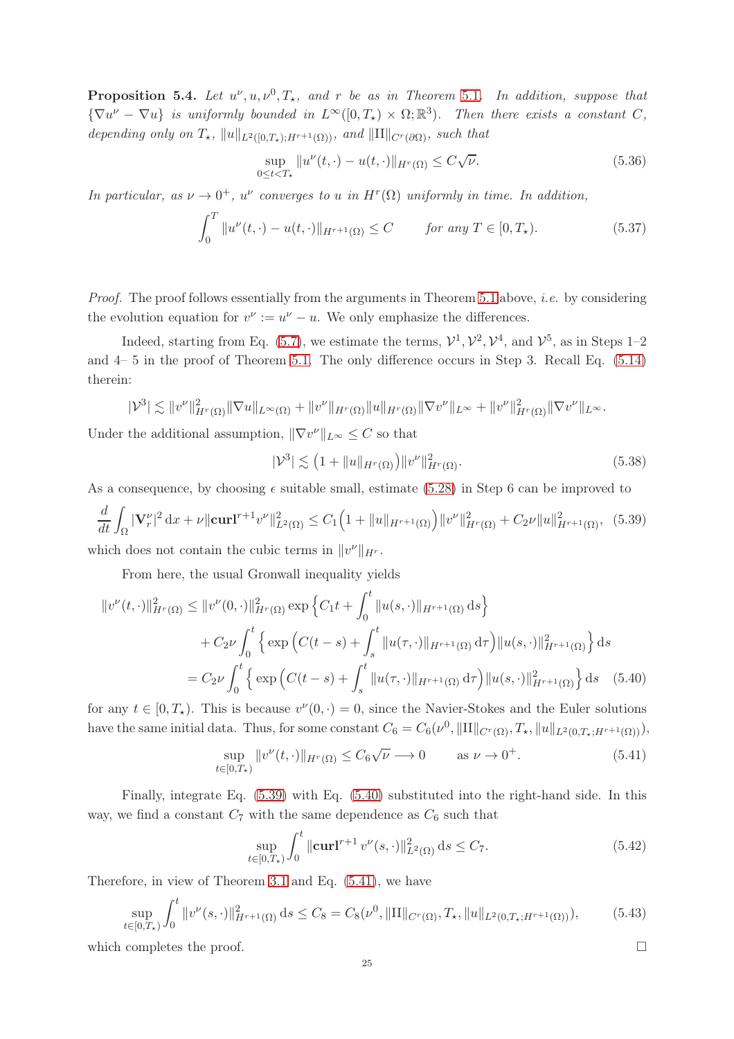**Proposition 5.4.** *Let $u^\nu, u, \nu^0, T_\star$, and $r$ be as in Theorem 5.1. In addition, suppose that $\{\nabla u^\nu - \nabla u\}$ is uniformly bounded in $L^\infty([0,T_\star)\times\Omega;\mathbb{R}^3)$. Then there exists a constant $C$, depending only on $T_\star$, $\|u\|_{L^2([0,T_\star);H^{r+1}(\Omega))}$, and $\|\mathrm{II}\|_{C^r(\partial\Omega)}$, such that*

$$\sup_{0\leq t<T_\star} \|u^\nu(t,\cdot) - u(t,\cdot)\|_{H^r(\Omega)} \leq C\sqrt{\nu}. \tag{5.36}$$

*In particular, as $\nu \to 0^+$, $u^\nu$ converges to $u$ in $H^r(\Omega)$ uniformly in time. In addition,*

$$\int_0^T \|u^\nu(t,\cdot) - u(t,\cdot)\|_{H^{r+1}(\Omega)} \leq C \qquad \text{for any } T \in [0,T_\star). \tag{5.37}$$

*Proof.* The proof follows essentially from the arguments in Theorem 5.1 above, *i.e.* by considering the evolution equation for $v^\nu := u^\nu - u$. We only emphasize the differences.

Indeed, starting from Eq. (5.7), we estimate the terms, $\mathcal{V}^1, \mathcal{V}^2, \mathcal{V}^4$, and $\mathcal{V}^5$, as in Steps 1–2 and 4– 5 in the proof of Theorem 5.1. The only difference occurs in Step 3. Recall Eq. (5.14) therein:

$$|\mathcal{V}^3| \lesssim \|v^\nu\|^2_{H^r(\Omega)}\|\nabla u\|_{L^\infty(\Omega)} + \|v^\nu\|_{H^r(\Omega)}\|u\|_{H^r(\Omega)}\|\nabla v^\nu\|_{L^\infty} + \|v^\nu\|^2_{H^r(\Omega)}\|\nabla v^\nu\|_{L^\infty}.$$

Under the additional assumption, $\|\nabla v^\nu\|_{L^\infty} \leq C$ so that

$$|\mathcal{V}^3| \lesssim \big(1 + \|u\|_{H^r(\Omega)}\big)\|v^\nu\|^2_{H^r(\Omega)}. \tag{5.38}$$

As a consequence, by choosing $\epsilon$ suitable small, estimate (5.28) in Step 6 can be improved to

$$\frac{d}{dt}\int_\Omega |\mathbf{V}^\nu_r|^2\,\mathrm{d}x + \nu\|\mathbf{curl}^{r+1}v^\nu\|^2_{L^2(\Omega)} \leq C_1\Big(1 + \|u\|_{H^{r+1}(\Omega)}\Big)\|v^\nu\|^2_{H^r(\Omega)} + C_2\nu\|u\|^2_{H^{r+1}(\Omega)}, \tag{5.39}$$

which does not contain the cubic terms in $\|v^\nu\|_{H^r}$.

From here, the usual Gronwall inequality yields

$$\begin{aligned}
\|v^\nu(t,\cdot)\|^2_{H^r(\Omega)} &\leq \|v^\nu(0,\cdot)\|^2_{H^r(\Omega)}\exp\Big\{C_1 t + \int_0^t \|u(s,\cdot)\|_{H^{r+1}(\Omega)}\,\mathrm{d}s\Big\} \\
&\quad + C_2\nu\int_0^t \Big\{\exp\Big(C(t-s) + \int_s^t \|u(\tau,\cdot)\|_{H^{r+1}(\Omega)}\,\mathrm{d}\tau\Big)\|u(s,\cdot)\|^2_{H^{r+1}(\Omega)}\Big\}\,\mathrm{d}s \\
&= C_2\nu\int_0^t \Big\{\exp\Big(C(t-s) + \int_s^t \|u(\tau,\cdot)\|_{H^{r+1}(\Omega)}\,\mathrm{d}\tau\Big)\|u(s,\cdot)\|^2_{H^{r+1}(\Omega)}\Big\}\,\mathrm{d}s
\end{aligned} \tag{5.40}$$

for any $t \in [0,T_\star)$. This is because $v^\nu(0,\cdot) = 0$, since the Navier-Stokes and the Euler solutions have the same initial data. Thus, for some constant $C_6 = C_6(\nu^0, \|\mathrm{II}\|_{C^r(\Omega)}, T_\star, \|u\|_{L^2(0,T_\star;H^{r+1}(\Omega))})$,

$$\sup_{t\in[0,T_\star)} \|v^\nu(t,\cdot)\|_{H^r(\Omega)} \leq C_6\sqrt{\nu} \longrightarrow 0 \qquad \text{as } \nu \to 0^+. \tag{5.41}$$

Finally, integrate Eq. (5.39) with Eq. (5.40) substituted into the right-hand side. In this way, we find a constant $C_7$ with the same dependence as $C_6$ such that

$$\sup_{t\in[0,T_\star)} \int_0^t \|\mathbf{curl}^{r+1}\,v^\nu(s,\cdot)\|^2_{L^2(\Omega)}\,\mathrm{d}s \leq C_7. \tag{5.42}$$

Therefore, in view of Theorem 3.1 and Eq. (5.41), we have

$$\sup_{t\in[0,T_\star)} \int_0^t \|v^\nu(s,\cdot)\|^2_{H^{r+1}(\Omega)}\,\mathrm{d}s \leq C_8 = C_8(\nu^0, \|\mathrm{II}\|_{C^r(\Omega)}, T_\star, \|u\|_{L^2(0,T_\star;H^{r+1}(\Omega))}), \tag{5.43}$$

which completes the proof. $\square$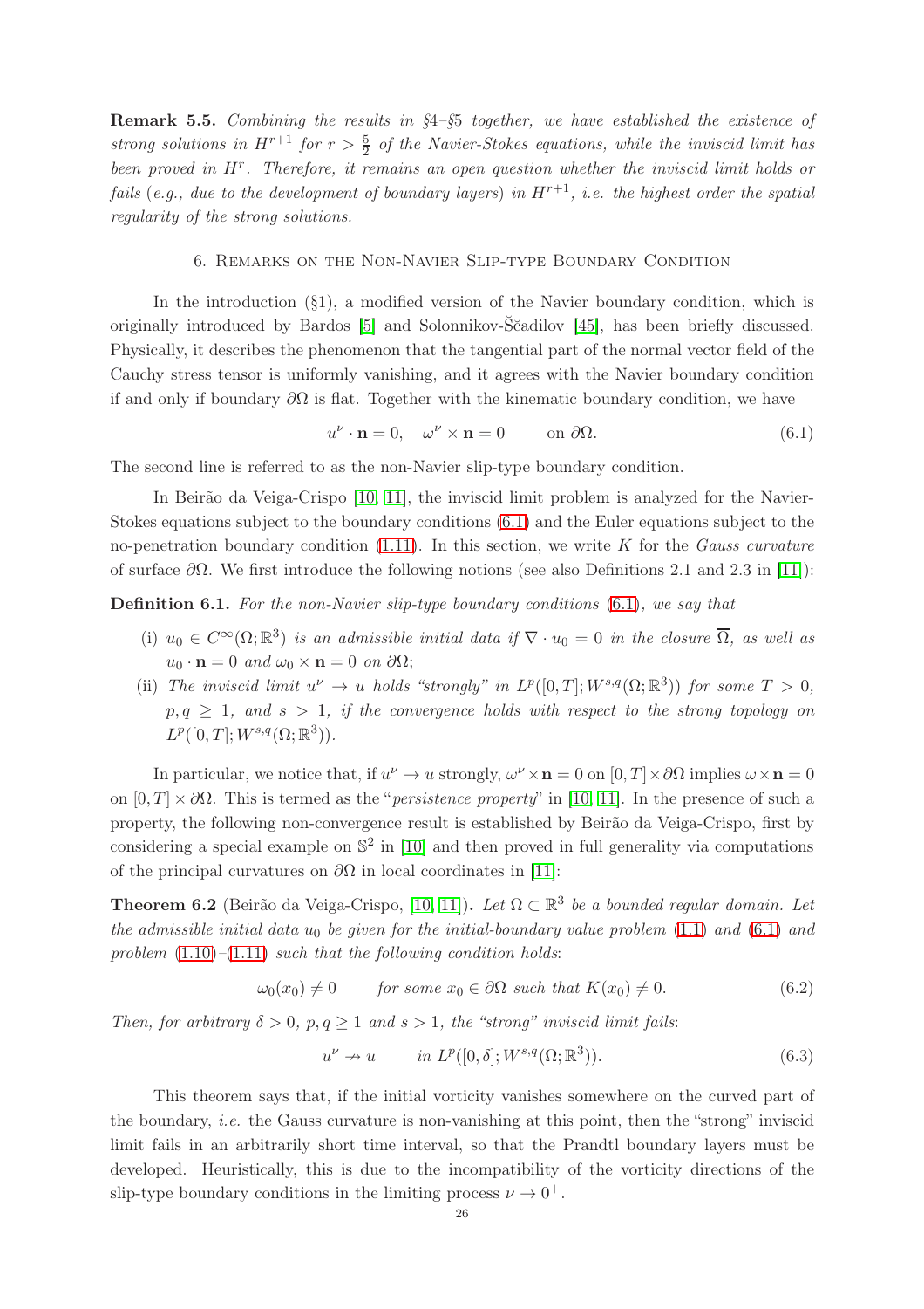**Remark 5.5.** *Combining the results in §4–§5 together, we have established the existence of strong solutions in $H^{r+1}$ for $r > \frac{5}{2}$ of the Navier-Stokes equations, while the inviscid limit has been proved in $H^r$. Therefore, it remains an open question whether the inviscid limit holds or fails (e.g., due to the development of boundary layers) in $H^{r+1}$, i.e. the highest order the spatial regularity of the strong solutions.*

## 6. Remarks on the Non-Navier Slip-type Boundary Condition

In the introduction (§1), a modified version of the Navier boundary condition, which is originally introduced by Bardos [5] and Solonnikov-Ščadilov [45], has been briefly discussed. Physically, it describes the phenomenon that the tangential part of the normal vector field of the Cauchy stress tensor is uniformly vanishing, and it agrees with the Navier boundary condition if and only if boundary $\partial\Omega$ is flat. Together with the kinematic boundary condition, we have

$$u^\nu \cdot \mathbf{n} = 0, \quad \omega^\nu \times \mathbf{n} = 0 \qquad \text{on } \partial\Omega. \tag{6.1}$$

The second line is referred to as the non-Navier slip-type boundary condition.

In Beirão da Veiga-Crispo [10, 11], the inviscid limit problem is analyzed for the Navier-Stokes equations subject to the boundary conditions (6.1) and the Euler equations subject to the no-penetration boundary condition (1.11). In this section, we write $K$ for the *Gauss curvature* of surface $\partial\Omega$. We first introduce the following notions (see also Definitions 2.1 and 2.3 in [11]):

**Definition 6.1.** *For the non-Navier slip-type boundary conditions (6.1), we say that*

- (i) *$u_0 \in C^\infty(\Omega;\mathbb{R}^3)$ is an admissible initial data if $\nabla \cdot u_0 = 0$ in the closure $\overline{\Omega}$, as well as $u_0 \cdot \mathbf{n} = 0$ and $\omega_0 \times \mathbf{n} = 0$ on $\partial\Omega$;*
- (ii) *The inviscid limit $u^\nu \to u$ holds "strongly" in $L^p([0,T]; W^{s,q}(\Omega;\mathbb{R}^3))$ for some $T > 0$, $p, q \geq 1$, and $s > 1$, if the convergence holds with respect to the strong topology on $L^p([0,T]; W^{s,q}(\Omega;\mathbb{R}^3))$.*

In particular, we notice that, if $u^\nu \to u$ strongly, $\omega^\nu \times \mathbf{n} = 0$ on $[0,T]\times\partial\Omega$ implies $\omega \times \mathbf{n} = 0$ on $[0,T]\times\partial\Omega$. This is termed as the "*persistence property*" in [10, 11]. In the presence of such a property, the following non-convergence result is established by Beirão da Veiga-Crispo, first by considering a special example on $\mathbb{S}^2$ in [10] and then proved in full generality via computations of the principal curvatures on $\partial\Omega$ in local coordinates in [11]:

**Theorem 6.2** (Beirão da Veiga-Crispo, [10, 11])**.** *Let $\Omega \subset \mathbb{R}^3$ be a bounded regular domain. Let the admissible initial data $u_0$ be given for the initial-boundary value problem (1.1) and (6.1) and problem (1.10)–(1.11) such that the following condition holds:*

$$\omega_0(x_0) \neq 0 \qquad \text{for some } x_0 \in \partial\Omega \text{ such that } K(x_0) \neq 0. \tag{6.2}$$

*Then, for arbitrary $\delta > 0$, $p, q \geq 1$ and $s > 1$, the "strong" inviscid limit fails:*

$$u^\nu \nrightarrow u \qquad \text{in } L^p([0,\delta]; W^{s,q}(\Omega;\mathbb{R}^3)). \tag{6.3}$$

This theorem says that, if the initial vorticity vanishes somewhere on the curved part of the boundary, *i.e.* the Gauss curvature is non-vanishing at this point, then the "strong" inviscid limit fails in an arbitrarily short time interval, so that the Prandtl boundary layers must be developed. Heuristically, this is due to the incompatibility of the vorticity directions of the slip-type boundary conditions in the limiting process $\nu \to 0^+$.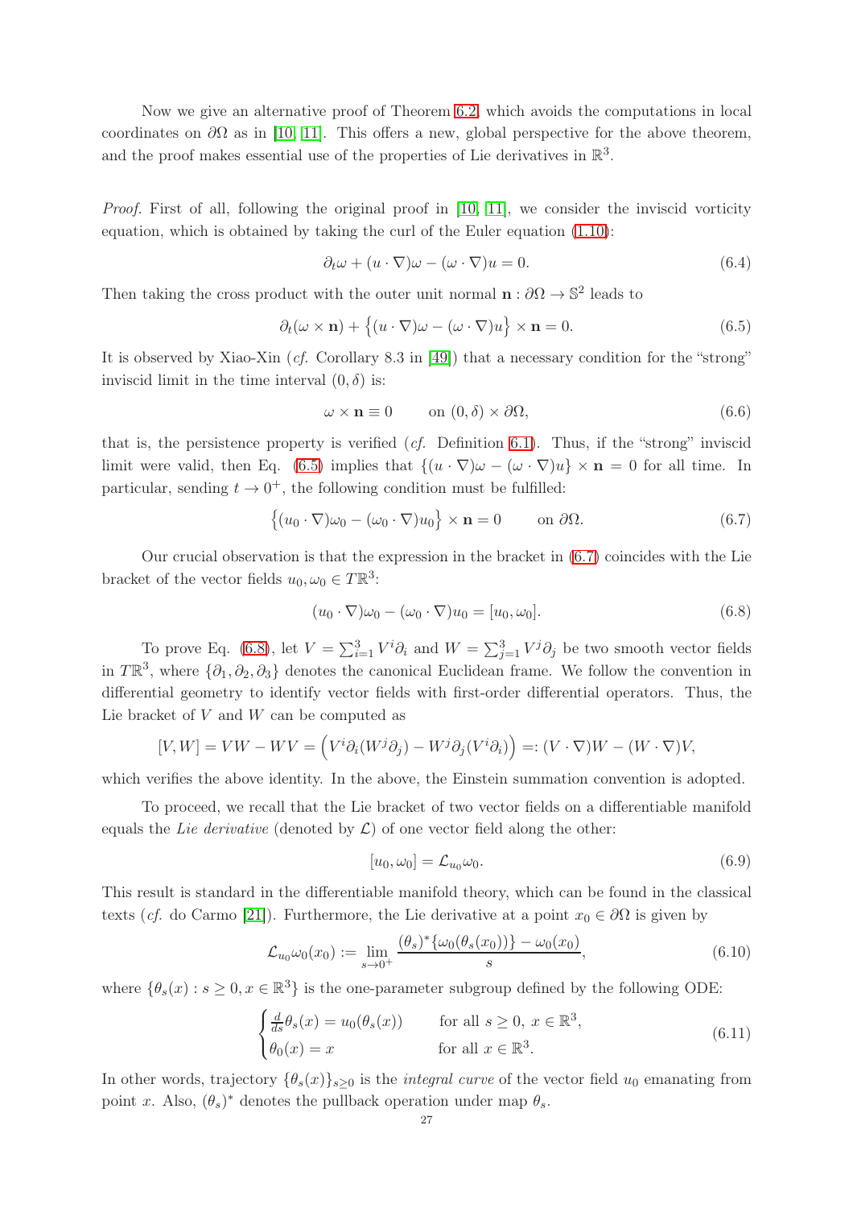Now we give an alternative proof of Theorem 6.2 which avoids the computations in local coordinates on $\partial\Omega$ as in [10, 11]. This offers a new, global perspective for the above theorem, and the proof makes essential use of the properties of Lie derivatives in $\mathbb{R}^3$.

*Proof.* First of all, following the original proof in [10, 11], we consider the inviscid vorticity equation, which is obtained by taking the curl of the Euler equation (1.10):

$$\partial_t \omega + (u\cdot\nabla)\omega - (\omega\cdot\nabla)u = 0. \tag{6.4}$$

Then taking the cross product with the outer unit normal $\mathbf{n} : \partial\Omega \to \mathbb{S}^2$ leads to

$$\partial_t(\omega\times\mathbf{n}) + \big\{(u\cdot\nabla)\omega - (\omega\cdot\nabla)u\big\}\times\mathbf{n} = 0. \tag{6.5}$$

It is observed by Xiao-Xin (*cf.* Corollary 8.3 in [49]) that a necessary condition for the "strong" inviscid limit in the time interval $(0,\delta)$ is:

$$\omega\times\mathbf{n} \equiv 0 \qquad \text{on } (0,\delta)\times\partial\Omega, \tag{6.6}$$

that is, the persistence property is verified (*cf.* Definition 6.1). Thus, if the "strong" inviscid limit were valid, then Eq. (6.5) implies that $\{(u\cdot\nabla)\omega - (\omega\cdot\nabla)u\}\times\mathbf{n} = 0$ for all time. In particular, sending $t\to 0^+$, the following condition must be fulfilled:

$$\big\{(u_0\cdot\nabla)\omega_0 - (\omega_0\cdot\nabla)u_0\big\}\times\mathbf{n} = 0 \qquad \text{on } \partial\Omega. \tag{6.7}$$

Our crucial observation is that the expression in the bracket in (6.7) coincides with the Lie bracket of the vector fields $u_0, \omega_0 \in T\mathbb{R}^3$:

$$(u_0\cdot\nabla)\omega_0 - (\omega_0\cdot\nabla)u_0 = [u_0,\omega_0]. \tag{6.8}$$

To prove Eq. (6.8), let $V = \sum_{i=1}^3 V^i\partial_i$ and $W = \sum_{j=1}^3 V^j\partial_j$ be two smooth vector fields in $T\mathbb{R}^3$, where $\{\partial_1,\partial_2,\partial_3\}$ denotes the canonical Euclidean frame. We follow the convention in differential geometry to identify vector fields with first-order differential operators. Thus, the Lie bracket of $V$ and $W$ can be computed as

$$[V,W] = VW - WV = \Big(V^i\partial_i(W^j\partial_j) - W^j\partial_j(V^i\partial_i)\Big) =: (V\cdot\nabla)W - (W\cdot\nabla)V,$$

which verifies the above identity. In the above, the Einstein summation convention is adopted.

To proceed, we recall that the Lie bracket of two vector fields on a differentiable manifold equals the *Lie derivative* (denoted by $\mathcal{L}$) of one vector field along the other:

$$[u_0,\omega_0] = \mathcal{L}_{u_0}\omega_0. \tag{6.9}$$

This result is standard in the differentiable manifold theory, which can be found in the classical texts (*cf.* do Carmo [21]). Furthermore, the Lie derivative at a point $x_0\in\partial\Omega$ is given by

$$\mathcal{L}_{u_0}\omega_0(x_0) := \lim_{s\to 0^+}\frac{(\theta_s)^*\{\omega_0(\theta_s(x_0))\} - \omega_0(x_0)}{s}, \tag{6.10}$$

where $\{\theta_s(x) : s\geq 0, x\in\mathbb{R}^3\}$ is the one-parameter subgroup defined by the following ODE:

$$\begin{cases} \frac{d}{ds}\theta_s(x) = u_0(\theta_s(x)) & \text{for all } s\geq 0,\ x\in\mathbb{R}^3, \\ \theta_0(x) = x & \text{for all } x\in\mathbb{R}^3. \end{cases} \tag{6.11}$$

In other words, trajectory $\{\theta_s(x)\}_{s\geq 0}$ is the *integral curve* of the vector field $u_0$ emanating from point $x$. Also, $(\theta_s)^*$ denotes the pullback operation under map $\theta_s$.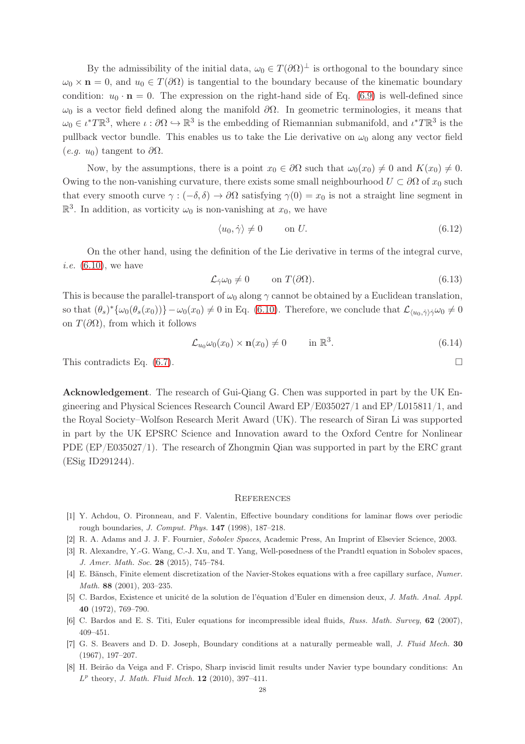By the admissibility of the initial data, $\omega_0 \in T(\partial\Omega)^\perp$ is orthogonal to the boundary since $\omega_0 \times \mathbf{n} = 0$, and $u_0 \in T(\partial\Omega)$ is tangential to the boundary because of the kinematic boundary condition: $u_0 \cdot \mathbf{n} = 0$. The expression on the right-hand side of Eq. (6.9) is well-defined since $\omega_0$ is a vector field defined along the manifold $\partial\Omega$. In geometric terminologies, it means that $\omega_0 \in \iota^* T\mathbb{R}^3$, where $\iota : \partial\Omega \hookrightarrow \mathbb{R}^3$ is the embedding of Riemannian submanifold, and $\iota^* T\mathbb{R}^3$ is the pullback vector bundle. This enables us to take the Lie derivative on $\omega_0$ along any vector field (*e.g.* $u_0$) tangent to $\partial\Omega$.

Now, by the assumptions, there is a point $x_0 \in \partial\Omega$ such that $\omega_0(x_0) \neq 0$ and $K(x_0) \neq 0$. Owing to the non-vanishing curvature, there exists some small neighbourhood $U \subset \partial\Omega$ of $x_0$ such that every smooth curve $\gamma : (-\delta, \delta) \to \partial\Omega$ satisfying $\gamma(0) = x_0$ is not a straight line segment in $\mathbb{R}^3$. In addition, as vorticity $\omega_0$ is non-vanishing at $x_0$, we have

$$\langle u_0, \dot{\gamma} \rangle \neq 0 \qquad \text{on } U. \tag{6.12}$$

On the other hand, using the definition of the Lie derivative in terms of the integral curve, *i.e.* (6.10), we have

$$\mathcal{L}_{\dot{\gamma}} \omega_0 \neq 0 \qquad \text{on } T(\partial\Omega). \tag{6.13}$$

This is because the parallel-transport of $\omega_0$ along $\gamma$ cannot be obtained by a Euclidean translation, so that $(\theta_s)^* \{\omega_0(\theta_s(x_0))\} - \omega_0(x_0) \neq 0$ in Eq. (6.10). Therefore, we conclude that $\mathcal{L}_{\langle u_0, \dot{\gamma} \rangle \dot{\gamma}} \omega_0 \neq 0$ on $T(\partial\Omega)$, from which it follows

$$\mathcal{L}_{u_0} \omega_0(x_0) \times \mathbf{n}(x_0) \neq 0 \qquad \text{in } \mathbb{R}^3. \tag{6.14}$$

This contradicts Eq. (6.7). $\square$

**Acknowledgement**. The research of Gui-Qiang G. Chen was supported in part by the UK Engineering and Physical Sciences Research Council Award EP/E035027/1 and EP/L015811/1, and the Royal Society–Wolfson Research Merit Award (UK). The research of Siran Li was supported in part by the UK EPSRC Science and Innovation award to the Oxford Centre for Nonlinear PDE (EP/E035027/1). The research of Zhongmin Qian was supported in part by the ERC grant (ESig ID291244).

## References

[1] Y. Achdou, O. Pironneau, and F. Valentin, Effective boundary conditions for laminar flows over periodic rough boundaries, *J. Comput. Phys.* **147** (1998), 187–218.

[2] R. A. Adams and J. J. F. Fournier, *Sobolev Spaces*, Academic Press, An Imprint of Elsevier Science, 2003.

[3] R. Alexandre, Y.-G. Wang, C.-J. Xu, and T. Yang, Well-posedness of the Prandtl equation in Sobolev spaces, *J. Amer. Math. Soc.* **28** (2015), 745–784.

[4] E. Bänsch, Finite element discretization of the Navier-Stokes equations with a free capillary surface, *Numer. Math.* **88** (2001), 203–235.

[5] C. Bardos, Existence et unicité de la solution de l'équation d'Euler en dimension deux, *J. Math. Anal. Appl.* **40** (1972), 769–790.

[6] C. Bardos and E. S. Titi, Euler equations for incompressible ideal fluids, *Russ. Math. Survey*, **62** (2007), 409–451.

[7] G. S. Beavers and D. D. Joseph, Boundary conditions at a naturally permeable wall, *J. Fluid Mech.* **30** (1967), 197–207.

[8] H. Beirão da Veiga and F. Crispo, Sharp inviscid limit results under Navier type boundary conditions: An $L^p$ theory, *J. Math. Fluid Mech.* **12** (2010), 397–411.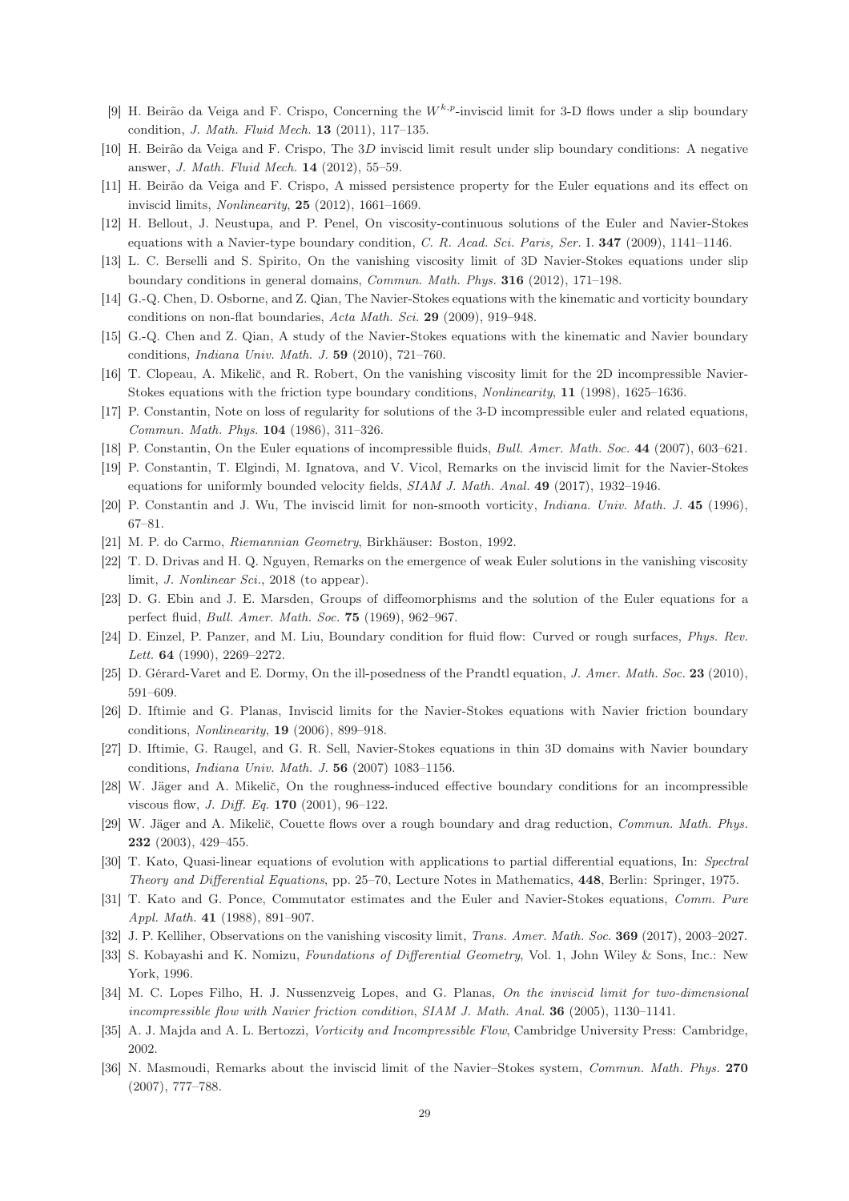[9] H. Beirão da Veiga and F. Crispo, Concerning the $W^{k,p}$-inviscid limit for 3-D flows under a slip boundary condition, *J. Math. Fluid Mech.* **13** (2011), 117–135.

[10] H. Beirão da Veiga and F. Crispo, The 3$D$ inviscid limit result under slip boundary conditions: A negative answer, *J. Math. Fluid Mech.* **14** (2012), 55–59.

[11] H. Beirão da Veiga and F. Crispo, A missed persistence property for the Euler equations and its effect on inviscid limits, *Nonlinearity*, **25** (2012), 1661–1669.

[12] H. Bellout, J. Neustupa, and P. Penel, On viscosity-continuous solutions of the Euler and Navier-Stokes equations with a Navier-type boundary condition, *C. R. Acad. Sci. Paris, Ser.* I. **347** (2009), 1141–1146.

[13] L. C. Berselli and S. Spirito, On the vanishing viscosity limit of 3D Navier-Stokes equations under slip boundary conditions in general domains, *Commun. Math. Phys.* **316** (2012), 171–198.

[14] G.-Q. Chen, D. Osborne, and Z. Qian, The Navier-Stokes equations with the kinematic and vorticity boundary conditions on non-flat boundaries, *Acta Math. Sci.* **29** (2009), 919–948.

[15] G.-Q. Chen and Z. Qian, A study of the Navier-Stokes equations with the kinematic and Navier boundary conditions, *Indiana Univ. Math. J.* **59** (2010), 721–760.

[16] T. Clopeau, A. Mikelič, and R. Robert, On the vanishing viscosity limit for the 2D incompressible Navier-Stokes equations with the friction type boundary conditions, *Nonlinearity*, **11** (1998), 1625–1636.

[17] P. Constantin, Note on loss of regularity for solutions of the 3-D incompressible euler and related equations, *Commun. Math. Phys.* **104** (1986), 311–326.

[18] P. Constantin, On the Euler equations of incompressible fluids, *Bull. Amer. Math. Soc.* **44** (2007), 603–621.

[19] P. Constantin, T. Elgindi, M. Ignatova, and V. Vicol, Remarks on the inviscid limit for the Navier-Stokes equations for uniformly bounded velocity fields, *SIAM J. Math. Anal.* **49** (2017), 1932–1946.

[20] P. Constantin and J. Wu, The inviscid limit for non-smooth vorticity, *Indiana. Univ. Math. J.* **45** (1996), 67–81.

[21] M. P. do Carmo, *Riemannian Geometry*, Birkhäuser: Boston, 1992.

[22] T. D. Drivas and H. Q. Nguyen, Remarks on the emergence of weak Euler solutions in the vanishing viscosity limit, *J. Nonlinear Sci.*, 2018 (to appear).

[23] D. G. Ebin and J. E. Marsden, Groups of diffeomorphisms and the solution of the Euler equations for a perfect fluid, *Bull. Amer. Math. Soc.* **75** (1969), 962–967.

[24] D. Einzel, P. Panzer, and M. Liu, Boundary condition for fluid flow: Curved or rough surfaces, *Phys. Rev. Lett.* **64** (1990), 2269–2272.

[25] D. Gérard-Varet and E. Dormy, On the ill-posedness of the Prandtl equation, *J. Amer. Math. Soc.* **23** (2010), 591–609.

[26] D. Iftimie and G. Planas, Inviscid limits for the Navier-Stokes equations with Navier friction boundary conditions, *Nonlinearity*, **19** (2006), 899–918.

[27] D. Iftimie, G. Raugel, and G. R. Sell, Navier-Stokes equations in thin 3D domains with Navier boundary conditions, *Indiana Univ. Math. J.* **56** (2007) 1083–1156.

[28] W. Jäger and A. Mikelič, On the roughness-induced effective boundary conditions for an incompressible viscous flow, *J. Diff. Eq.* **170** (2001), 96–122.

[29] W. Jäger and A. Mikelič, Couette flows over a rough boundary and drag reduction, *Commun. Math. Phys.* **232** (2003), 429–455.

[30] T. Kato, Quasi-linear equations of evolution with applications to partial differential equations, In: *Spectral Theory and Differential Equations*, pp. 25–70, Lecture Notes in Mathematics, **448**, Berlin: Springer, 1975.

[31] T. Kato and G. Ponce, Commutator estimates and the Euler and Navier-Stokes equations, *Comm. Pure Appl. Math.* **41** (1988), 891–907.

[32] J. P. Kelliher, Observations on the vanishing viscosity limit, *Trans. Amer. Math. Soc.* **369** (2017), 2003–2027.

[33] S. Kobayashi and K. Nomizu, *Foundations of Differential Geometry*, Vol. 1, John Wiley & Sons, Inc.: New York, 1996.

[34] M. C. Lopes Filho, H. J. Nussenzveig Lopes, and G. Planas, *On the inviscid limit for two-dimensional incompressible flow with Navier friction condition*, *SIAM J. Math. Anal.* **36** (2005), 1130–1141.

[35] A. J. Majda and A. L. Bertozzi, *Vorticity and Incompressible Flow*, Cambridge University Press: Cambridge, 2002.

[36] N. Masmoudi, Remarks about the inviscid limit of the Navier–Stokes system, *Commun. Math. Phys.* **270** (2007), 777–788.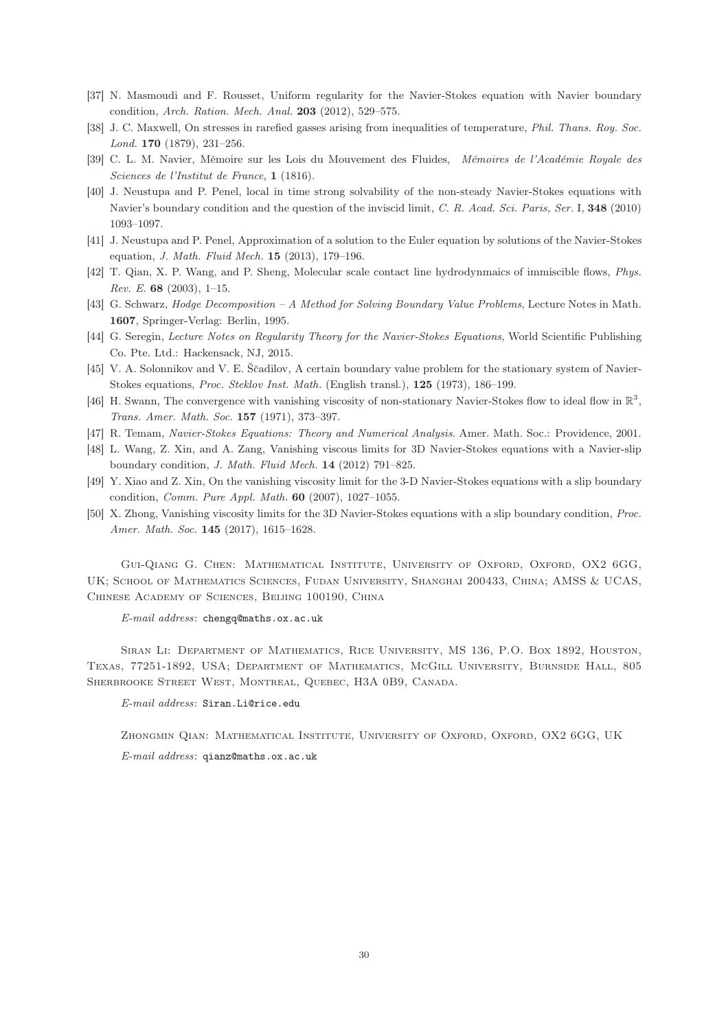[37] N. Masmoudi and F. Rousset, Uniform regularity for the Navier-Stokes equation with Navier boundary condition, *Arch. Ration. Mech. Anal.* **203** (2012), 529–575.

[38] J. C. Maxwell, On stresses in rarefied gasses arising from inequalities of temperature, *Phil. Thans. Roy. Soc. Lond.* **170** (1879), 231–256.

[39] C. L. M. Navier, Mémoire sur les Lois du Mouvement des Fluides, *Mémoires de l'Académie Royale des Sciences de l'Institut de France*, **1** (1816).

[40] J. Neustupa and P. Penel, local in time strong solvability of the non-steady Navier-Stokes equations with Navier's boundary condition and the question of the inviscid limit, *C. R. Acad. Sci. Paris, Ser.* I, **348** (2010) 1093–1097.

[41] J. Neustupa and P. Penel, Approximation of a solution to the Euler equation by solutions of the Navier-Stokes equation, *J. Math. Fluid Mech.* **15** (2013), 179–196.

[42] T. Qian, X. P. Wang, and P. Sheng, Molecular scale contact line hydrodynmaics of immiscible flows, *Phys. Rev. E.* **68** (2003), 1–15.

[43] G. Schwarz, *Hodge Decomposition – A Method for Solving Boundary Value Problems*, Lecture Notes in Math. **1607**, Springer-Verlag: Berlin, 1995.

[44] G. Seregin, *Lecture Notes on Regularity Theory for the Navier-Stokes Equations*, World Scientific Publishing Co. Pte. Ltd.: Hackensack, NJ, 2015.

[45] V. A. Solonnikov and V. E. Ščadilov, A certain boundary value problem for the stationary system of Navier-Stokes equations, *Proc. Steklov Inst. Math.* (English transl.), **125** (1973), 186–199.

[46] H. Swann, The convergence with vanishing viscosity of non-stationary Navier-Stokes flow to ideal flow in $\mathbb{R}^3$, *Trans. Amer. Math. Soc.* **157** (1971), 373–397.

[47] R. Temam, *Navier-Stokes Equations: Theory and Numerical Analysis*. Amer. Math. Soc.: Providence, 2001.

[48] L. Wang, Z. Xin, and A. Zang, Vanishing viscous limits for 3D Navier-Stokes equations with a Navier-slip boundary condition, *J. Math. Fluid Mech.* **14** (2012) 791–825.

[49] Y. Xiao and Z. Xin, On the vanishing viscosity limit for the 3-D Navier-Stokes equations with a slip boundary condition, *Comm. Pure Appl. Math.* **60** (2007), 1027–1055.

[50] X. Zhong, Vanishing viscosity limits for the 3D Navier-Stokes equations with a slip boundary condition, *Proc. Amer. Math. Soc.* **145** (2017), 1615–1628.

Gui-Qiang G. Chen: Mathematical Institute, University of Oxford, Oxford, OX2 6GG, UK; School of Mathematics Sciences, Fudan University, Shanghai 200433, China; AMSS & UCAS, Chinese Academy of Sciences, Beijing 100190, China

*E-mail address*: chengq@maths.ox.ac.uk

Siran Li: Department of Mathematics, Rice University, MS 136, P.O. Box 1892, Houston, Texas, 77251-1892, USA; Department of Mathematics, McGill University, Burnside Hall, 805 Sherbrooke Street West, Montreal, Quebec, H3A 0B9, Canada.

*E-mail address*: Siran.Li@rice.edu

Zhongmin Qian: Mathematical Institute, University of Oxford, Oxford, OX2 6GG, UK

*E-mail address*: qianz@maths.ox.ac.uk